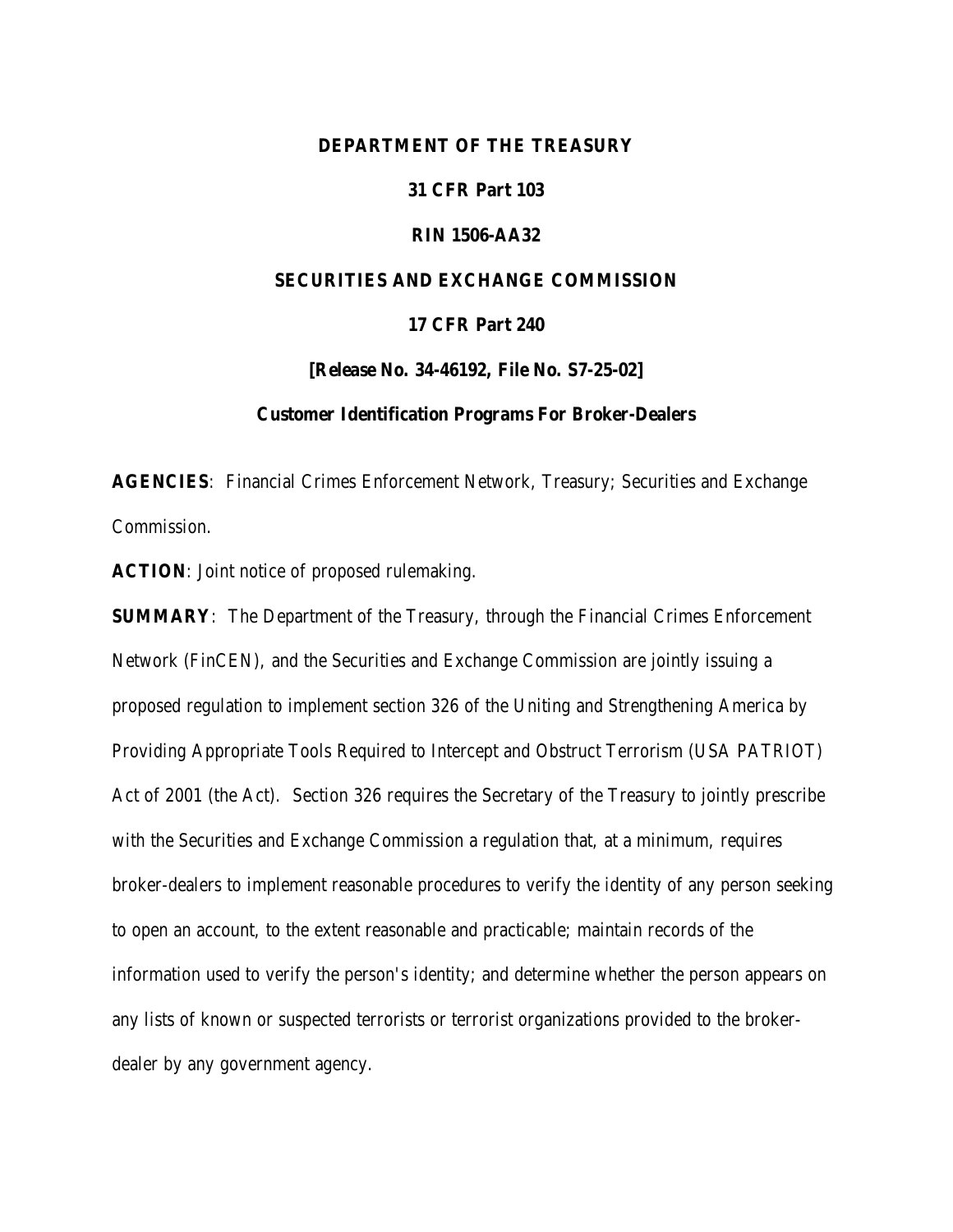**DEPARTMENT OF THE TREASURY**

**31 CFR Part 103**

**RIN 1506-AA32**

**SECURITIES AND EXCHANGE COMMISSION**

**17 CFR Part 240**

**[Release No. 34-46192, File No. S7-25-02]**

**Customer Identification Programs For Broker-Dealers**

**AGENCIES**: Financial Crimes Enforcement Network, Treasury; Securities and Exchange Commission.

**ACTION**: Joint notice of proposed rulemaking.

**SUMMARY**: The Department of the Treasury, through the Financial Crimes Enforcement Network (FinCEN), and the Securities and Exchange Commission are jointly issuing a proposed regulation to implement section 326 of the Uniting and Strengthening America by Providing Appropriate Tools Required to Intercept and Obstruct Terrorism (USA PATRIOT) Act of 2001 (the Act). Section 326 requires the Secretary of the Treasury to jointly prescribe with the Securities and Exchange Commission a regulation that, at a minimum, requires broker-dealers to implement reasonable procedures to verify the identity of any person seeking to open an account, to the extent reasonable and practicable; maintain records of the information used to verify the person's identity; and determine whether the person appears on any lists of known or suspected terrorists or terrorist organizations provided to the broker-dealer by any government agency.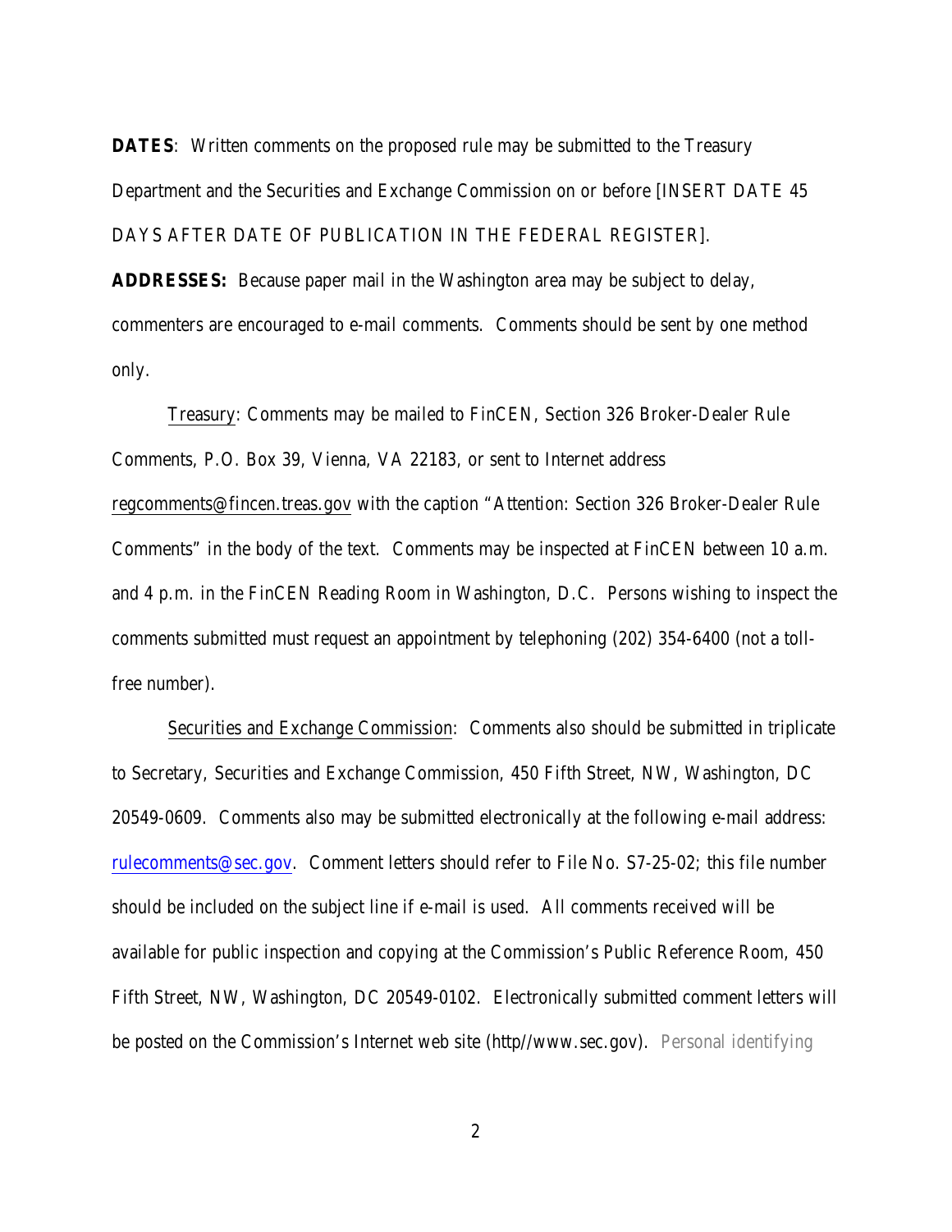**DATES**: Written comments on the proposed rule may be submitted to the Treasury Department and the Securities and Exchange Commission on or before [INSERT DATE 45 DAYS AFTER DATE OF PUBLICATION IN THE FEDERAL REGISTER].

**ADDRESSES:** Because paper mail in the Washington area may be subject to delay, commenters are encouraged to e-mail comments. Comments should be sent by one method only.

Treasury: Comments may be mailed to FinCEN, Section 326 Broker-Dealer Rule Comments, P.O. Box 39, Vienna, VA 22183, or sent to Internet address regcomments@fincen.treas.gov with the caption "Attention: Section 326 Broker-Dealer Rule Comments" in the body of the text. Comments may be inspected at FinCEN between 10 a.m. and 4 p.m. in the FinCEN Reading Room in Washington, D.C. Persons wishing to inspect the comments submitted must request an appointment by telephoning (202) 354-6400 (not a toll-free number).

Securities and Exchange Commission: Comments also should be submitted in triplicate to Secretary, Securities and Exchange Commission, 450 Fifth Street, NW, Washington, DC 20549-0609. Comments also may be submitted electronically at the following e-mail address: rulecomments@sec.gov. Comment letters should refer to File No. S7-25-02; this file number should be included on the subject line if e-mail is used. All comments received will be available for public inspection and copying at the Commission's Public Reference Room, 450 Fifth Street, NW, Washington, DC 20549-0102. Electronically submitted comment letters will be posted on the Commission's Internet web site (http//www.sec.gov). Personal identifying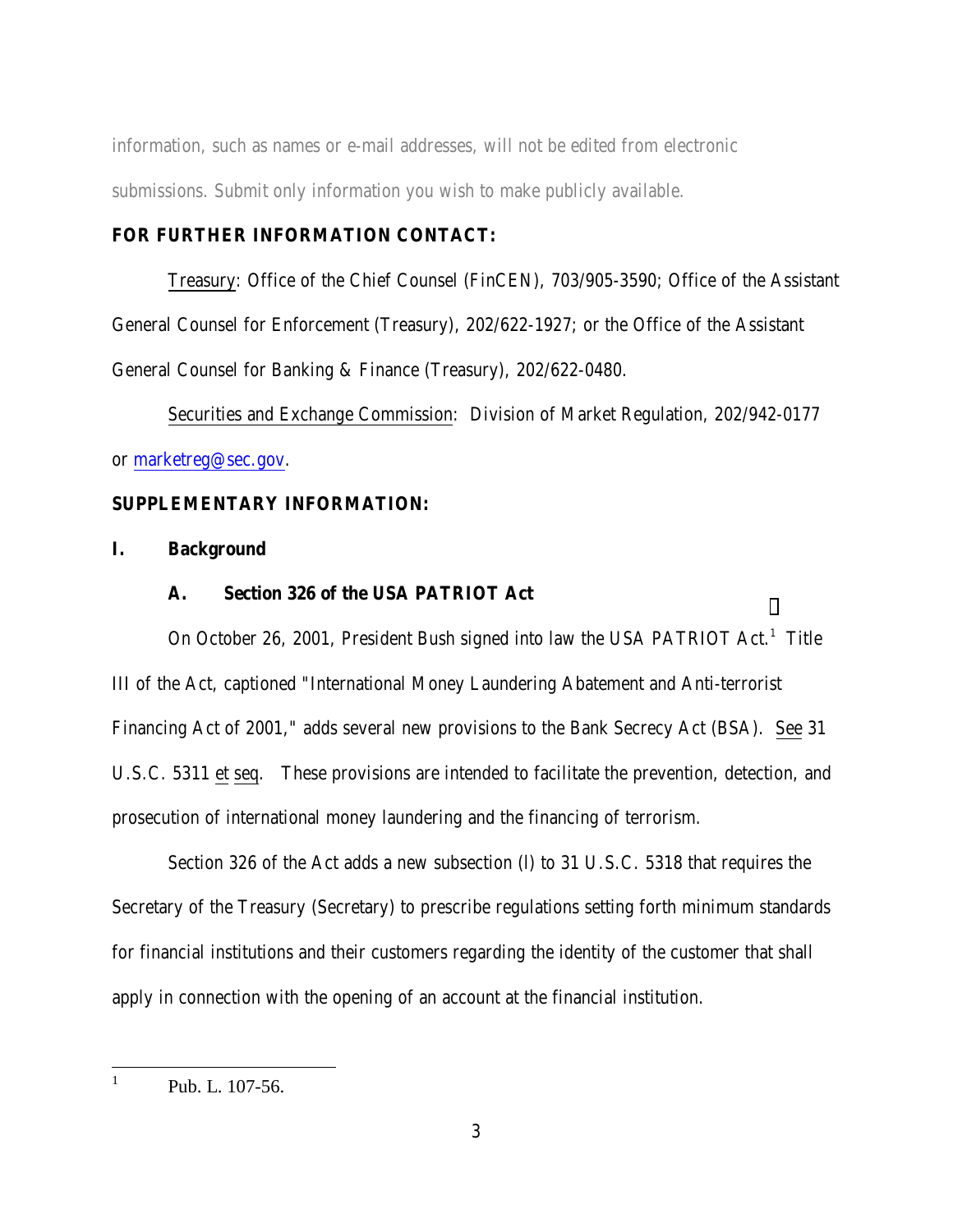information, such as names or e-mail addresses, will not be edited from electronic submissions. Submit only information you wish to make publicly available.

**FOR FURTHER INFORMATION CONTACT:**

Treasury: Office of the Chief Counsel (FinCEN), 703/905-3590; Office of the Assistant General Counsel for Enforcement (Treasury), 202/622-1927; or the Office of the Assistant General Counsel for Banking & Finance (Treasury), 202/622-0480.

Securities and Exchange Commission: Division of Market Regulation, 202/942-0177 or marketreg@sec.gov.

**SUPPLEMENTARY INFORMATION:**

## I. Background

### A. Section 326 of the USA PATRIOT Act

On October 26, 2001, President Bush signed into law the USA PATRIOT Act.[1] Title III of the Act, captioned "International Money Laundering Abatement and Anti-terrorist Financing Act of 2001," adds several new provisions to the Bank Secrecy Act (BSA). See 31 U.S.C. 5311 et seq. These provisions are intended to facilitate the prevention, detection, and prosecution of international money laundering and the financing of terrorism.

Section 326 of the Act adds a new subsection (l) to 31 U.S.C. 5318 that requires the Secretary of the Treasury (Secretary) to prescribe regulations setting forth minimum standards for financial institutions and their customers regarding the identity of the customer that shall apply in connection with the opening of an account at the financial institution.

[1] Pub. L. 107-56.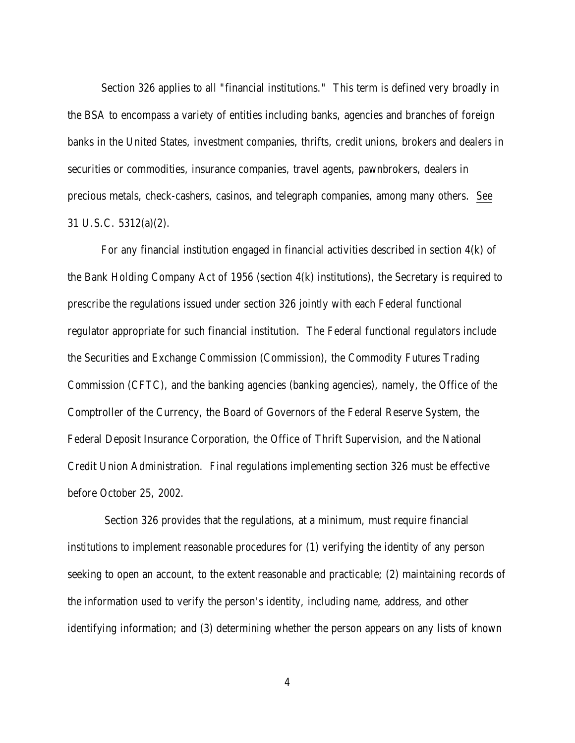Section 326 applies to all "financial institutions." This term is defined very broadly in the BSA to encompass a variety of entities including banks, agencies and branches of foreign banks in the United States, investment companies, thrifts, credit unions, brokers and dealers in securities or commodities, insurance companies, travel agents, pawnbrokers, dealers in precious metals, check-cashers, casinos, and telegraph companies, among many others. See 31 U.S.C. 5312(a)(2).

For any financial institution engaged in financial activities described in section 4(k) of the Bank Holding Company Act of 1956 (section 4(k) institutions), the Secretary is required to prescribe the regulations issued under section 326 jointly with each Federal functional regulator appropriate for such financial institution. The Federal functional regulators include the Securities and Exchange Commission (Commission), the Commodity Futures Trading Commission (CFTC), and the banking agencies (banking agencies), namely, the Office of the Comptroller of the Currency, the Board of Governors of the Federal Reserve System, the Federal Deposit Insurance Corporation, the Office of Thrift Supervision, and the National Credit Union Administration. Final regulations implementing section 326 must be effective before October 25, 2002.

Section 326 provides that the regulations, at a minimum, must require financial institutions to implement reasonable procedures for (1) verifying the identity of any person seeking to open an account, to the extent reasonable and practicable; (2) maintaining records of the information used to verify the person's identity, including name, address, and other identifying information; and (3) determining whether the person appears on any lists of known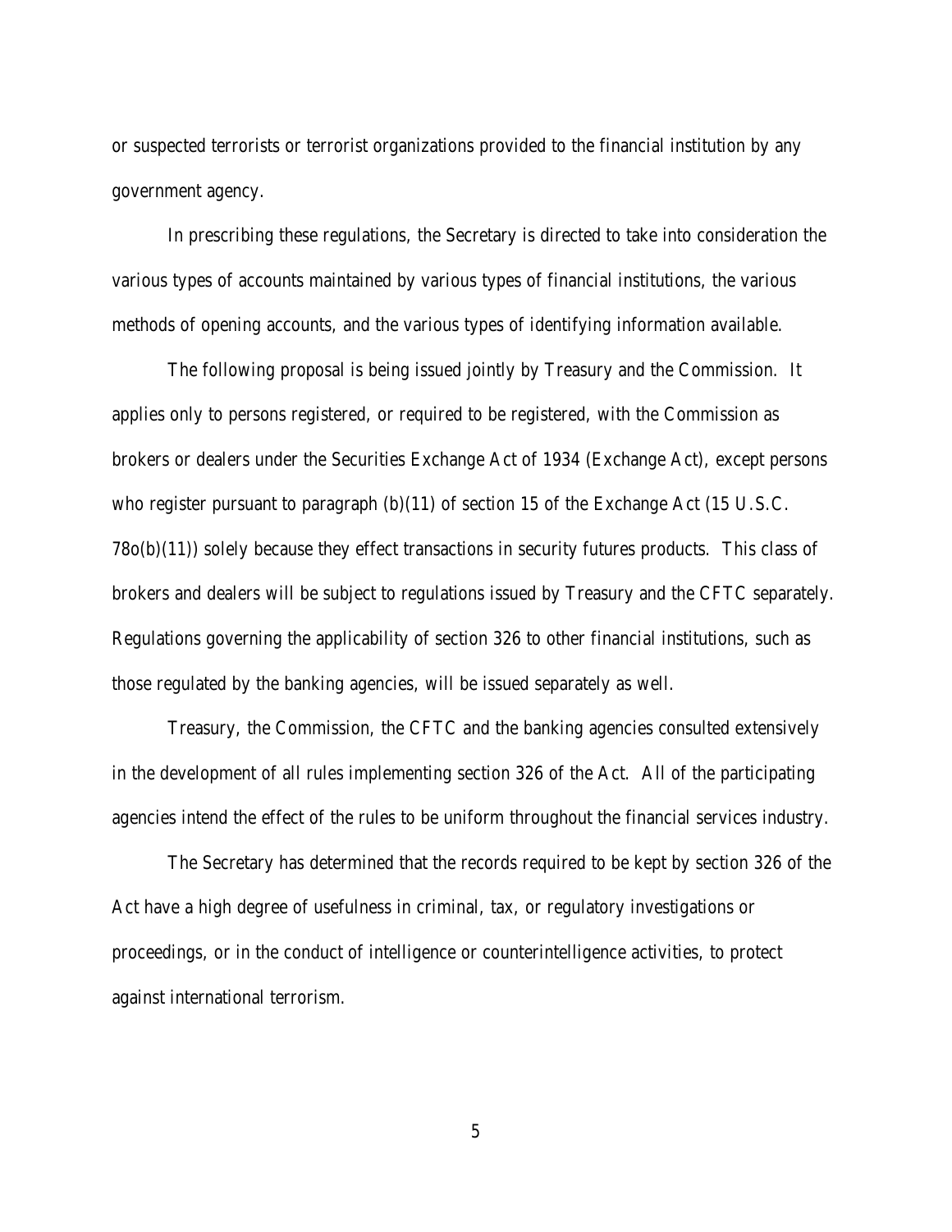or suspected terrorists or terrorist organizations provided to the financial institution by any government agency.

In prescribing these regulations, the Secretary is directed to take into consideration the various types of accounts maintained by various types of financial institutions, the various methods of opening accounts, and the various types of identifying information available.

The following proposal is being issued jointly by Treasury and the Commission. It applies only to persons registered, or required to be registered, with the Commission as brokers or dealers under the Securities Exchange Act of 1934 (Exchange Act), except persons who register pursuant to paragraph (b)(11) of section 15 of the Exchange Act (15 U.S.C. 78o(b)(11)) solely because they effect transactions in security futures products. This class of brokers and dealers will be subject to regulations issued by Treasury and the CFTC separately. Regulations governing the applicability of section 326 to other financial institutions, such as those regulated by the banking agencies, will be issued separately as well.

Treasury, the Commission, the CFTC and the banking agencies consulted extensively in the development of all rules implementing section 326 of the Act. All of the participating agencies intend the effect of the rules to be uniform throughout the financial services industry.

The Secretary has determined that the records required to be kept by section 326 of the Act have a high degree of usefulness in criminal, tax, or regulatory investigations or proceedings, or in the conduct of intelligence or counterintelligence activities, to protect against international terrorism.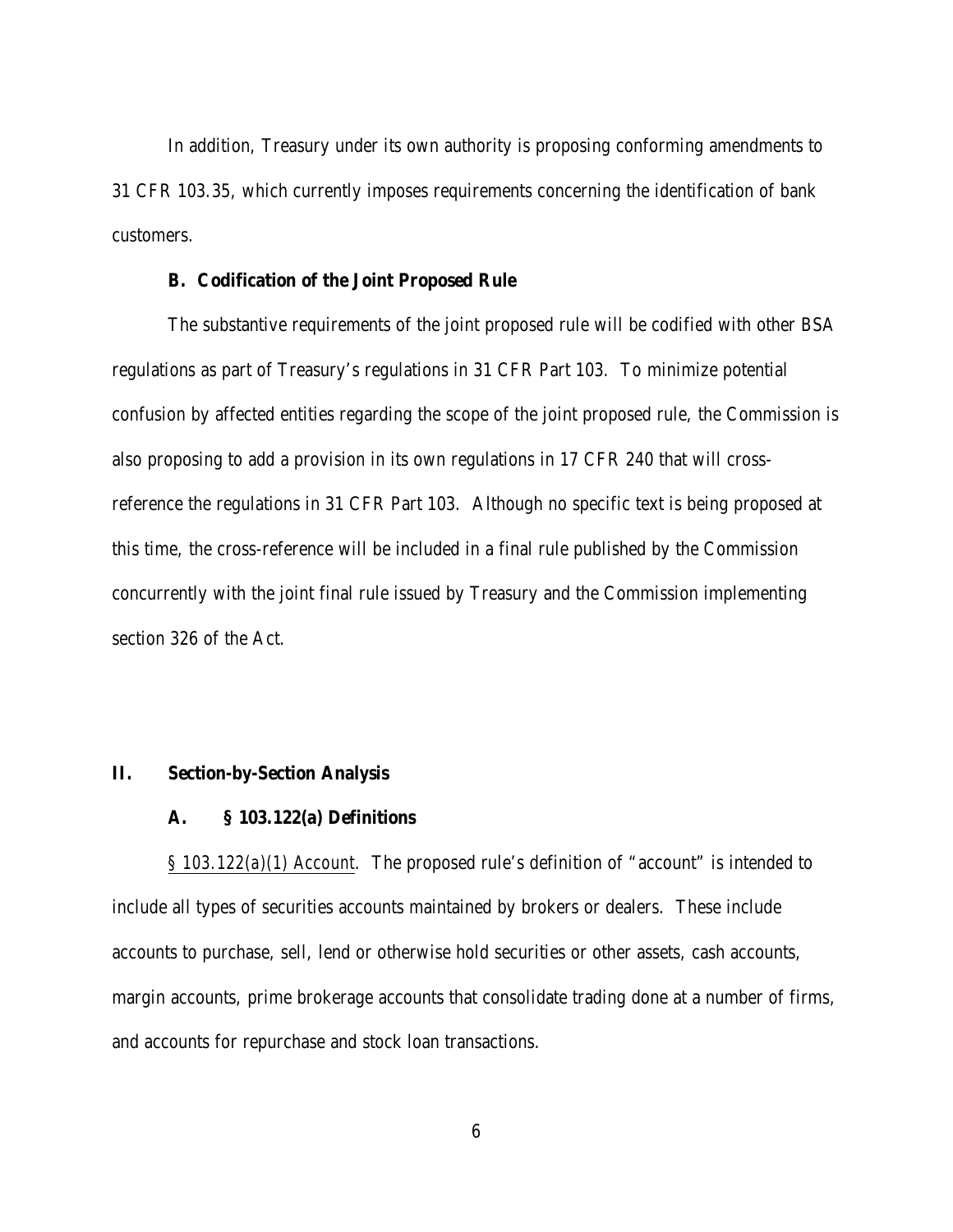In addition, Treasury under its own authority is proposing conforming amendments to 31 CFR 103.35, which currently imposes requirements concerning the identification of bank customers.

### B. Codification of the Joint Proposed Rule

The substantive requirements of the joint proposed rule will be codified with other BSA regulations as part of Treasury's regulations in 31 CFR Part 103. To minimize potential confusion by affected entities regarding the scope of the joint proposed rule, the Commission is also proposing to add a provision in its own regulations in 17 CFR 240 that will cross-reference the regulations in 31 CFR Part 103. Although no specific text is being proposed at this time, the cross-reference will be included in a final rule published by the Commission concurrently with the joint final rule issued by Treasury and the Commission implementing section 326 of the Act.

## II. Section-by-Section Analysis

### A. § 103.122(a) Definitions

§ 103.122(a)(1) Account. The proposed rule's definition of "account" is intended to include all types of securities accounts maintained by brokers or dealers. These include accounts to purchase, sell, lend or otherwise hold securities or other assets, cash accounts, margin accounts, prime brokerage accounts that consolidate trading done at a number of firms, and accounts for repurchase and stock loan transactions.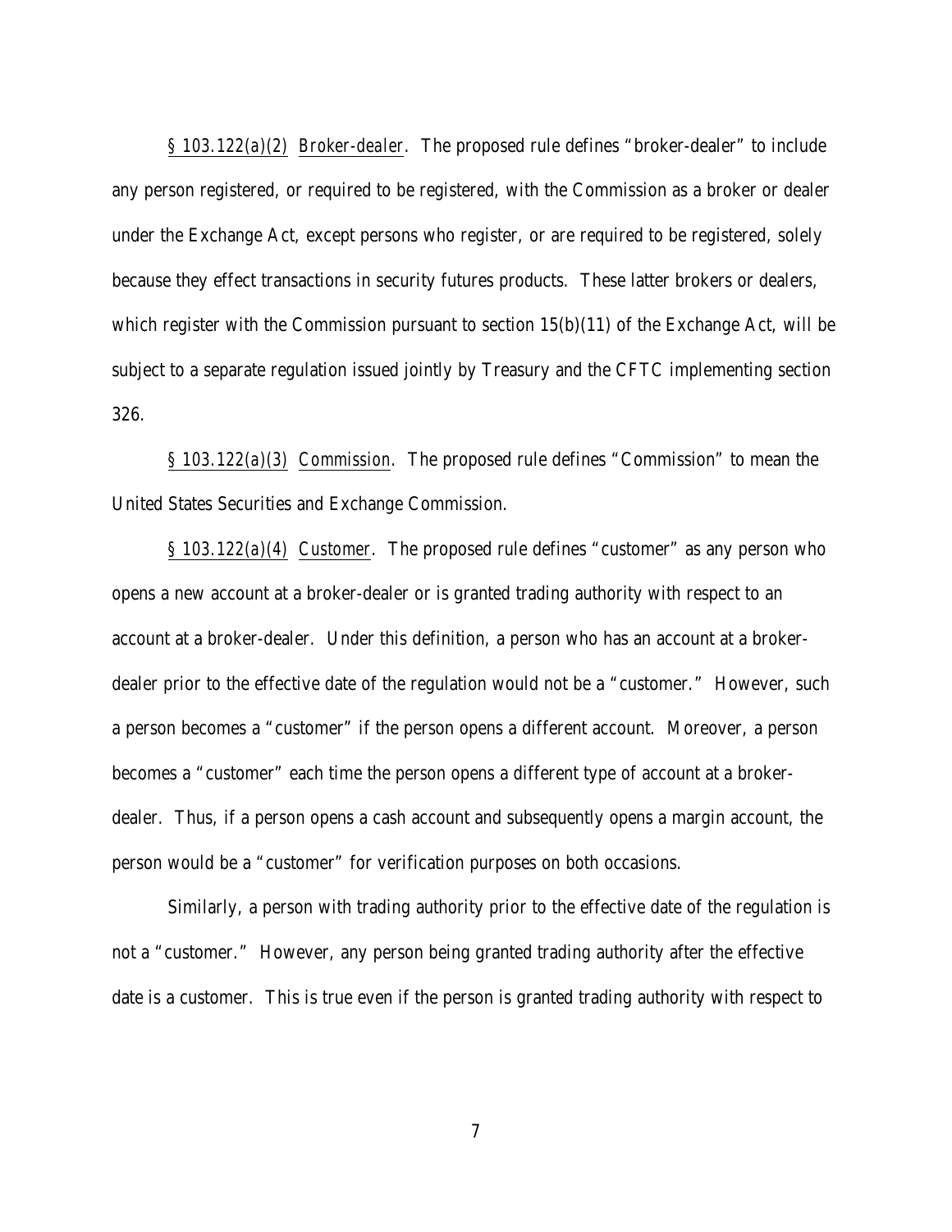§ 103.122(a)(2) *Broker-dealer*. The proposed rule defines "broker-dealer" to include any person registered, or required to be registered, with the Commission as a broker or dealer under the Exchange Act, except persons who register, or are required to be registered, solely because they effect transactions in security futures products. These latter brokers or dealers, which register with the Commission pursuant to section 15(b)(11) of the Exchange Act, will be subject to a separate regulation issued jointly by Treasury and the CFTC implementing section 326.

§ 103.122(a)(3) Commission. The proposed rule defines "Commission" to mean the United States Securities and Exchange Commission.

§ 103.122(a)(4) Customer. The proposed rule defines "customer" as any person who opens a new account at a broker-dealer or is granted trading authority with respect to an account at a broker-dealer. Under this definition, a person who has an account at a broker-dealer prior to the effective date of the regulation would not be a "customer." However, such a person becomes a "customer" if the person opens a different account. Moreover, a person becomes a "customer" each time the person opens a different type of account at a broker-dealer. Thus, if a person opens a cash account and subsequently opens a margin account, the person would be a "customer" for verification purposes on both occasions.

Similarly, a person with trading authority prior to the effective date of the regulation is not a "customer." However, any person being granted trading authority after the effective date is a customer. This is true even if the person is granted trading authority with respect to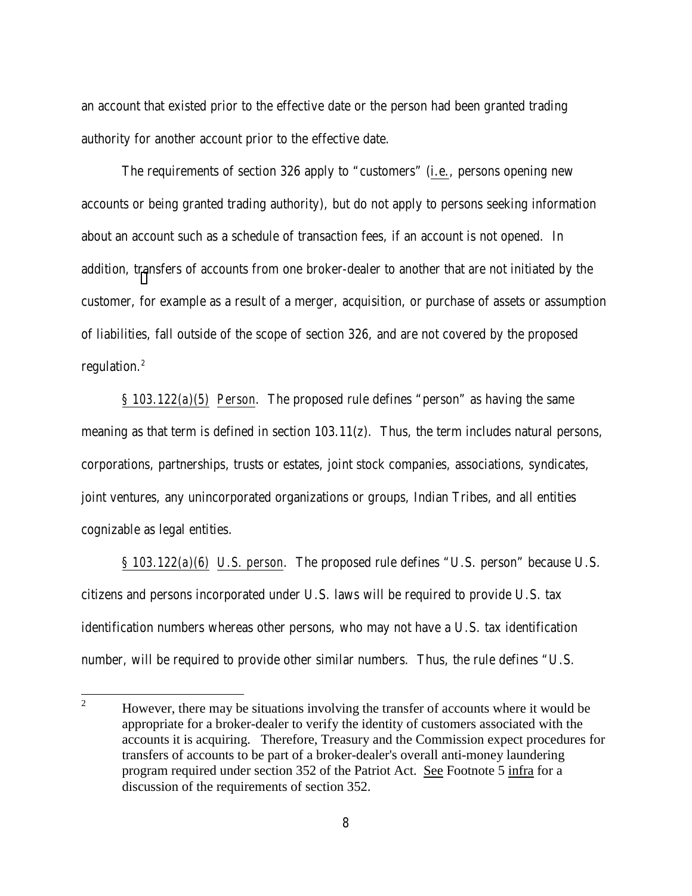an account that existed prior to the effective date or the person had been granted trading authority for another account prior to the effective date.

The requirements of section 326 apply to "customers" (i.e., persons opening new accounts or being granted trading authority), but do not apply to persons seeking information about an account such as a schedule of transaction fees, if an account is not opened. In addition, transfers of accounts from one broker-dealer to another that are not initiated by the customer, for example as a result of a merger, acquisition, or purchase of assets or assumption of liabilities, fall outside of the scope of section 326, and are not covered by the proposed regulation.[2]

§ 103.122(a)(5) Person. The proposed rule defines "person" as having the same meaning as that term is defined in section 103.11(z). Thus, the term includes natural persons, corporations, partnerships, trusts or estates, joint stock companies, associations, syndicates, joint ventures, any unincorporated organizations or groups, Indian Tribes, and all entities cognizable as legal entities.

§ 103.122(a)(6) U.S. person. The proposed rule defines "U.S. person" because U.S. citizens and persons incorporated under U.S. laws will be required to provide U.S. tax identification numbers whereas other persons, who may not have a U.S. tax identification number, will be required to provide other similar numbers. Thus, the rule defines "U.S.

---

[2] However, there may be situations involving the transfer of accounts where it would be appropriate for a broker-dealer to verify the identity of customers associated with the accounts it is acquiring. Therefore, Treasury and the Commission expect procedures for transfers of accounts to be part of a broker-dealer's overall anti-money laundering program required under section 352 of the Patriot Act. See Footnote 5 infra for a discussion of the requirements of section 352.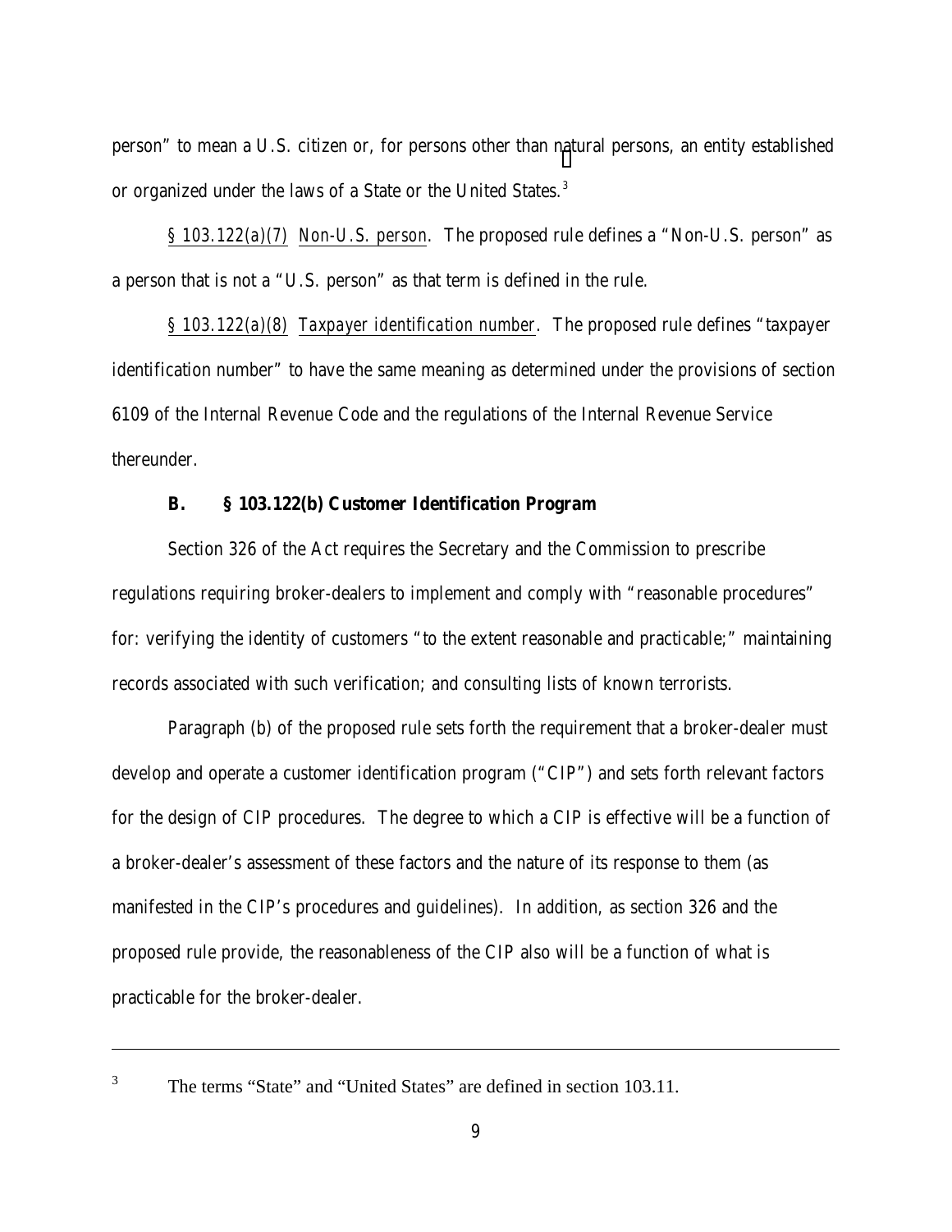person" to mean a U.S. citizen or, for persons other than natural persons, an entity established or organized under the laws of a State or the United States.[3]

§ 103.122(a)(7) Non-U.S. person. The proposed rule defines a "Non-U.S. person" as a person that is not a "U.S. person" as that term is defined in the rule.

§ 103.122(a)(8) Taxpayer identification number. The proposed rule defines "taxpayer identification number" to have the same meaning as determined under the provisions of section 6109 of the Internal Revenue Code and the regulations of the Internal Revenue Service thereunder.

**B. § 103.122(b) Customer Identification Program**

Section 326 of the Act requires the Secretary and the Commission to prescribe regulations requiring broker-dealers to implement and comply with "reasonable procedures" for: verifying the identity of customers "to the extent reasonable and practicable;" maintaining records associated with such verification; and consulting lists of known terrorists.

Paragraph (b) of the proposed rule sets forth the requirement that a broker-dealer must develop and operate a customer identification program ("CIP") and sets forth relevant factors for the design of CIP procedures. The degree to which a CIP is effective will be a function of a broker-dealer's assessment of these factors and the nature of its response to them (as manifested in the CIP's procedures and guidelines). In addition, as section 326 and the proposed rule provide, the reasonableness of the CIP also will be a function of what is practicable for the broker-dealer.

---

[3] The terms "State" and "United States" are defined in section 103.11.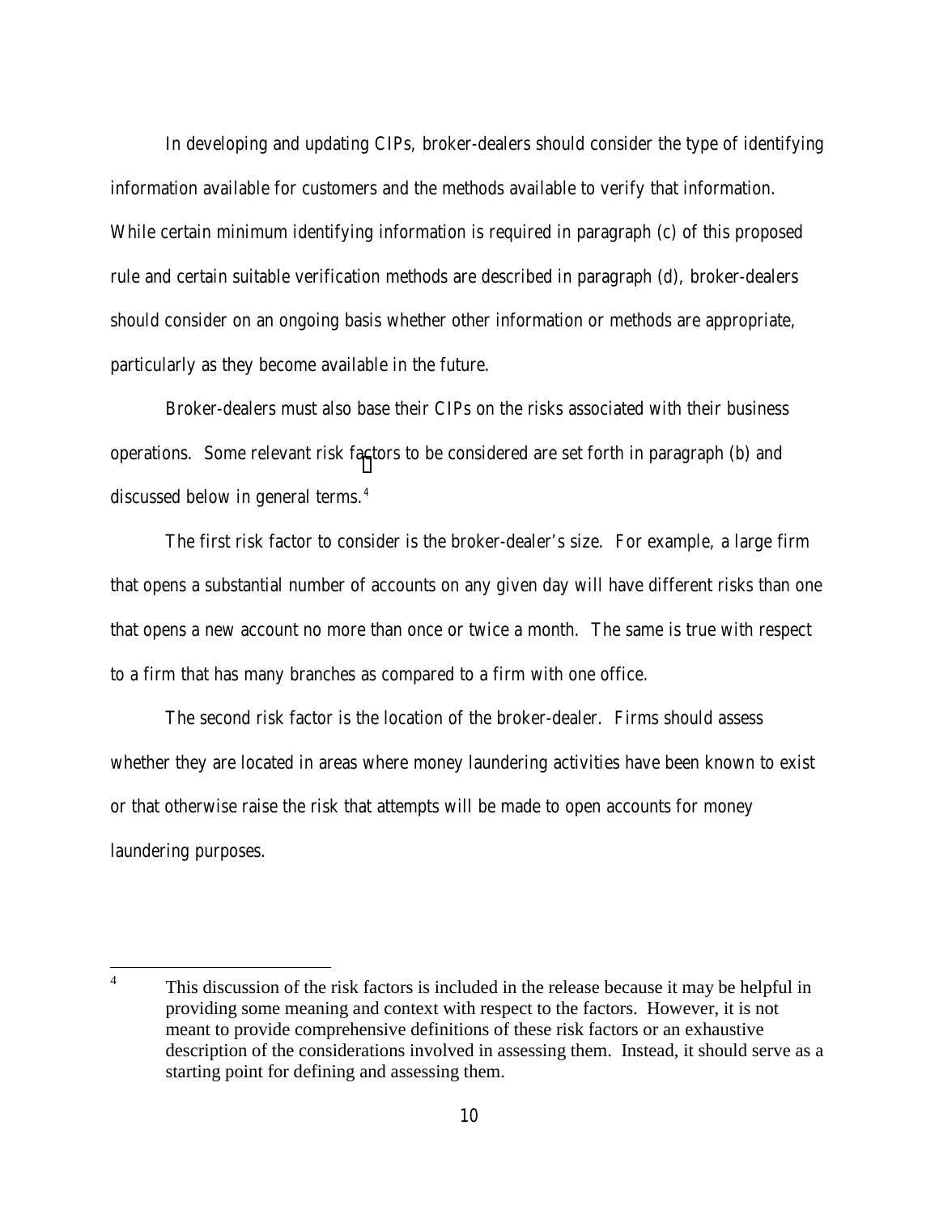In developing and updating CIPs, broker-dealers should consider the type of identifying information available for customers and the methods available to verify that information. While certain minimum identifying information is required in paragraph (c) of this proposed rule and certain suitable verification methods are described in paragraph (d), broker-dealers should consider on an ongoing basis whether other information or methods are appropriate, particularly as they become available in the future.

Broker-dealers must also base their CIPs on the risks associated with their business operations. Some relevant risk factors to be considered are set forth in paragraph (b) and discussed below in general terms.[4]

The first risk factor to consider is the broker-dealer's size. For example, a large firm that opens a substantial number of accounts on any given day will have different risks than one that opens a new account no more than once or twice a month. The same is true with respect to a firm that has many branches as compared to a firm with one office.

The second risk factor is the location of the broker-dealer. Firms should assess whether they are located in areas where money laundering activities have been known to exist or that otherwise raise the risk that attempts will be made to open accounts for money laundering purposes.

---

[4] This discussion of the risk factors is included in the release because it may be helpful in providing some meaning and context with respect to the factors. However, it is not meant to provide comprehensive definitions of these risk factors or an exhaustive description of the considerations involved in assessing them. Instead, it should serve as a starting point for defining and assessing them.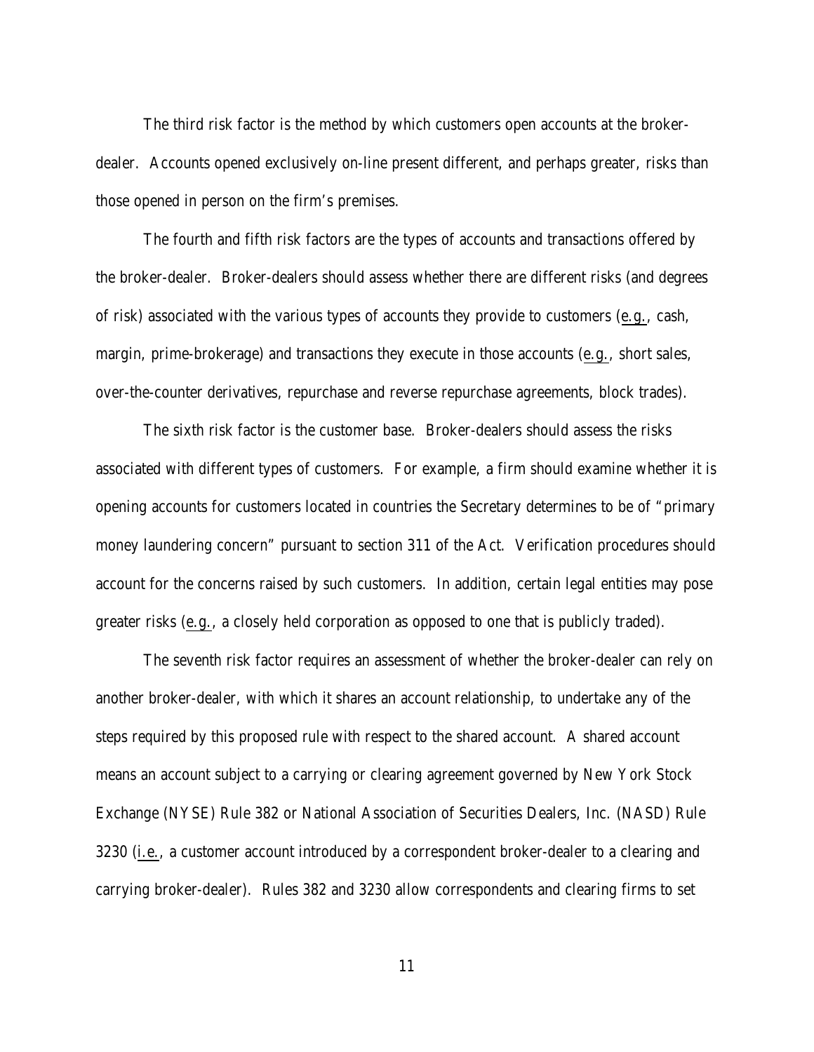The third risk factor is the method by which customers open accounts at the broker-dealer. Accounts opened exclusively on-line present different, and perhaps greater, risks than those opened in person on the firm's premises.

The fourth and fifth risk factors are the types of accounts and transactions offered by the broker-dealer. Broker-dealers should assess whether there are different risks (and degrees of risk) associated with the various types of accounts they provide to customers (e.g., cash, margin, prime-brokerage) and transactions they execute in those accounts (e.g., short sales, over-the-counter derivatives, repurchase and reverse repurchase agreements, block trades).

The sixth risk factor is the customer base. Broker-dealers should assess the risks associated with different types of customers. For example, a firm should examine whether it is opening accounts for customers located in countries the Secretary determines to be of "primary money laundering concern" pursuant to section 311 of the Act. Verification procedures should account for the concerns raised by such customers. In addition, certain legal entities may pose greater risks (e.g., a closely held corporation as opposed to one that is publicly traded).

The seventh risk factor requires an assessment of whether the broker-dealer can rely on another broker-dealer, with which it shares an account relationship, to undertake any of the steps required by this proposed rule with respect to the shared account. A shared account means an account subject to a carrying or clearing agreement governed by New York Stock Exchange (NYSE) Rule 382 or National Association of Securities Dealers, Inc. (NASD) Rule 3230 (i.e., a customer account introduced by a correspondent broker-dealer to a clearing and carrying broker-dealer). Rules 382 and 3230 allow correspondents and clearing firms to set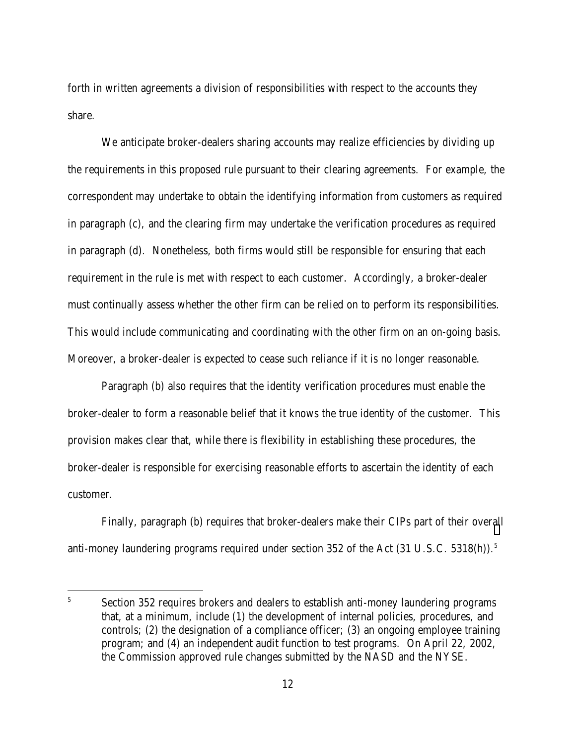forth in written agreements a division of responsibilities with respect to the accounts they share.

We anticipate broker-dealers sharing accounts may realize efficiencies by dividing up the requirements in this proposed rule pursuant to their clearing agreements. For example, the correspondent may undertake to obtain the identifying information from customers as required in paragraph (c), and the clearing firm may undertake the verification procedures as required in paragraph (d). Nonetheless, both firms would still be responsible for ensuring that each requirement in the rule is met with respect to each customer. Accordingly, a broker-dealer must continually assess whether the other firm can be relied on to perform its responsibilities. This would include communicating and coordinating with the other firm on an on-going basis. Moreover, a broker-dealer is expected to cease such reliance if it is no longer reasonable.

Paragraph (b) also requires that the identity verification procedures must enable the broker-dealer to form a reasonable belief that it knows the true identity of the customer. This provision makes clear that, while there is flexibility in establishing these procedures, the broker-dealer is responsible for exercising reasonable efforts to ascertain the identity of each customer.

Finally, paragraph (b) requires that broker-dealers make their CIPs part of their overall anti-money laundering programs required under section 352 of the Act (31 U.S.C. 5318(h)).[5]

---

[5] Section 352 requires brokers and dealers to establish anti-money laundering programs that, at a minimum, include (1) the development of internal policies, procedures, and controls; (2) the designation of a compliance officer; (3) an ongoing employee training program; and (4) an independent audit function to test programs. On April 22, 2002, the Commission approved rule changes submitted by the NASD and the NYSE.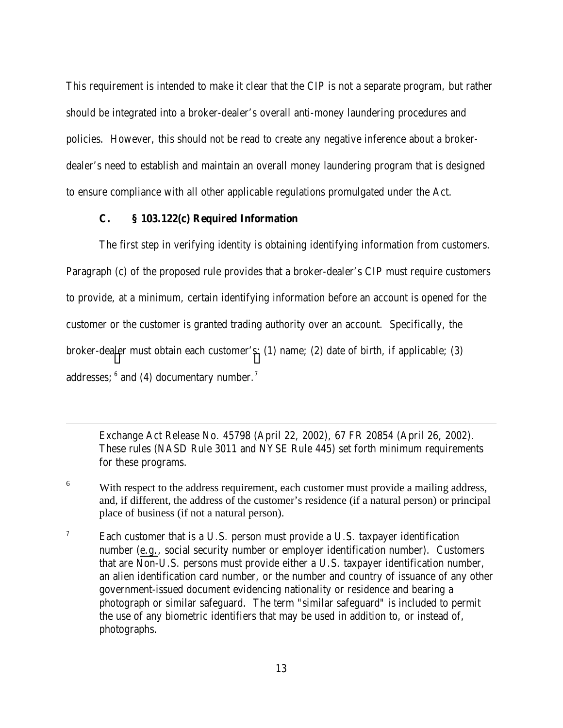This requirement is intended to make it clear that the CIP is not a separate program, but rather should be integrated into a broker-dealer's overall anti-money laundering procedures and policies. However, this should not be read to create any negative inference about a broker-dealer's need to establish and maintain an overall money laundering program that is designed to ensure compliance with all other applicable regulations promulgated under the Act.

### C. § 103.122(c) Required Information

The first step in verifying identity is obtaining identifying information from customers. Paragraph (c) of the proposed rule provides that a broker-dealer's CIP must require customers to provide, at a minimum, certain identifying information before an account is opened for the customer or the customer is granted trading authority over an account. Specifically, the broker-dealer must obtain each customer's: (1) name; (2) date of birth, if applicable; (3) addresses; [6] and (4) documentary number. [7]

---

Exchange Act Release No. 45798 (April 22, 2002), 67 FR 20854 (April 26, 2002). These rules (NASD Rule 3011 and NYSE Rule 445) set forth minimum requirements for these programs.

[6] With respect to the address requirement, each customer must provide a mailing address, and, if different, the address of the customer's residence (if a natural person) or principal place of business (if not a natural person).

[7] Each customer that is a U.S. person must provide a U.S. taxpayer identification number (e.g., social security number or employer identification number). Customers that are Non-U.S. persons must provide either a U.S. taxpayer identification number, an alien identification card number, or the number and country of issuance of any other government-issued document evidencing nationality or residence and bearing a photograph or similar safeguard. The term "similar safeguard" is included to permit the use of any biometric identifiers that may be used in addition to, or instead of, photographs.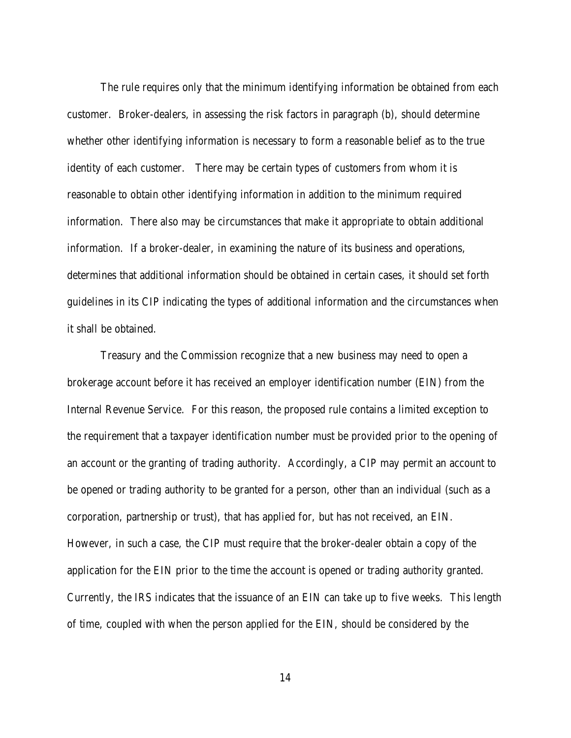The rule requires only that the minimum identifying information be obtained from each customer. Broker-dealers, in assessing the risk factors in paragraph (b), should determine whether other identifying information is necessary to form a reasonable belief as to the true identity of each customer. There may be certain types of customers from whom it is reasonable to obtain other identifying information in addition to the minimum required information. There also may be circumstances that make it appropriate to obtain additional information. If a broker-dealer, in examining the nature of its business and operations, determines that additional information should be obtained in certain cases, it should set forth guidelines in its CIP indicating the types of additional information and the circumstances when it shall be obtained.

Treasury and the Commission recognize that a new business may need to open a brokerage account before it has received an employer identification number (EIN) from the Internal Revenue Service. For this reason, the proposed rule contains a limited exception to the requirement that a taxpayer identification number must be provided prior to the opening of an account or the granting of trading authority. Accordingly, a CIP may permit an account to be opened or trading authority to be granted for a person, other than an individual (such as a corporation, partnership or trust), that has applied for, but has not received, an EIN. However, in such a case, the CIP must require that the broker-dealer obtain a copy of the application for the EIN prior to the time the account is opened or trading authority granted. Currently, the IRS indicates that the issuance of an EIN can take up to five weeks. This length of time, coupled with when the person applied for the EIN, should be considered by the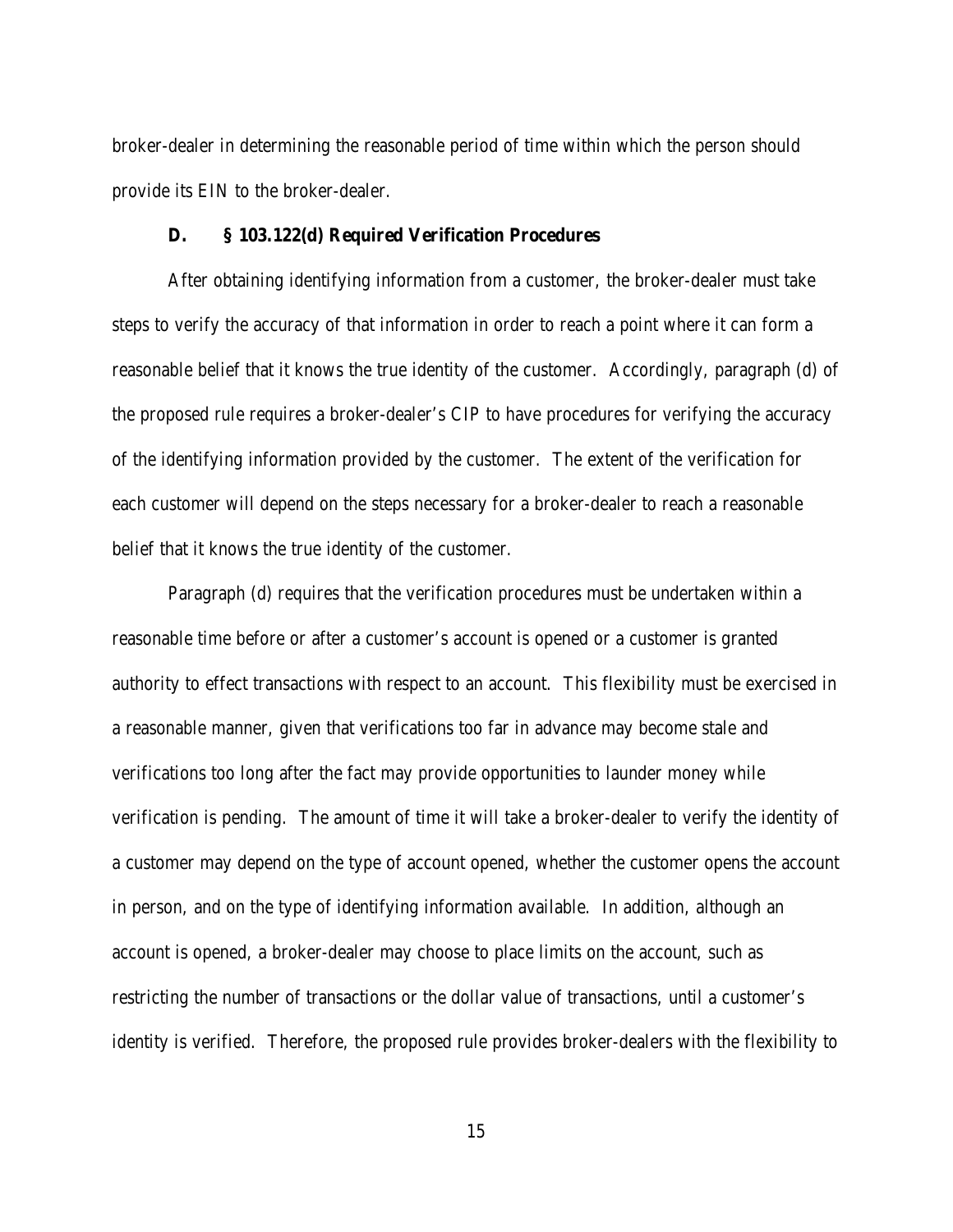broker-dealer in determining the reasonable period of time within which the person should provide its EIN to the broker-dealer.

### D. § 103.122(d) Required Verification Procedures

After obtaining identifying information from a customer, the broker-dealer must take steps to verify the accuracy of that information in order to reach a point where it can form a reasonable belief that it knows the true identity of the customer. Accordingly, paragraph (d) of the proposed rule requires a broker-dealer's CIP to have procedures for verifying the accuracy of the identifying information provided by the customer. The extent of the verification for each customer will depend on the steps necessary for a broker-dealer to reach a reasonable belief that it knows the true identity of the customer.

Paragraph (d) requires that the verification procedures must be undertaken within a reasonable time before or after a customer's account is opened or a customer is granted authority to effect transactions with respect to an account. This flexibility must be exercised in a reasonable manner, given that verifications too far in advance may become stale and verifications too long after the fact may provide opportunities to launder money while verification is pending. The amount of time it will take a broker-dealer to verify the identity of a customer may depend on the type of account opened, whether the customer opens the account in person, and on the type of identifying information available. In addition, although an account is opened, a broker-dealer may choose to place limits on the account, such as restricting the number of transactions or the dollar value of transactions, until a customer's identity is verified. Therefore, the proposed rule provides broker-dealers with the flexibility to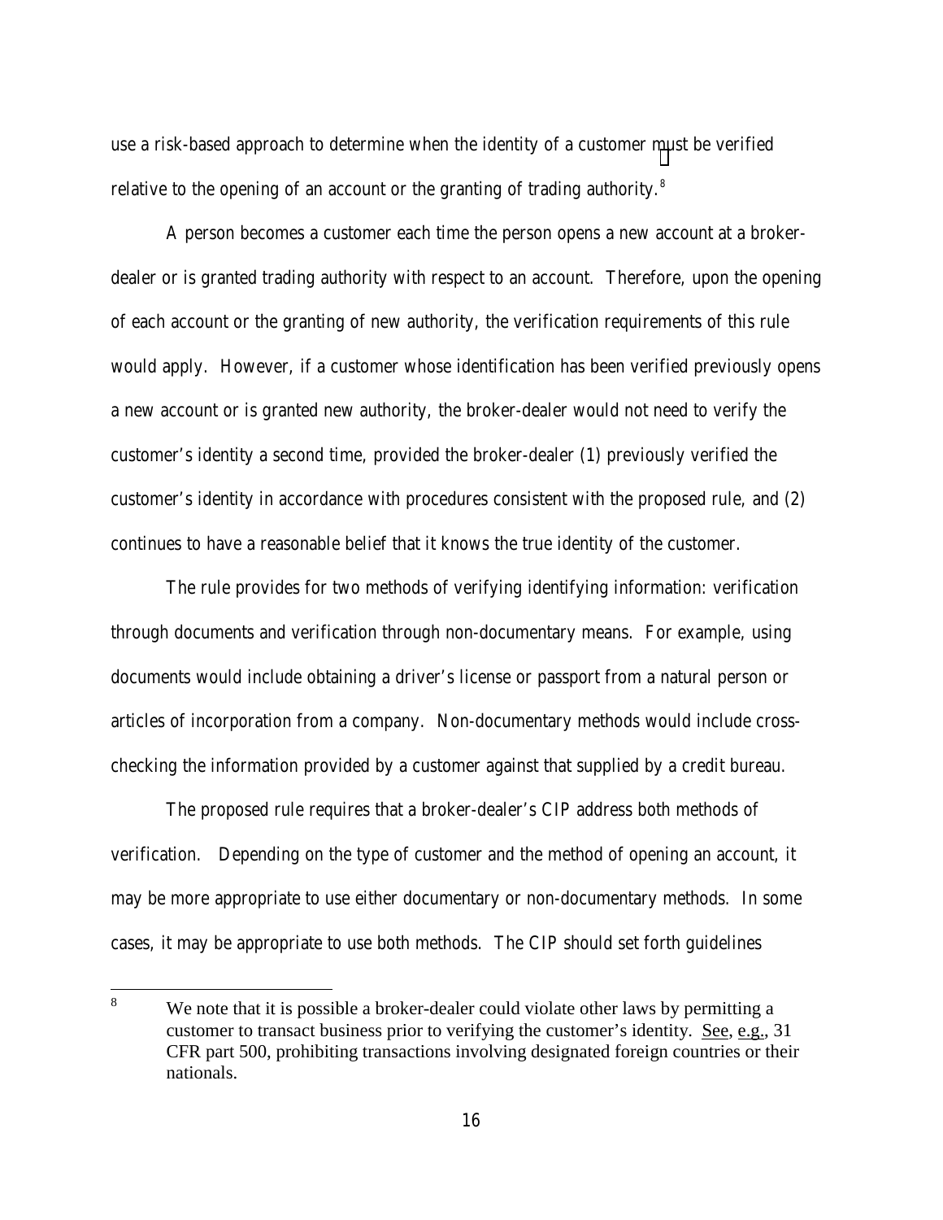use a risk-based approach to determine when the identity of a customer must be verified relative to the opening of an account or the granting of trading authority.[8]

A person becomes a customer each time the person opens a new account at a broker-dealer or is granted trading authority with respect to an account. Therefore, upon the opening of each account or the granting of new authority, the verification requirements of this rule would apply. However, if a customer whose identification has been verified previously opens a new account or is granted new authority, the broker-dealer would not need to verify the customer's identity a second time, provided the broker-dealer (1) previously verified the customer's identity in accordance with procedures consistent with the proposed rule, and (2) continues to have a reasonable belief that it knows the true identity of the customer.

The rule provides for two methods of verifying identifying information: verification through documents and verification through non-documentary means. For example, using documents would include obtaining a driver's license or passport from a natural person or articles of incorporation from a company. Non-documentary methods would include cross-checking the information provided by a customer against that supplied by a credit bureau.

The proposed rule requires that a broker-dealer's CIP address both methods of verification. Depending on the type of customer and the method of opening an account, it may be more appropriate to use either documentary or non-documentary methods. In some cases, it may be appropriate to use both methods. The CIP should set forth guidelines

---

[8] We note that it is possible a broker-dealer could violate other laws by permitting a customer to transact business prior to verifying the customer's identity. See, e.g., 31 CFR part 500, prohibiting transactions involving designated foreign countries or their nationals.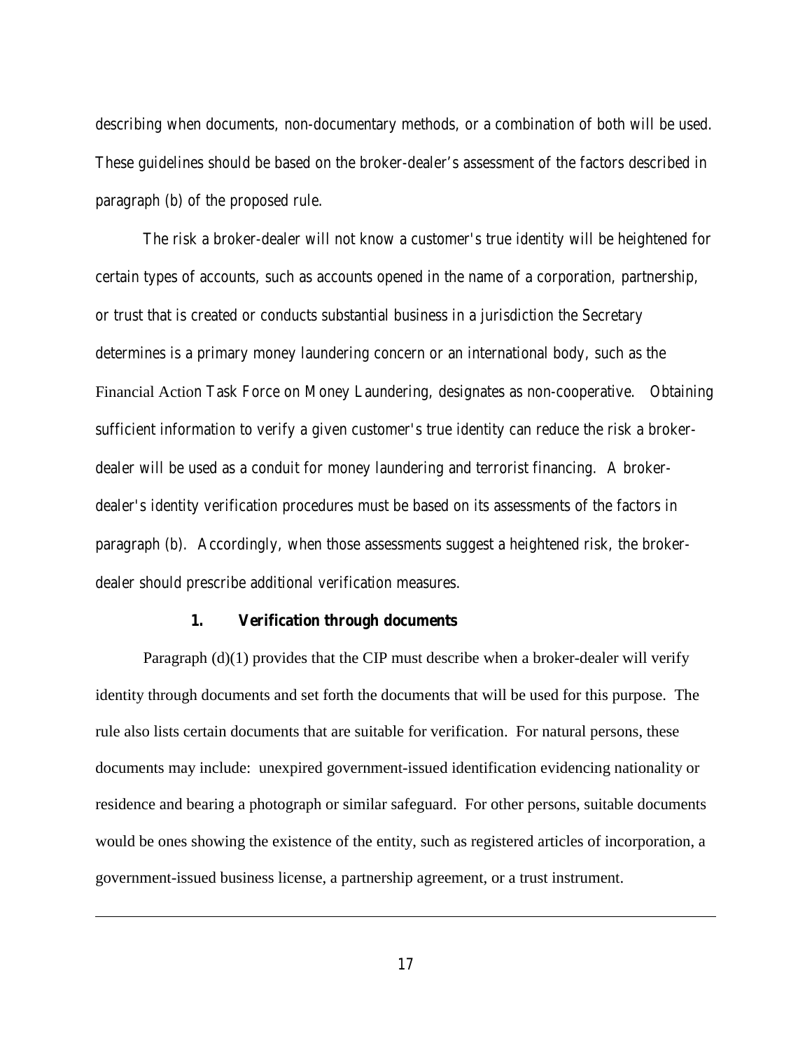describing when documents, non-documentary methods, or a combination of both will be used. These guidelines should be based on the broker-dealer's assessment of the factors described in paragraph (b) of the proposed rule.

The risk a broker-dealer will not know a customer's true identity will be heightened for certain types of accounts, such as accounts opened in the name of a corporation, partnership, or trust that is created or conducts substantial business in a jurisdiction the Secretary determines is a primary money laundering concern or an international body, such as the Financial Action Task Force on Money Laundering, designates as non-cooperative. Obtaining sufficient information to verify a given customer's true identity can reduce the risk a broker-dealer will be used as a conduit for money laundering and terrorist financing. A broker-dealer's identity verification procedures must be based on its assessments of the factors in paragraph (b). Accordingly, when those assessments suggest a heightened risk, the broker-dealer should prescribe additional verification measures.

### 1. *Verification through documents*

Paragraph (d)(1) provides that the CIP must describe when a broker-dealer will verify identity through documents and set forth the documents that will be used for this purpose. The rule also lists certain documents that are suitable for verification. For natural persons, these documents may include: unexpired government-issued identification evidencing nationality or residence and bearing a photograph or similar safeguard. For other persons, suitable documents would be ones showing the existence of the entity, such as registered articles of incorporation, a government-issued business license, a partnership agreement, or a trust instrument.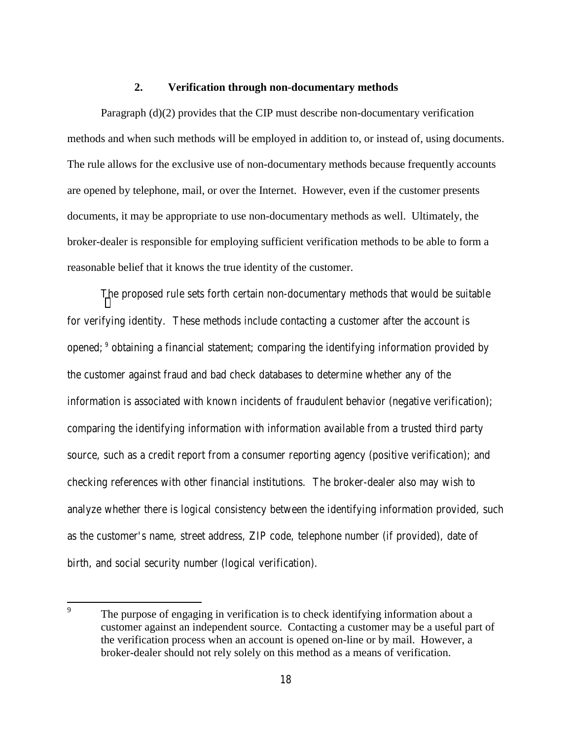### 2. Verification through non-documentary methods

Paragraph (d)(2) provides that the CIP must describe non-documentary verification methods and when such methods will be employed in addition to, or instead of, using documents. The rule allows for the exclusive use of non-documentary methods because frequently accounts are opened by telephone, mail, or over the Internet. However, even if the customer presents documents, it may be appropriate to use non-documentary methods as well. Ultimately, the broker-dealer is responsible for employing sufficient verification methods to be able to form a reasonable belief that it knows the true identity of the customer.

The proposed rule sets forth certain non-documentary methods that would be suitable for verifying identity. These methods include contacting a customer after the account is opened;[9] obtaining a financial statement; comparing the identifying information provided by the customer against fraud and bad check databases to determine whether any of the information is associated with known incidents of fraudulent behavior (negative verification); comparing the identifying information with information available from a trusted third party source, such as a credit report from a consumer reporting agency (positive verification); and checking references with other financial institutions. The broker-dealer also may wish to analyze whether there is logical consistency between the identifying information provided, such as the customer's name, street address, ZIP code, telephone number (if provided), date of birth, and social security number (logical verification).

---

[9] The purpose of engaging in verification is to check identifying information about a customer against an independent source. Contacting a customer may be a useful part of the verification process when an account is opened on-line or by mail. However, a broker-dealer should not rely solely on this method as a means of verification.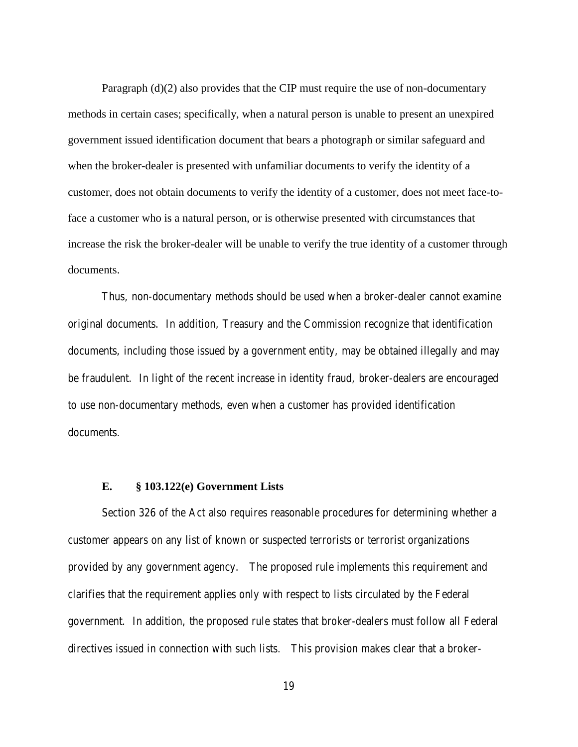Paragraph (d)(2) also provides that the CIP must require the use of non-documentary methods in certain cases; specifically, when a natural person is unable to present an unexpired government issued identification document that bears a photograph or similar safeguard and when the broker-dealer is presented with unfamiliar documents to verify the identity of a customer, does not obtain documents to verify the identity of a customer, does not meet face-to-face a customer who is a natural person, or is otherwise presented with circumstances that increase the risk the broker-dealer will be unable to verify the true identity of a customer through documents.

Thus, non-documentary methods should be used when a broker-dealer cannot examine original documents. In addition, Treasury and the Commission recognize that identification documents, including those issued by a government entity, may be obtained illegally and may be fraudulent. In light of the recent increase in identity fraud, broker-dealers are encouraged to use non-documentary methods, even when a customer has provided identification documents.

### E. § 103.122(e) Government Lists

Section 326 of the Act also requires reasonable procedures for determining whether a customer appears on any list of known or suspected terrorists or terrorist organizations provided by any government agency. The proposed rule implements this requirement and clarifies that the requirement applies only with respect to lists circulated by the Federal government. In addition, the proposed rule states that broker-dealers must follow all Federal directives issued in connection with such lists. This provision makes clear that a broker-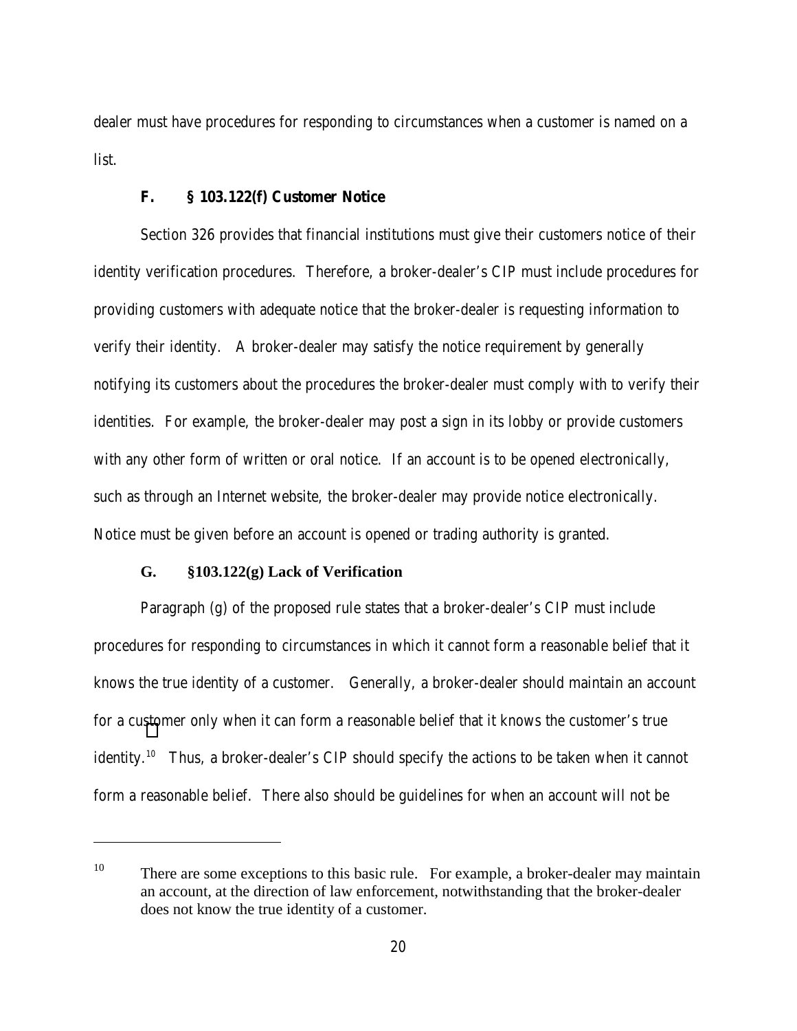dealer must have procedures for responding to circumstances when a customer is named on a list.

### F. § 103.122(f) Customer Notice

Section 326 provides that financial institutions must give their customers notice of their identity verification procedures. Therefore, a broker-dealer's CIP must include procedures for providing customers with adequate notice that the broker-dealer is requesting information to verify their identity. A broker-dealer may satisfy the notice requirement by generally notifying its customers about the procedures the broker-dealer must comply with to verify their identities. For example, the broker-dealer may post a sign in its lobby or provide customers with any other form of written or oral notice. If an account is to be opened electronically, such as through an Internet website, the broker-dealer may provide notice electronically. Notice must be given before an account is opened or trading authority is granted.

### G. §103.122(g) Lack of Verification

Paragraph (g) of the proposed rule states that a broker-dealer's CIP must include procedures for responding to circumstances in which it cannot form a reasonable belief that it knows the true identity of a customer. Generally, a broker-dealer should maintain an account for a customer only when it can form a reasonable belief that it knows the customer's true identity.[10] Thus, a broker-dealer's CIP should specify the actions to be taken when it cannot form a reasonable belief. There also should be guidelines for when an account will not be

---

[10] There are some exceptions to this basic rule. For example, a broker-dealer may maintain an account, at the direction of law enforcement, notwithstanding that the broker-dealer does not know the true identity of a customer.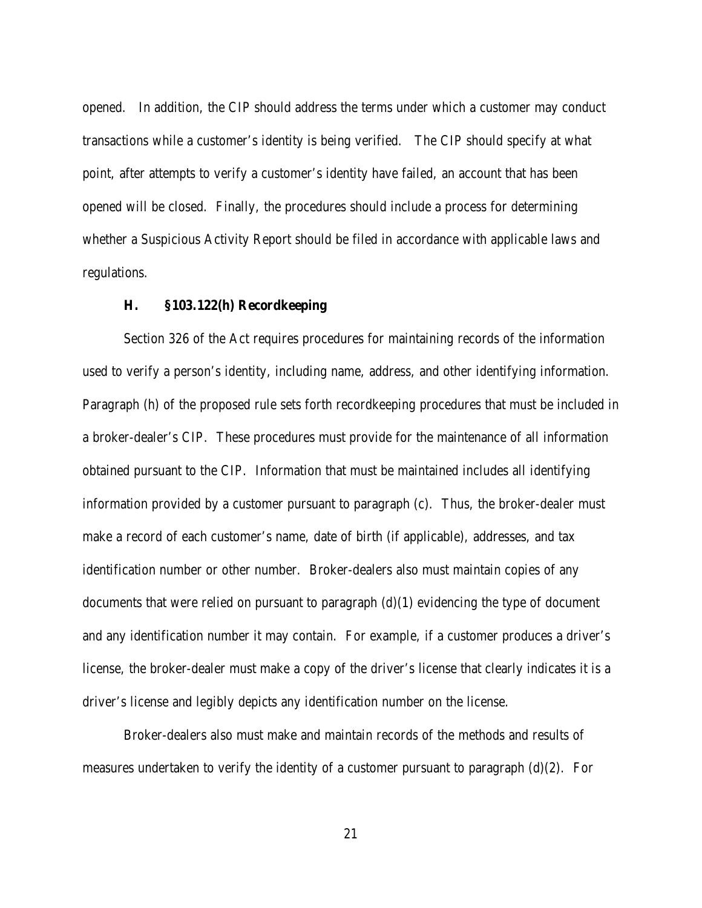opened. In addition, the CIP should address the terms under which a customer may conduct transactions while a customer's identity is being verified. The CIP should specify at what point, after attempts to verify a customer's identity have failed, an account that has been opened will be closed. Finally, the procedures should include a process for determining whether a Suspicious Activity Report should be filed in accordance with applicable laws and regulations.

### H. §103.122(h) Recordkeeping

Section 326 of the Act requires procedures for maintaining records of the information used to verify a person's identity, including name, address, and other identifying information. Paragraph (h) of the proposed rule sets forth recordkeeping procedures that must be included in a broker-dealer's CIP. These procedures must provide for the maintenance of all information obtained pursuant to the CIP. Information that must be maintained includes all identifying information provided by a customer pursuant to paragraph (c). Thus, the broker-dealer must make a record of each customer's name, date of birth (if applicable), addresses, and tax identification number or other number. Broker-dealers also must maintain copies of any documents that were relied on pursuant to paragraph (d)(1) evidencing the type of document and any identification number it may contain. For example, if a customer produces a driver's license, the broker-dealer must make a copy of the driver's license that clearly indicates it is a driver's license and legibly depicts any identification number on the license.

Broker-dealers also must make and maintain records of the methods and results of measures undertaken to verify the identity of a customer pursuant to paragraph (d)(2). For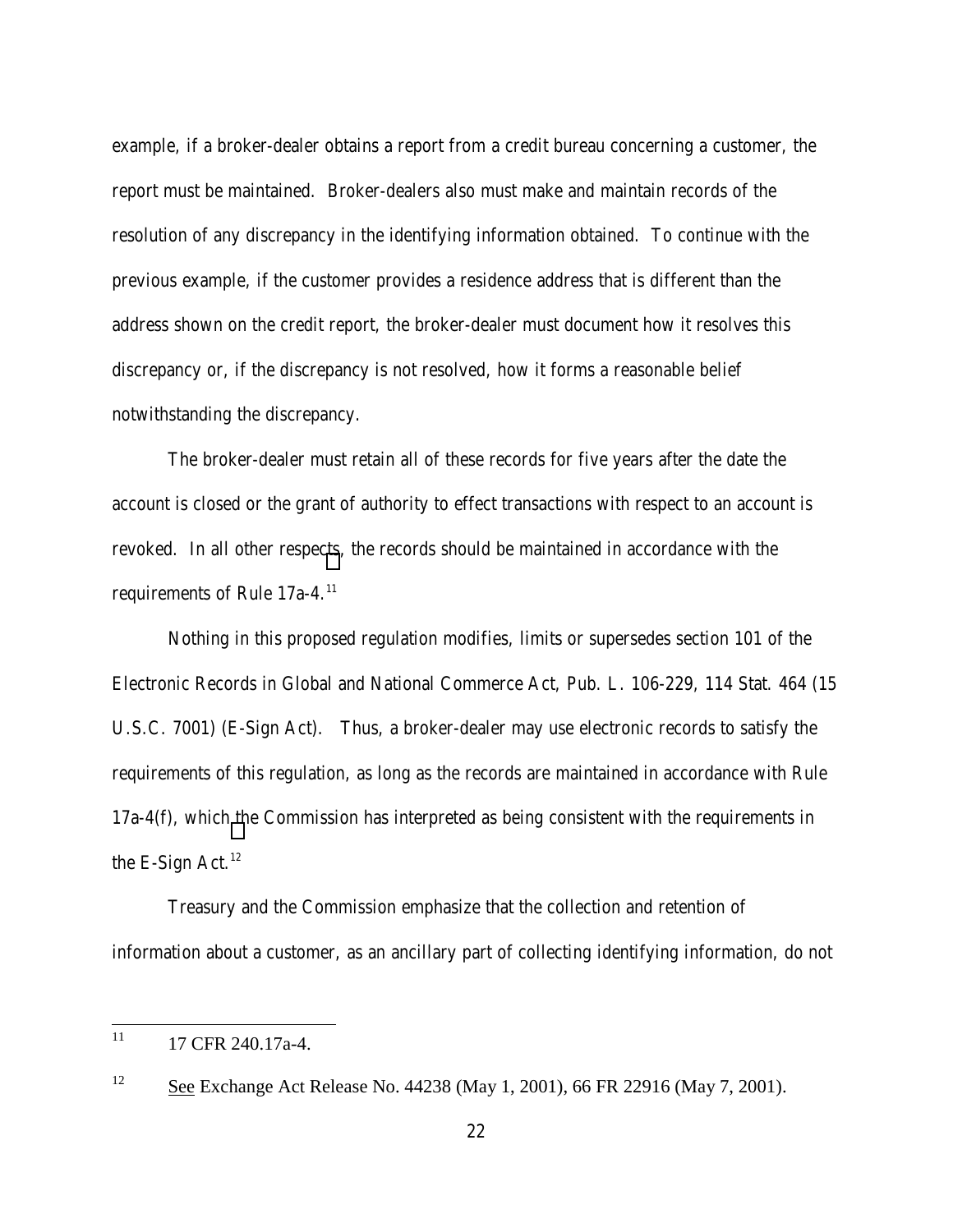example, if a broker-dealer obtains a report from a credit bureau concerning a customer, the report must be maintained. Broker-dealers also must make and maintain records of the resolution of any discrepancy in the identifying information obtained. To continue with the previous example, if the customer provides a residence address that is different than the address shown on the credit report, the broker-dealer must document how it resolves this discrepancy or, if the discrepancy is not resolved, how it forms a reasonable belief notwithstanding the discrepancy.

The broker-dealer must retain all of these records for five years after the date the account is closed or the grant of authority to effect transactions with respect to an account is revoked. In all other respects, the records should be maintained in accordance with the requirements of Rule 17a-4.[11]

Nothing in this proposed regulation modifies, limits or supersedes section 101 of the Electronic Records in Global and National Commerce Act, Pub. L. 106-229, 114 Stat. 464 (15 U.S.C. 7001) (E-Sign Act). Thus, a broker-dealer may use electronic records to satisfy the requirements of this regulation, as long as the records are maintained in accordance with Rule 17a-4(f), which the Commission has interpreted as being consistent with the requirements in the E-Sign Act.[12]

Treasury and the Commission emphasize that the collection and retention of information about a customer, as an ancillary part of collecting identifying information, do not

---

[11] 17 CFR 240.17a-4.

[12] See Exchange Act Release No. 44238 (May 1, 2001), 66 FR 22916 (May 7, 2001).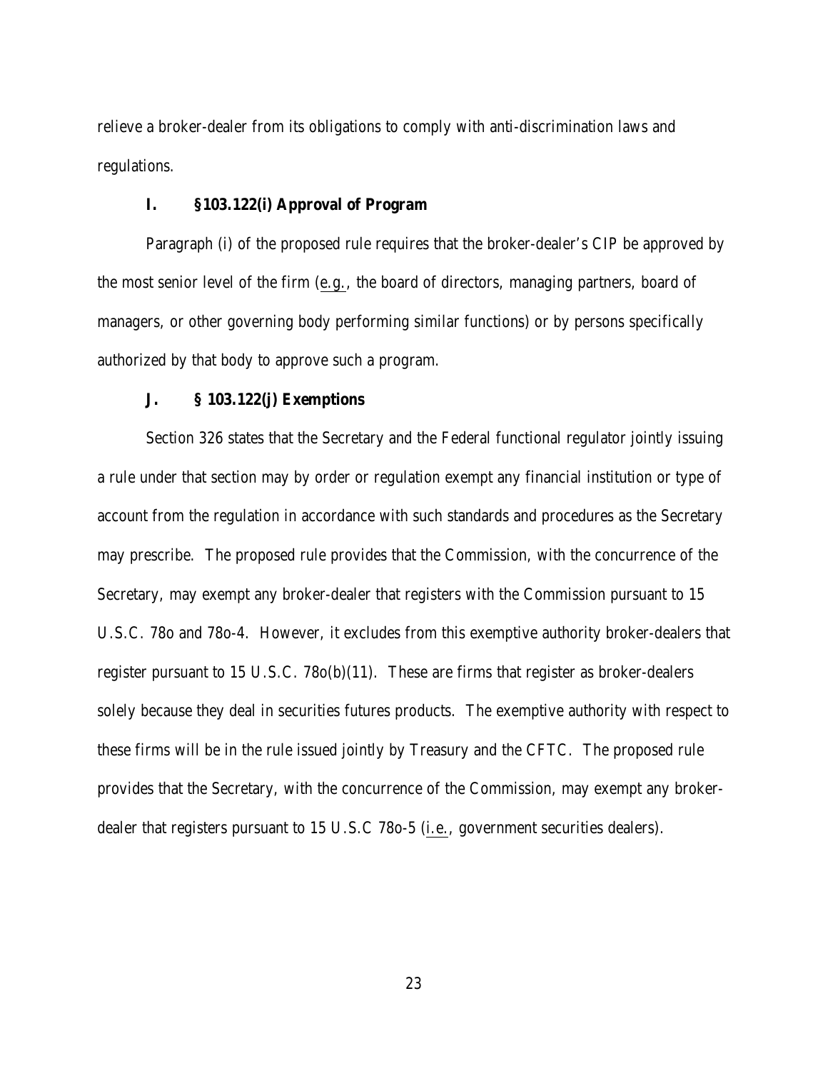relieve a broker-dealer from its obligations to comply with anti-discrimination laws and regulations.

### I. §103.122(i) Approval of Program

Paragraph (i) of the proposed rule requires that the broker-dealer's CIP be approved by the most senior level of the firm (e.g., the board of directors, managing partners, board of managers, or other governing body performing similar functions) or by persons specifically authorized by that body to approve such a program.

### J. § 103.122(j) Exemptions

Section 326 states that the Secretary and the Federal functional regulator jointly issuing a rule under that section may by order or regulation exempt any financial institution or type of account from the regulation in accordance with such standards and procedures as the Secretary may prescribe. The proposed rule provides that the Commission, with the concurrence of the Secretary, may exempt any broker-dealer that registers with the Commission pursuant to 15 U.S.C. 78o and 78o-4. However, it excludes from this exemptive authority broker-dealers that register pursuant to 15 U.S.C. 78o(b)(11). These are firms that register as broker-dealers solely because they deal in securities futures products. The exemptive authority with respect to these firms will be in the rule issued jointly by Treasury and the CFTC. The proposed rule provides that the Secretary, with the concurrence of the Commission, may exempt any broker-dealer that registers pursuant to 15 U.S.C 78o-5 (i.e., government securities dealers).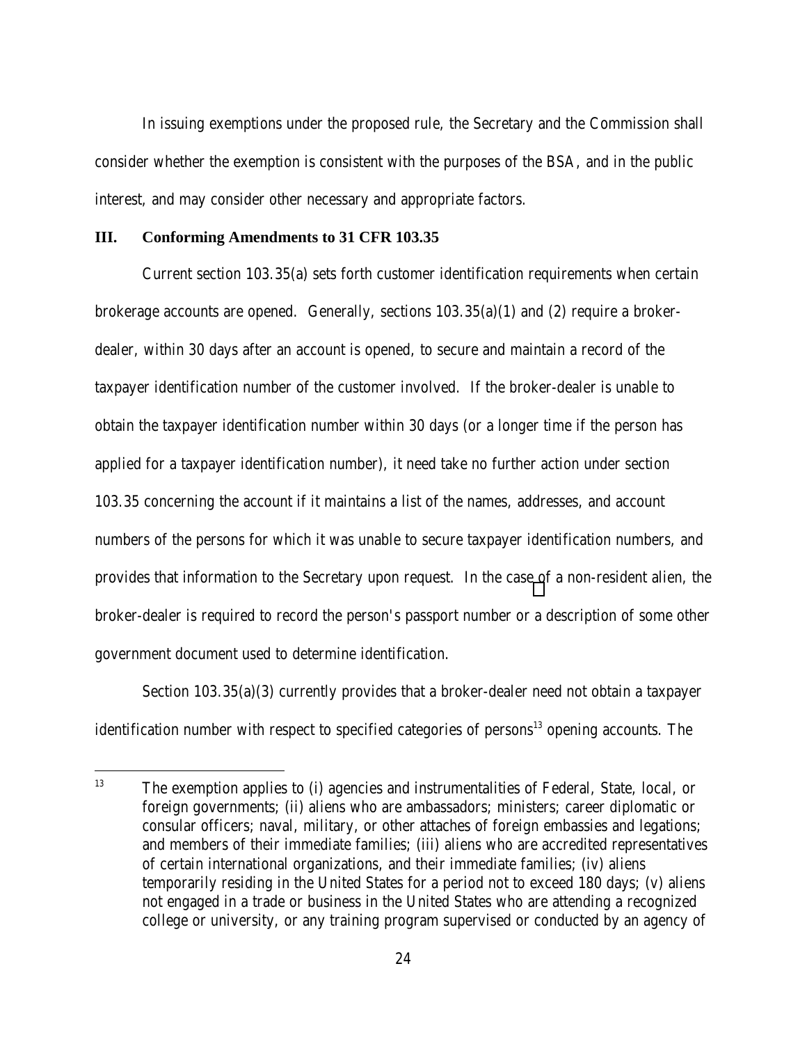In issuing exemptions under the proposed rule, the Secretary and the Commission shall consider whether the exemption is consistent with the purposes of the BSA, and in the public interest, and may consider other necessary and appropriate factors.

## III. Conforming Amendments to 31 CFR 103.35

Current section 103.35(a) sets forth customer identification requirements when certain brokerage accounts are opened. Generally, sections 103.35(a)(1) and (2) require a broker-dealer, within 30 days after an account is opened, to secure and maintain a record of the taxpayer identification number of the customer involved. If the broker-dealer is unable to obtain the taxpayer identification number within 30 days (or a longer time if the person has applied for a taxpayer identification number), it need take no further action under section 103.35 concerning the account if it maintains a list of the names, addresses, and account numbers of the persons for which it was unable to secure taxpayer identification numbers, and provides that information to the Secretary upon request. In the case of a non-resident alien, the broker-dealer is required to record the person's passport number or a description of some other government document used to determine identification.

Section 103.35(a)(3) currently provides that a broker-dealer need not obtain a taxpayer identification number with respect to specified categories of persons[13] opening accounts. The

[13] The exemption applies to (i) agencies and instrumentalities of Federal, State, local, or foreign governments; (ii) aliens who are ambassadors; ministers; career diplomatic or consular officers; naval, military, or other attaches of foreign embassies and legations; and members of their immediate families; (iii) aliens who are accredited representatives of certain international organizations, and their immediate families; (iv) aliens temporarily residing in the United States for a period not to exceed 180 days; (v) aliens not engaged in a trade or business in the United States who are attending a recognized college or university, or any training program supervised or conducted by an agency of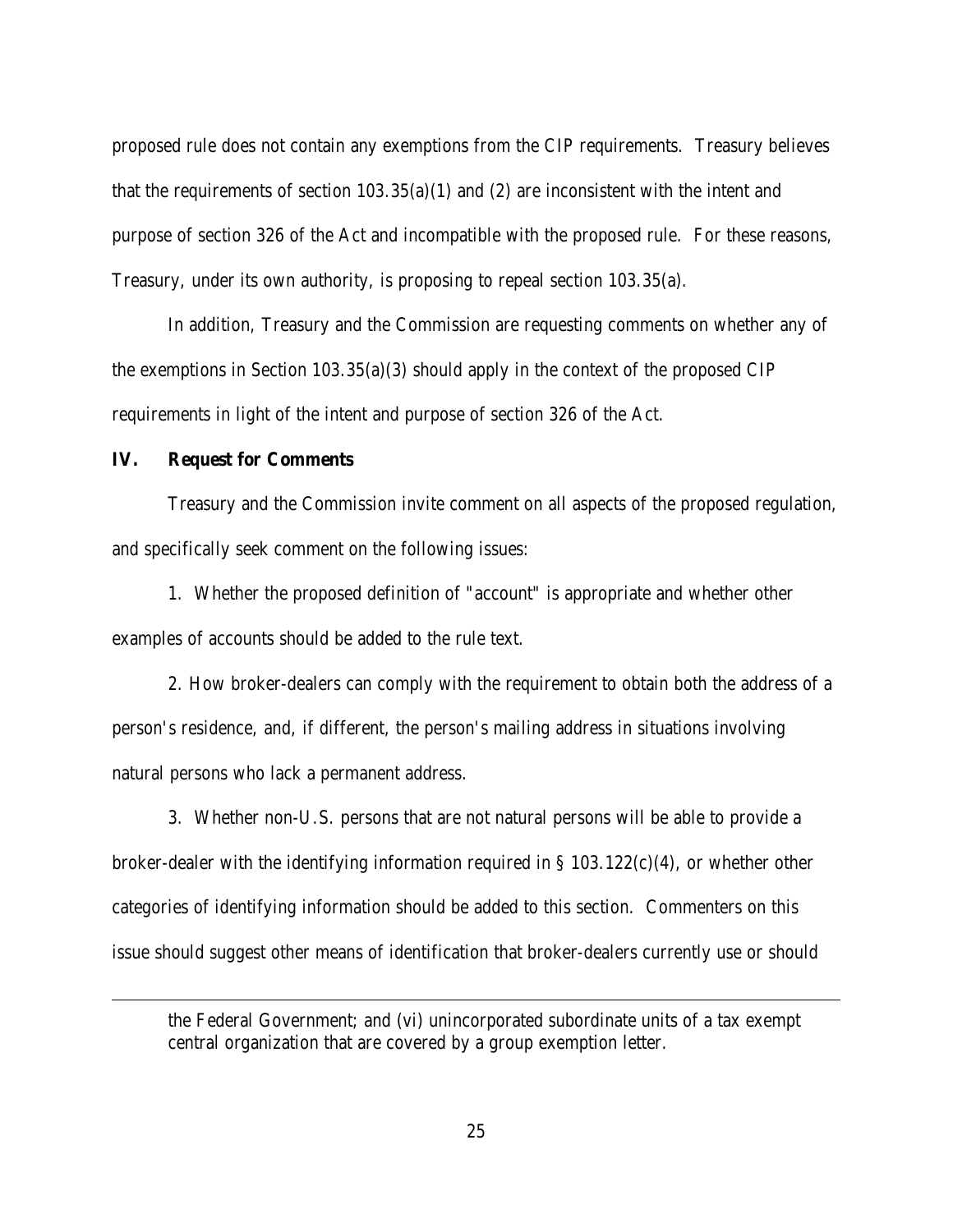proposed rule does not contain any exemptions from the CIP requirements. Treasury believes that the requirements of section 103.35(a)(1) and (2) are inconsistent with the intent and purpose of section 326 of the Act and incompatible with the proposed rule. For these reasons, Treasury, under its own authority, is proposing to repeal section 103.35(a).

In addition, Treasury and the Commission are requesting comments on whether any of the exemptions in Section 103.35(a)(3) should apply in the context of the proposed CIP requirements in light of the intent and purpose of section 326 of the Act.

## IV. Request for Comments

Treasury and the Commission invite comment on all aspects of the proposed regulation, and specifically seek comment on the following issues:

1. Whether the proposed definition of "account" is appropriate and whether other examples of accounts should be added to the rule text.

2. How broker-dealers can comply with the requirement to obtain both the address of a person's residence, and, if different, the person's mailing address in situations involving natural persons who lack a permanent address.

3. Whether non-U.S. persons that are not natural persons will be able to provide a broker-dealer with the identifying information required in § 103.122(c)(4), or whether other categories of identifying information should be added to this section. Commenters on this issue should suggest other means of identification that broker-dealers currently use or should

---

the Federal Government; and (vi) unincorporated subordinate units of a tax exempt central organization that are covered by a group exemption letter.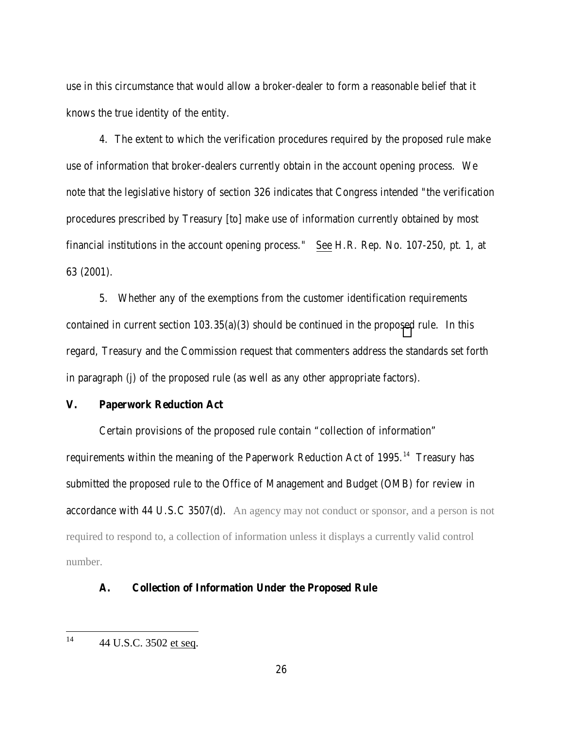use in this circumstance that would allow a broker-dealer to form a reasonable belief that it knows the true identity of the entity.

4. The extent to which the verification procedures required by the proposed rule make use of information that broker-dealers currently obtain in the account opening process. We note that the legislative history of section 326 indicates that Congress intended "the verification procedures prescribed by Treasury [to] make use of information currently obtained by most financial institutions in the account opening process." See H.R. Rep. No. 107-250, pt. 1, at 63 (2001).

5. Whether any of the exemptions from the customer identification requirements contained in current section 103.35(a)(3) should be continued in the proposed rule. In this regard, Treasury and the Commission request that commenters address the standards set forth in paragraph (j) of the proposed rule (as well as any other appropriate factors).

## V. Paperwork Reduction Act

Certain provisions of the proposed rule contain "collection of information" requirements within the meaning of the Paperwork Reduction Act of 1995.[14] Treasury has submitted the proposed rule to the Office of Management and Budget (OMB) for review in accordance with 44 U.S.C 3507(d). An agency may not conduct or sponsor, and a person is not required to respond to, a collection of information unless it displays a currently valid control number.

### A. Collection of Information Under the Proposed Rule

---

[14] 44 U.S.C. 3502 et seq.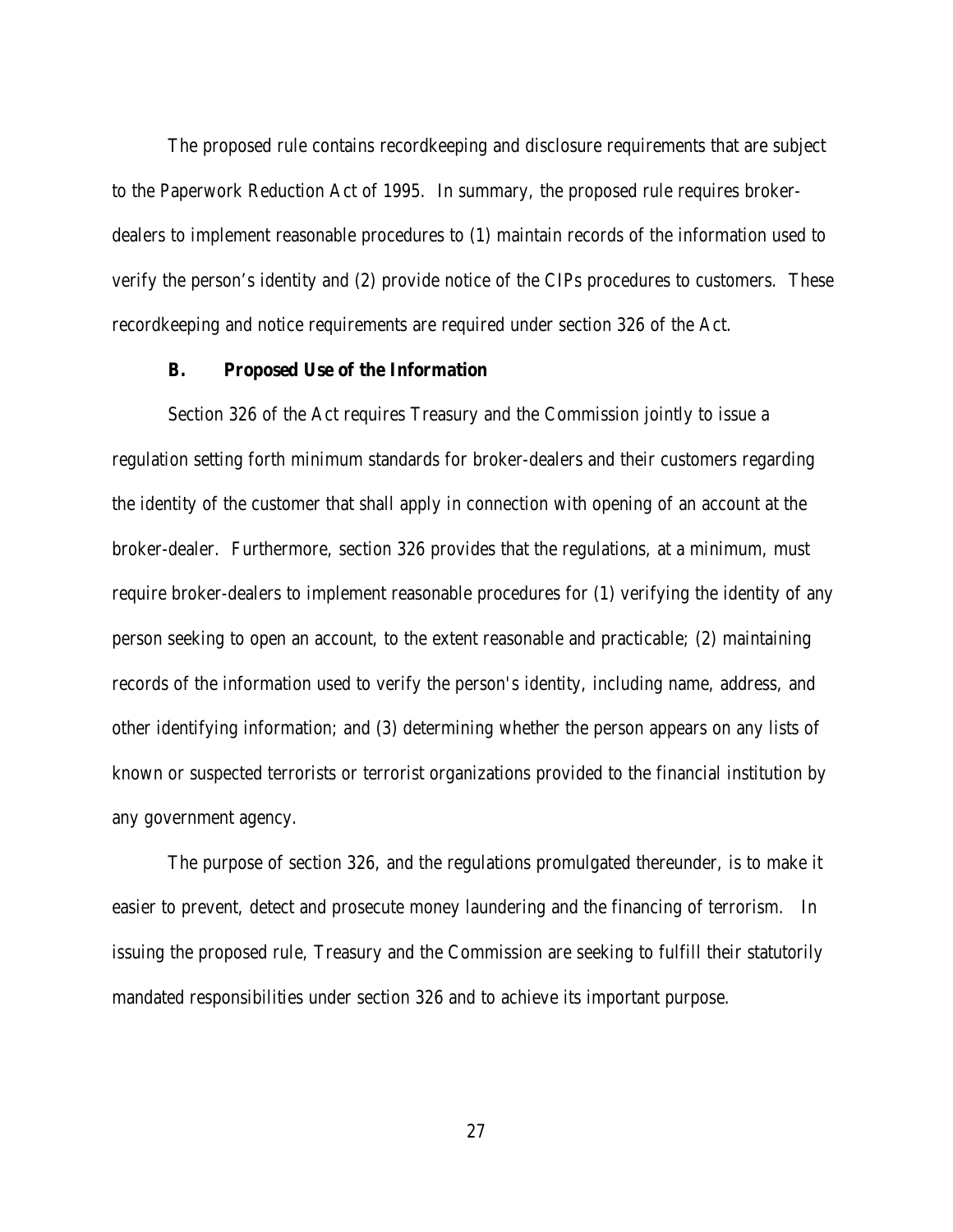The proposed rule contains recordkeeping and disclosure requirements that are subject to the Paperwork Reduction Act of 1995. In summary, the proposed rule requires broker-dealers to implement reasonable procedures to (1) maintain records of the information used to verify the person's identity and (2) provide notice of the CIPs procedures to customers. These recordkeeping and notice requirements are required under section 326 of the Act.

### B. Proposed Use of the Information

Section 326 of the Act requires Treasury and the Commission jointly to issue a regulation setting forth minimum standards for broker-dealers and their customers regarding the identity of the customer that shall apply in connection with opening of an account at the broker-dealer. Furthermore, section 326 provides that the regulations, at a minimum, must require broker-dealers to implement reasonable procedures for (1) verifying the identity of any person seeking to open an account, to the extent reasonable and practicable; (2) maintaining records of the information used to verify the person's identity, including name, address, and other identifying information; and (3) determining whether the person appears on any lists of known or suspected terrorists or terrorist organizations provided to the financial institution by any government agency.

The purpose of section 326, and the regulations promulgated thereunder, is to make it easier to prevent, detect and prosecute money laundering and the financing of terrorism. In issuing the proposed rule, Treasury and the Commission are seeking to fulfill their statutorily mandated responsibilities under section 326 and to achieve its important purpose.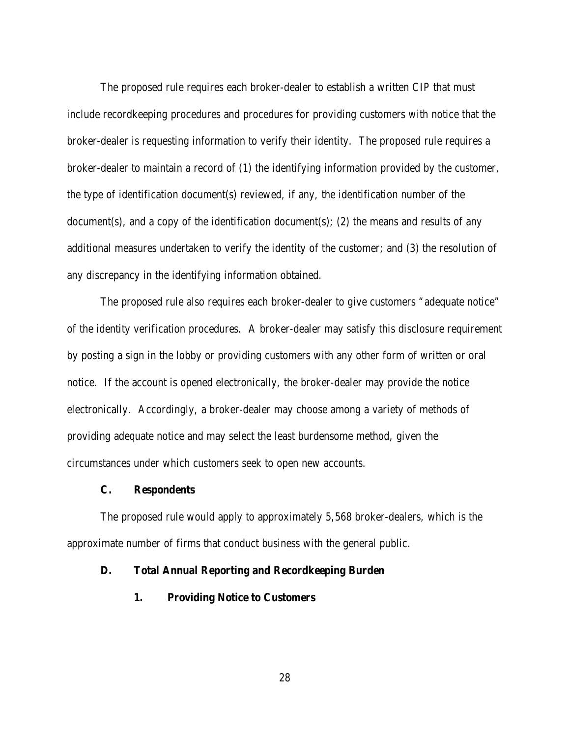The proposed rule requires each broker-dealer to establish a written CIP that must include recordkeeping procedures and procedures for providing customers with notice that the broker-dealer is requesting information to verify their identity. The proposed rule requires a broker-dealer to maintain a record of (1) the identifying information provided by the customer, the type of identification document(s) reviewed, if any, the identification number of the document(s), and a copy of the identification document(s); (2) the means and results of any additional measures undertaken to verify the identity of the customer; and (3) the resolution of any discrepancy in the identifying information obtained.

The proposed rule also requires each broker-dealer to give customers "adequate notice" of the identity verification procedures. A broker-dealer may satisfy this disclosure requirement by posting a sign in the lobby or providing customers with any other form of written or oral notice. If the account is opened electronically, the broker-dealer may provide the notice electronically. Accordingly, a broker-dealer may choose among a variety of methods of providing adequate notice and may select the least burdensome method, given the circumstances under which customers seek to open new accounts.

### C. Respondents

The proposed rule would apply to approximately 5,568 broker-dealers, which is the approximate number of firms that conduct business with the general public.

### D. Total Annual Reporting and Recordkeeping Burden

#### 1. Providing Notice to Customers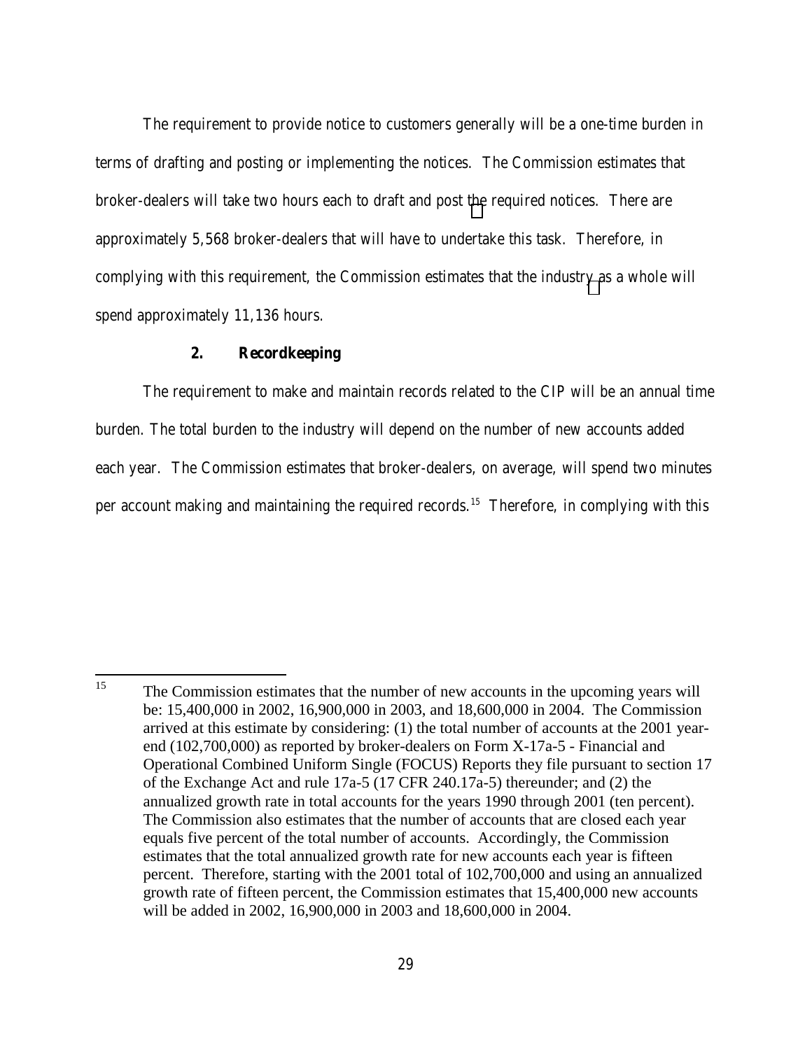The requirement to provide notice to customers generally will be a one-time burden in terms of drafting and posting or implementing the notices. The Commission estimates that broker-dealers will take two hours each to draft and post the required notices. There are approximately 5,568 broker-dealers that will have to undertake this task. Therefore, in complying with this requirement, the Commission estimates that the industry as a whole will spend approximately 11,136 hours.

### 2. Recordkeeping

The requirement to make and maintain records related to the CIP will be an annual time burden. The total burden to the industry will depend on the number of new accounts added each year. The Commission estimates that broker-dealers, on average, will spend two minutes per account making and maintaining the required records.[15] Therefore, in complying with this

---

[15] The Commission estimates that the number of new accounts in the upcoming years will be: 15,400,000 in 2002, 16,900,000 in 2003, and 18,600,000 in 2004. The Commission arrived at this estimate by considering: (1) the total number of accounts at the 2001 year-end (102,700,000) as reported by broker-dealers on Form X-17a-5 - Financial and Operational Combined Uniform Single (FOCUS) Reports they file pursuant to section 17 of the Exchange Act and rule 17a-5 (17 CFR 240.17a-5) thereunder; and (2) the annualized growth rate in total accounts for the years 1990 through 2001 (ten percent). The Commission also estimates that the number of accounts that are closed each year equals five percent of the total number of accounts. Accordingly, the Commission estimates that the total annualized growth rate for new accounts each year is fifteen percent. Therefore, starting with the 2001 total of 102,700,000 and using an annualized growth rate of fifteen percent, the Commission estimates that 15,400,000 new accounts will be added in 2002, 16,900,000 in 2003 and 18,600,000 in 2004.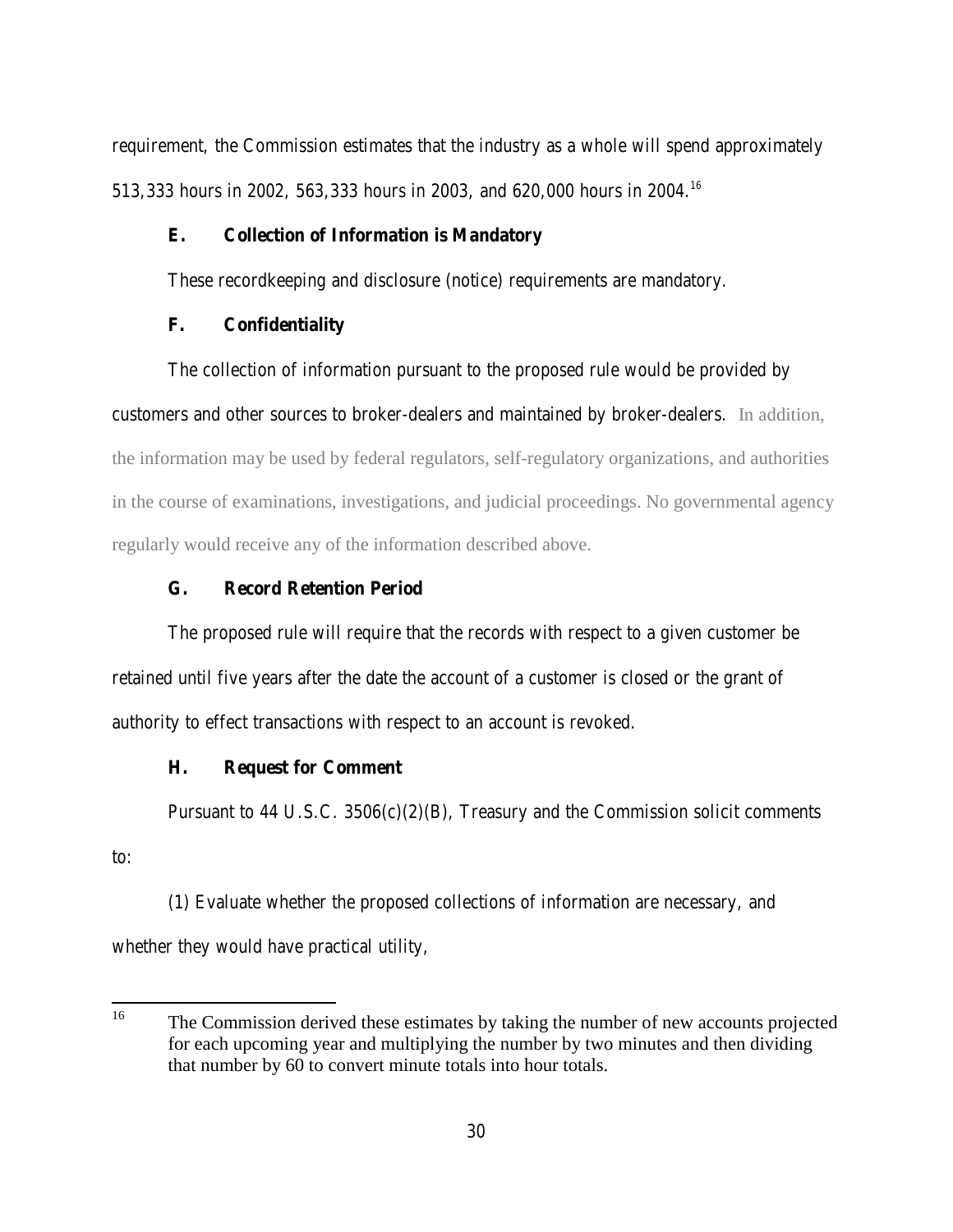requirement, the Commission estimates that the industry as a whole will spend approximately 513,333 hours in 2002, 563,333 hours in 2003, and 620,000 hours in 2004.[16]

### E. Collection of Information is Mandatory

These recordkeeping and disclosure (notice) requirements are mandatory.

### F. Confidentiality

The collection of information pursuant to the proposed rule would be provided by customers and other sources to broker-dealers and maintained by broker-dealers. In addition, the information may be used by federal regulators, self-regulatory organizations, and authorities in the course of examinations, investigations, and judicial proceedings. No governmental agency regularly would receive any of the information described above.

### G. Record Retention Period

The proposed rule will require that the records with respect to a given customer be retained until five years after the date the account of a customer is closed or the grant of authority to effect transactions with respect to an account is revoked.

### H. Request for Comment

Pursuant to 44 U.S.C. 3506(c)(2)(B), Treasury and the Commission solicit comments to:

(1) Evaluate whether the proposed collections of information are necessary, and whether they would have practical utility,

---

[16] The Commission derived these estimates by taking the number of new accounts projected for each upcoming year and multiplying the number by two minutes and then dividing that number by 60 to convert minute totals into hour totals.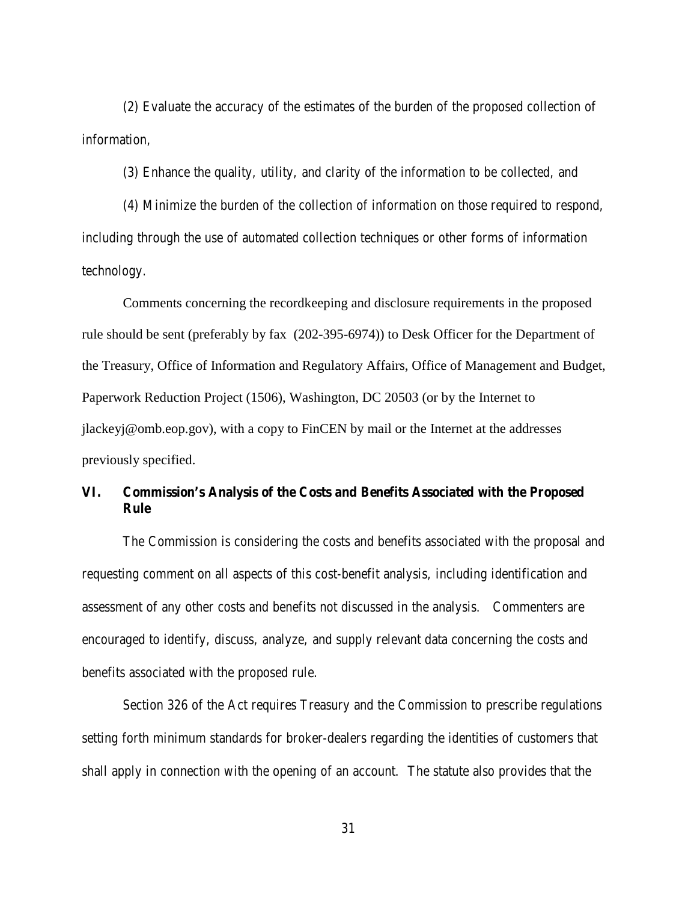(2) Evaluate the accuracy of the estimates of the burden of the proposed collection of information,

(3) Enhance the quality, utility, and clarity of the information to be collected, and

(4) Minimize the burden of the collection of information on those required to respond, including through the use of automated collection techniques or other forms of information technology.

Comments concerning the recordkeeping and disclosure requirements in the proposed rule should be sent (preferably by fax (202-395-6974)) to Desk Officer for the Department of the Treasury, Office of Information and Regulatory Affairs, Office of Management and Budget, Paperwork Reduction Project (1506), Washington, DC 20503 (or by the Internet to jlackeyj@omb.eop.gov), with a copy to FinCEN by mail or the Internet at the addresses previously specified.

## VI. Commission's Analysis of the Costs and Benefits Associated with the Proposed Rule

The Commission is considering the costs and benefits associated with the proposal and requesting comment on all aspects of this cost-benefit analysis, including identification and assessment of any other costs and benefits not discussed in the analysis. Commenters are encouraged to identify, discuss, analyze, and supply relevant data concerning the costs and benefits associated with the proposed rule.

Section 326 of the Act requires Treasury and the Commission to prescribe regulations setting forth minimum standards for broker-dealers regarding the identities of customers that shall apply in connection with the opening of an account. The statute also provides that the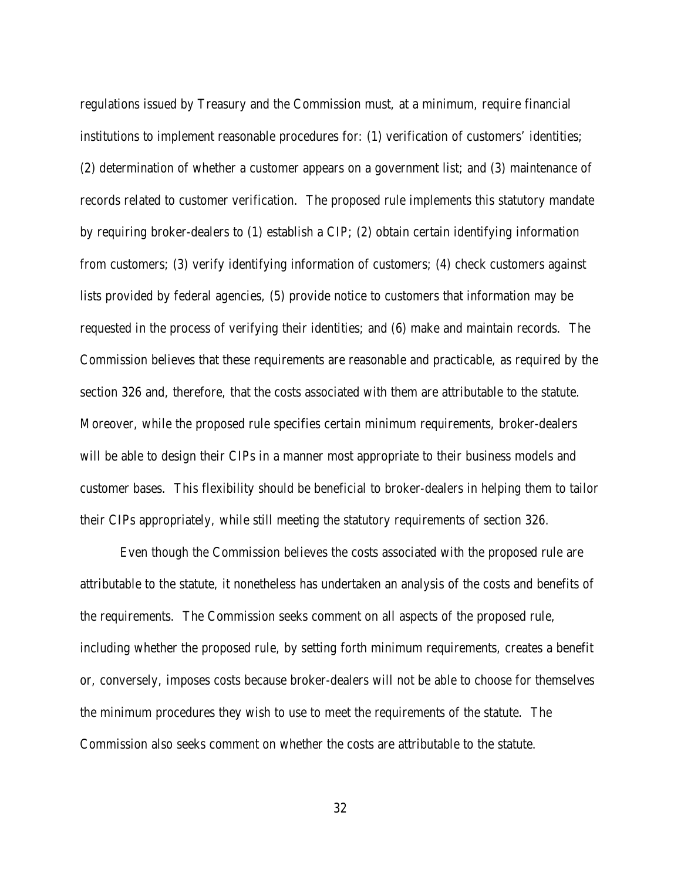regulations issued by Treasury and the Commission must, at a minimum, require financial institutions to implement reasonable procedures for: (1) verification of customers' identities; (2) determination of whether a customer appears on a government list; and (3) maintenance of records related to customer verification. The proposed rule implements this statutory mandate by requiring broker-dealers to (1) establish a CIP; (2) obtain certain identifying information from customers; (3) verify identifying information of customers; (4) check customers against lists provided by federal agencies, (5) provide notice to customers that information may be requested in the process of verifying their identities; and (6) make and maintain records. The Commission believes that these requirements are reasonable and practicable, as required by the section 326 and, therefore, that the costs associated with them are attributable to the statute. Moreover, while the proposed rule specifies certain minimum requirements, broker-dealers will be able to design their CIPs in a manner most appropriate to their business models and customer bases. This flexibility should be beneficial to broker-dealers in helping them to tailor their CIPs appropriately, while still meeting the statutory requirements of section 326.

Even though the Commission believes the costs associated with the proposed rule are attributable to the statute, it nonetheless has undertaken an analysis of the costs and benefits of the requirements. The Commission seeks comment on all aspects of the proposed rule, including whether the proposed rule, by setting forth minimum requirements, creates a benefit or, conversely, imposes costs because broker-dealers will not be able to choose for themselves the minimum procedures they wish to use to meet the requirements of the statute. The Commission also seeks comment on whether the costs are attributable to the statute.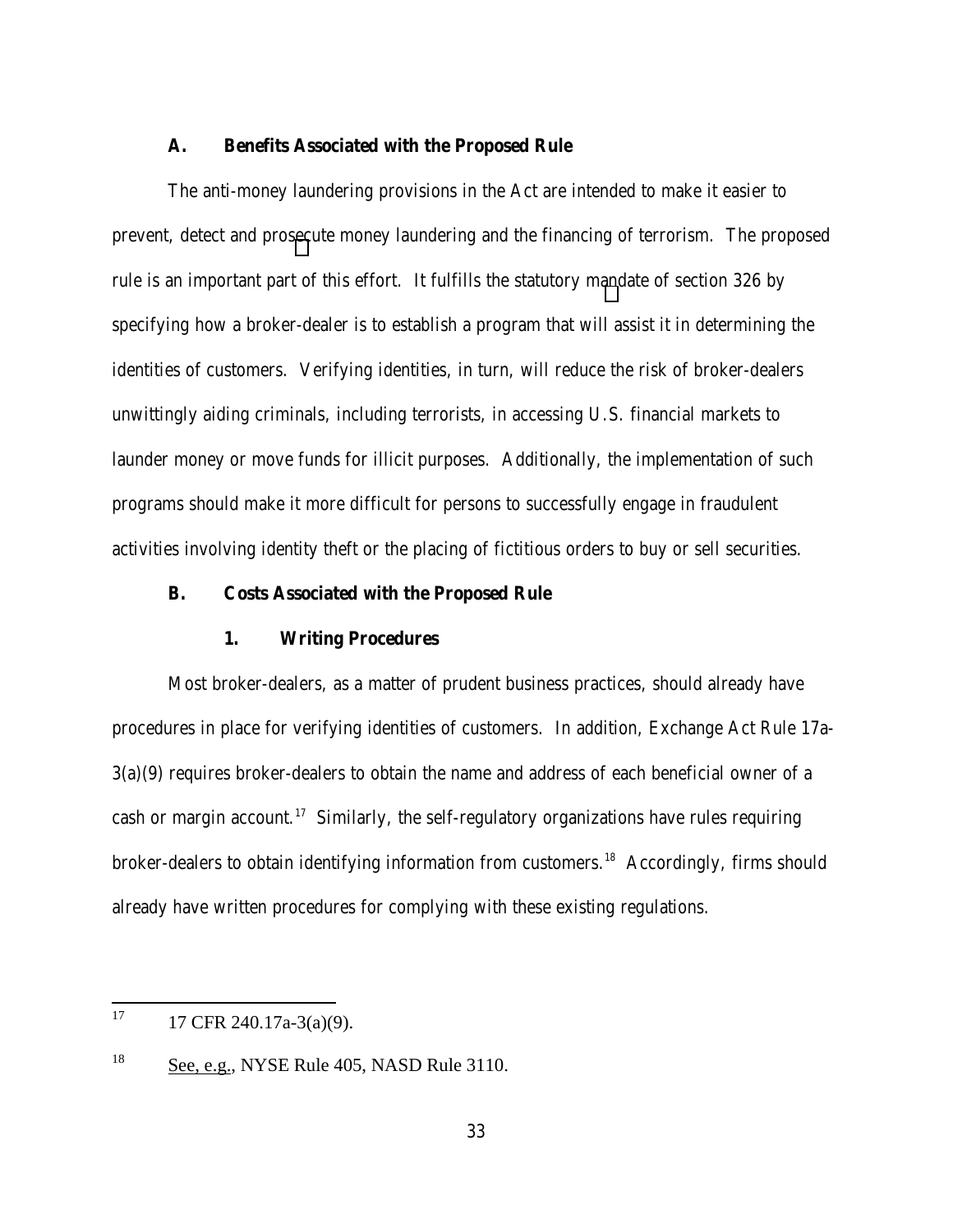### A. Benefits Associated with the Proposed Rule

The anti-money laundering provisions in the Act are intended to make it easier to prevent, detect and prosecute money laundering and the financing of terrorism. The proposed rule is an important part of this effort. It fulfills the statutory mandate of section 326 by specifying how a broker-dealer is to establish a program that will assist it in determining the identities of customers. Verifying identities, in turn, will reduce the risk of broker-dealers unwittingly aiding criminals, including terrorists, in accessing U.S. financial markets to launder money or move funds for illicit purposes. Additionally, the implementation of such programs should make it more difficult for persons to successfully engage in fraudulent activities involving identity theft or the placing of fictitious orders to buy or sell securities.

### B. Costs Associated with the Proposed Rule

#### 1. Writing Procedures

Most broker-dealers, as a matter of prudent business practices, should already have procedures in place for verifying identities of customers. In addition, Exchange Act Rule 17a-3(a)(9) requires broker-dealers to obtain the name and address of each beneficial owner of a cash or margin account.[17] Similarly, the self-regulatory organizations have rules requiring broker-dealers to obtain identifying information from customers.[18] Accordingly, firms should already have written procedures for complying with these existing regulations.

---

[17] 17 CFR 240.17a-3(a)(9).

[18] See, e.g., NYSE Rule 405, NASD Rule 3110.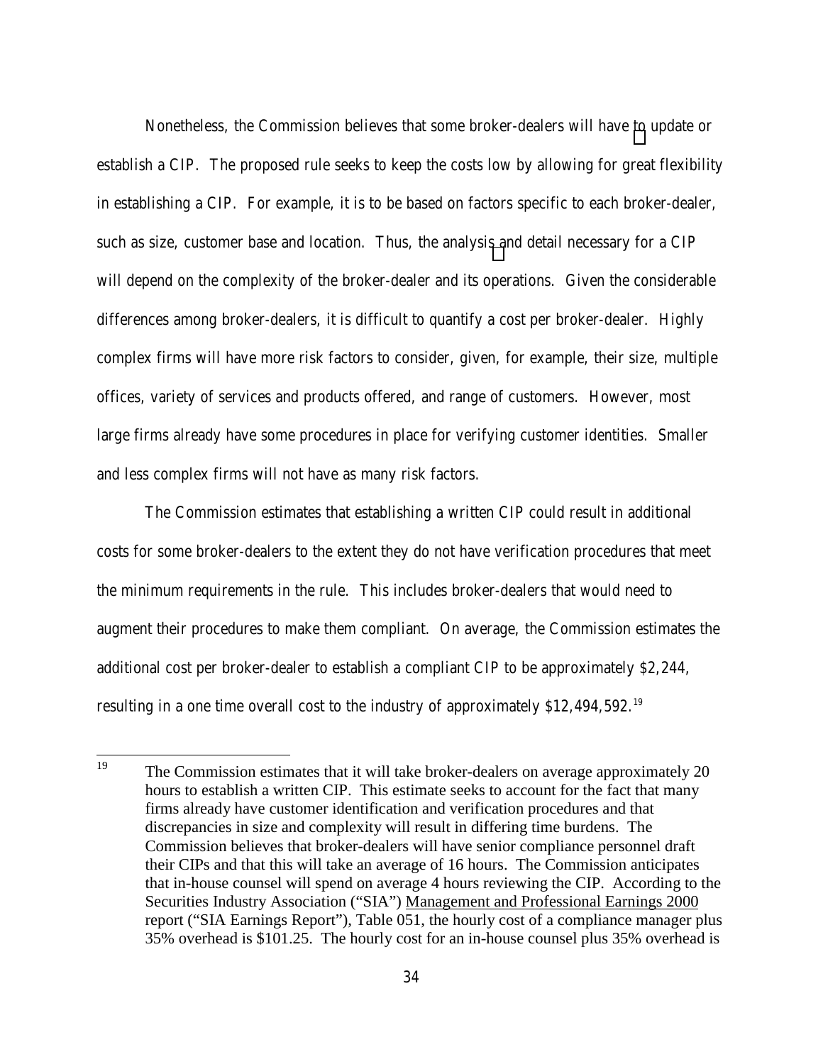Nonetheless, the Commission believes that some broker-dealers will have to update or establish a CIP. The proposed rule seeks to keep the costs low by allowing for great flexibility in establishing a CIP. For example, it is to be based on factors specific to each broker-dealer, such as size, customer base and location. Thus, the analysis and detail necessary for a CIP will depend on the complexity of the broker-dealer and its operations. Given the considerable differences among broker-dealers, it is difficult to quantify a cost per broker-dealer. Highly complex firms will have more risk factors to consider, given, for example, their size, multiple offices, variety of services and products offered, and range of customers. However, most large firms already have some procedures in place for verifying customer identities. Smaller and less complex firms will not have as many risk factors.

The Commission estimates that establishing a written CIP could result in additional costs for some broker-dealers to the extent they do not have verification procedures that meet the minimum requirements in the rule. This includes broker-dealers that would need to augment their procedures to make them compliant. On average, the Commission estimates the additional cost per broker-dealer to establish a compliant CIP to be approximately $2,244, resulting in a one time overall cost to the industry of approximately $12,494,592.[19]

---

[19] The Commission estimates that it will take broker-dealers on average approximately 20 hours to establish a written CIP. This estimate seeks to account for the fact that many firms already have customer identification and verification procedures and that discrepancies in size and complexity will result in differing time burdens. The Commission believes that broker-dealers will have senior compliance personnel draft their CIPs and that this will take an average of 16 hours. The Commission anticipates that in-house counsel will spend on average 4 hours reviewing the CIP. According to the Securities Industry Association ("SIA") Management and Professional Earnings 2000 report ("SIA Earnings Report"), Table 051, the hourly cost of a compliance manager plus 35% overhead is $101.25. The hourly cost for an in-house counsel plus 35% overhead is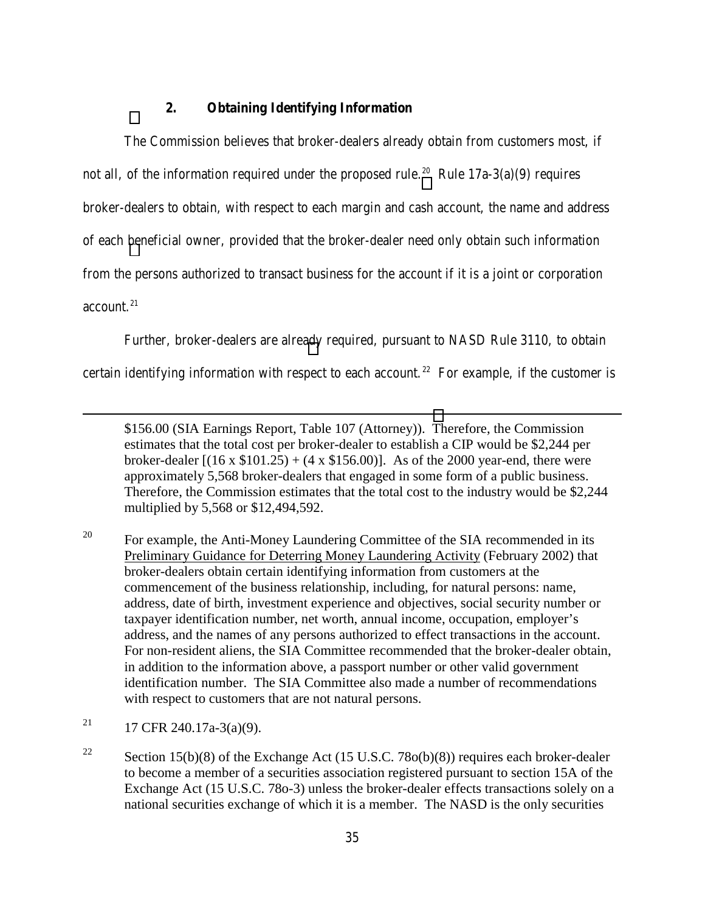### 2. Obtaining Identifying Information

The Commission believes that broker-dealers already obtain from customers most, if not all, of the information required under the proposed rule.[20] Rule 17a-3(a)(9) requires broker-dealers to obtain, with respect to each margin and cash account, the name and address of each beneficial owner, provided that the broker-dealer need only obtain such information from the persons authorized to transact business for the account if it is a joint or corporation account.[21]

Further, broker-dealers are already required, pursuant to NASD Rule 3110, to obtain certain identifying information with respect to each account.[22] For example, if the customer is

---

$156.00 (SIA Earnings Report, Table 107 (Attorney)). Therefore, the Commission estimates that the total cost per broker-dealer to establish a CIP would be $2,244 per broker-dealer [(16 x $101.25) + (4 x $156.00)]. As of the 2000 year-end, there were approximately 5,568 broker-dealers that engaged in some form of a public business. Therefore, the Commission estimates that the total cost to the industry would be $2,244 multiplied by 5,568 or $12,494,592.

[20] For example, the Anti-Money Laundering Committee of the SIA recommended in its Preliminary Guidance for Deterring Money Laundering Activity (February 2002) that broker-dealers obtain certain identifying information from customers at the commencement of the business relationship, including, for natural persons: name, address, date of birth, investment experience and objectives, social security number or taxpayer identification number, net worth, annual income, occupation, employer's address, and the names of any persons authorized to effect transactions in the account. For non-resident aliens, the SIA Committee recommended that the broker-dealer obtain, in addition to the information above, a passport number or other valid government identification number. The SIA Committee also made a number of recommendations with respect to customers that are not natural persons.

[21] 17 CFR 240.17a-3(a)(9).

[22] Section 15(b)(8) of the Exchange Act (15 U.S.C. 78o(b)(8)) requires each broker-dealer to become a member of a securities association registered pursuant to section 15A of the Exchange Act (15 U.S.C. 78o-3) unless the broker-dealer effects transactions solely on a national securities exchange of which it is a member. The NASD is the only securities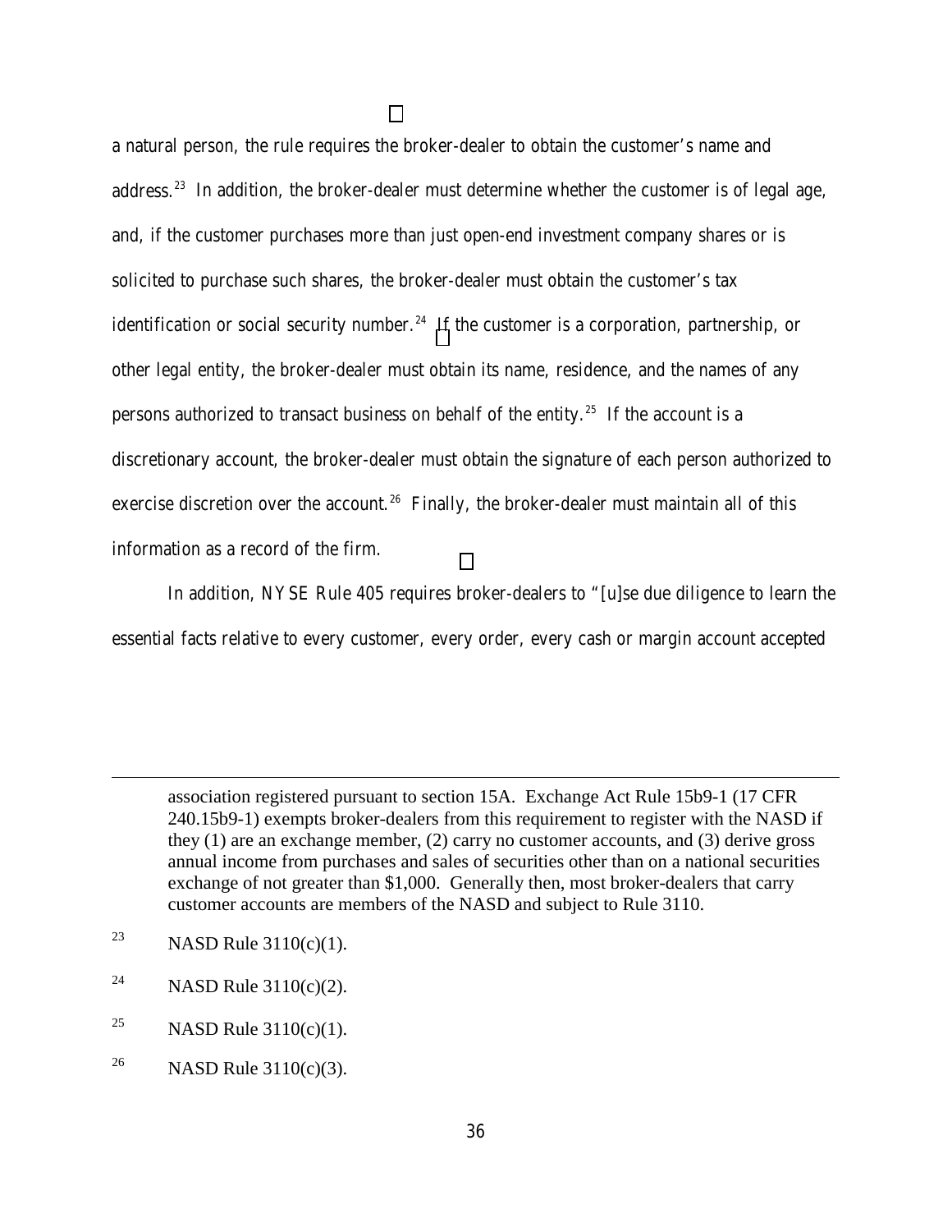a natural person, the rule requires the broker-dealer to obtain the customer's name and address.[23] In addition, the broker-dealer must determine whether the customer is of legal age, and, if the customer purchases more than just open-end investment company shares or is solicited to purchase such shares, the broker-dealer must obtain the customer's tax identification or social security number.[24] If the customer is a corporation, partnership, or other legal entity, the broker-dealer must obtain its name, residence, and the names of any persons authorized to transact business on behalf of the entity.[25] If the account is a discretionary account, the broker-dealer must obtain the signature of each person authorized to exercise discretion over the account.[26] Finally, the broker-dealer must maintain all of this information as a record of the firm.

In addition, NYSE Rule 405 requires broker-dealers to "[u]se due diligence to learn the essential facts relative to every customer, every order, every cash or margin account accepted

---

association registered pursuant to section 15A. Exchange Act Rule 15b9-1 (17 CFR 240.15b9-1) exempts broker-dealers from this requirement to register with the NASD if they (1) are an exchange member, (2) carry no customer accounts, and (3) derive gross annual income from purchases and sales of securities other than on a national securities exchange of not greater than $1,000. Generally then, most broker-dealers that carry customer accounts are members of the NASD and subject to Rule 3110.

[23] NASD Rule 3110(c)(1).

[24] NASD Rule 3110(c)(2).

[25] NASD Rule 3110(c)(1).

[26] NASD Rule 3110(c)(3).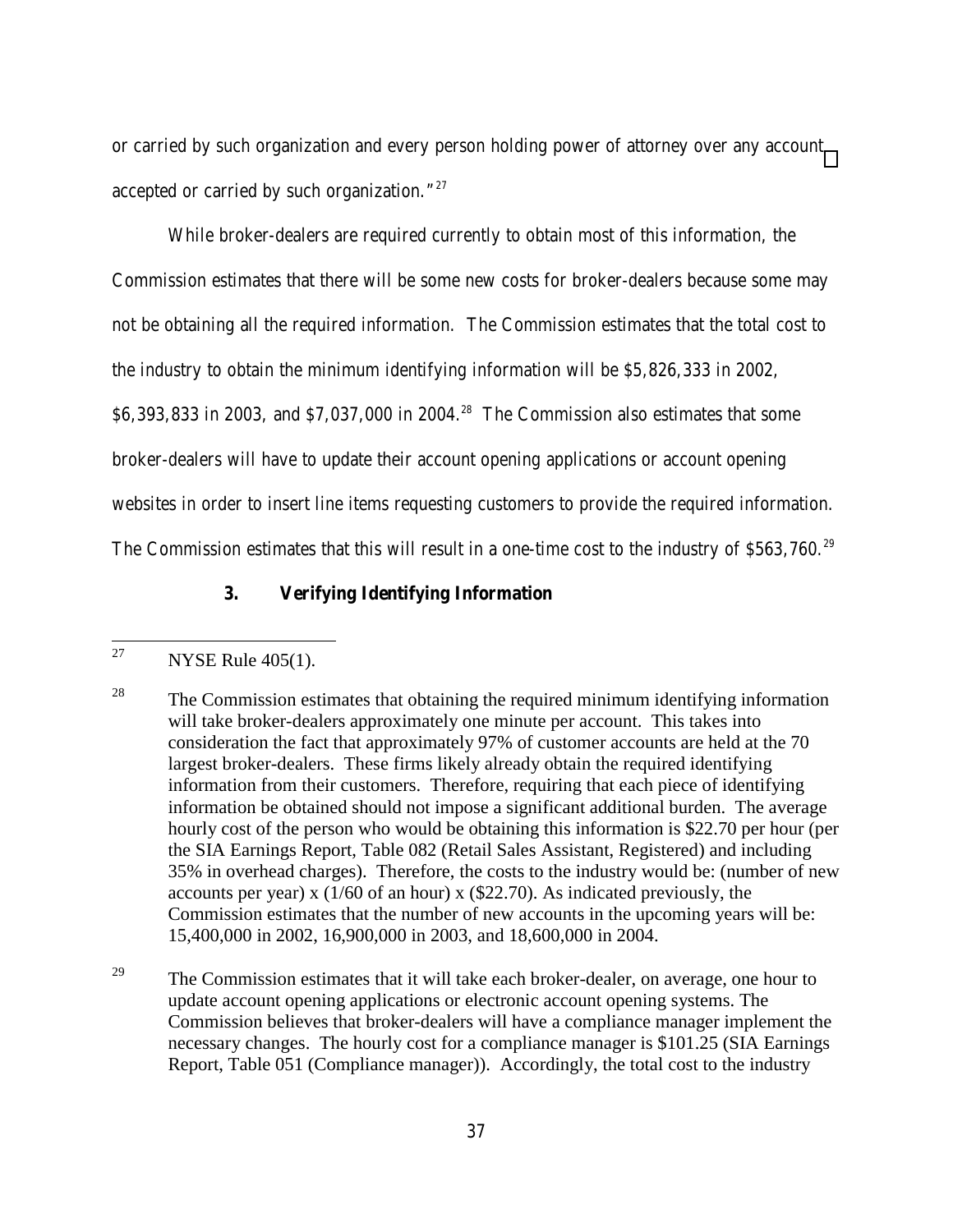or carried by such organization and every person holding power of attorney over any account accepted or carried by such organization."[27]

While broker-dealers are required currently to obtain most of this information, the Commission estimates that there will be some new costs for broker-dealers because some may not be obtaining all the required information. The Commission estimates that the total cost to the industry to obtain the minimum identifying information will be $5,826,333 in 2002, $6,393,833 in 2003, and $7,037,000 in 2004.[28] The Commission also estimates that some broker-dealers will have to update their account opening applications or account opening websites in order to insert line items requesting customers to provide the required information. The Commission estimates that this will result in a one-time cost to the industry of $563,760.[29]

### 3. Verifying Identifying Information

---

[27] NYSE Rule 405(1).

[28] The Commission estimates that obtaining the required minimum identifying information will take broker-dealers approximately one minute per account. This takes into consideration the fact that approximately 97% of customer accounts are held at the 70 largest broker-dealers. These firms likely already obtain the required identifying information from their customers. Therefore, requiring that each piece of identifying information be obtained should not impose a significant additional burden. The average hourly cost of the person who would be obtaining this information is $22.70 per hour (per the SIA Earnings Report, Table 082 (Retail Sales Assistant, Registered) and including 35% in overhead charges). Therefore, the costs to the industry would be: (number of new accounts per year) x (1/60 of an hour) x ($22.70). As indicated previously, the Commission estimates that the number of new accounts in the upcoming years will be: 15,400,000 in 2002, 16,900,000 in 2003, and 18,600,000 in 2004.

[29] The Commission estimates that it will take each broker-dealer, on average, one hour to update account opening applications or electronic account opening systems. The Commission believes that broker-dealers will have a compliance manager implement the necessary changes. The hourly cost for a compliance manager is $101.25 (SIA Earnings Report, Table 051 (Compliance manager)). Accordingly, the total cost to the industry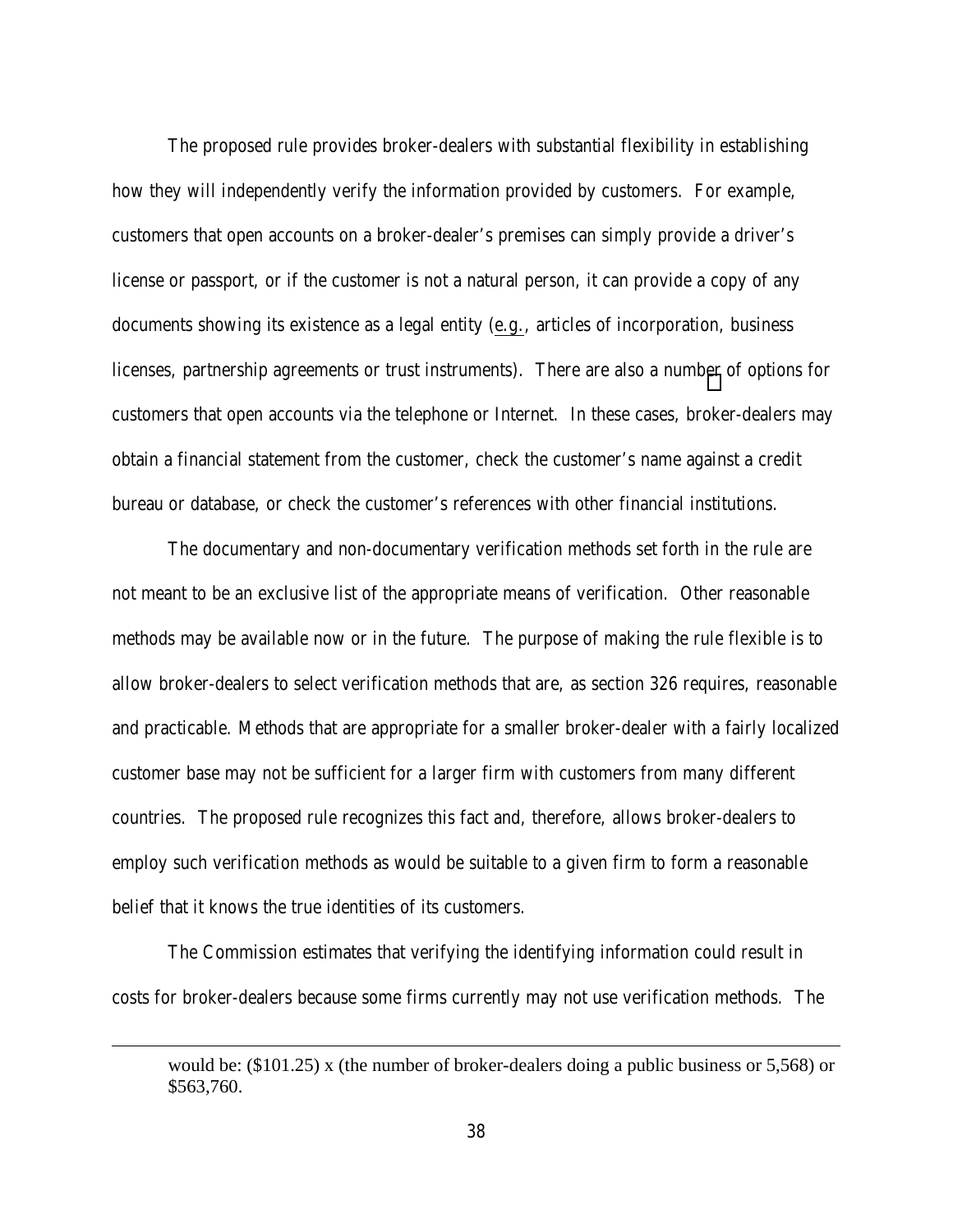The proposed rule provides broker-dealers with substantial flexibility in establishing how they will independently verify the information provided by customers. For example, customers that open accounts on a broker-dealer's premises can simply provide a driver's license or passport, or if the customer is not a natural person, it can provide a copy of any documents showing its existence as a legal entity (e.g., articles of incorporation, business licenses, partnership agreements or trust instruments). There are also a number of options for customers that open accounts via the telephone or Internet. In these cases, broker-dealers may obtain a financial statement from the customer, check the customer's name against a credit bureau or database, or check the customer's references with other financial institutions.

The documentary and non-documentary verification methods set forth in the rule are not meant to be an exclusive list of the appropriate means of verification. Other reasonable methods may be available now or in the future. The purpose of making the rule flexible is to allow broker-dealers to select verification methods that are, as section 326 requires, reasonable and practicable. Methods that are appropriate for a smaller broker-dealer with a fairly localized customer base may not be sufficient for a larger firm with customers from many different countries. The proposed rule recognizes this fact and, therefore, allows broker-dealers to employ such verification methods as would be suitable to a given firm to form a reasonable belief that it knows the true identities of its customers.

The Commission estimates that verifying the identifying information could result in costs for broker-dealers because some firms currently may not use verification methods. The

---

would be: ($101.25) x (the number of broker-dealers doing a public business or 5,568) or $563,760.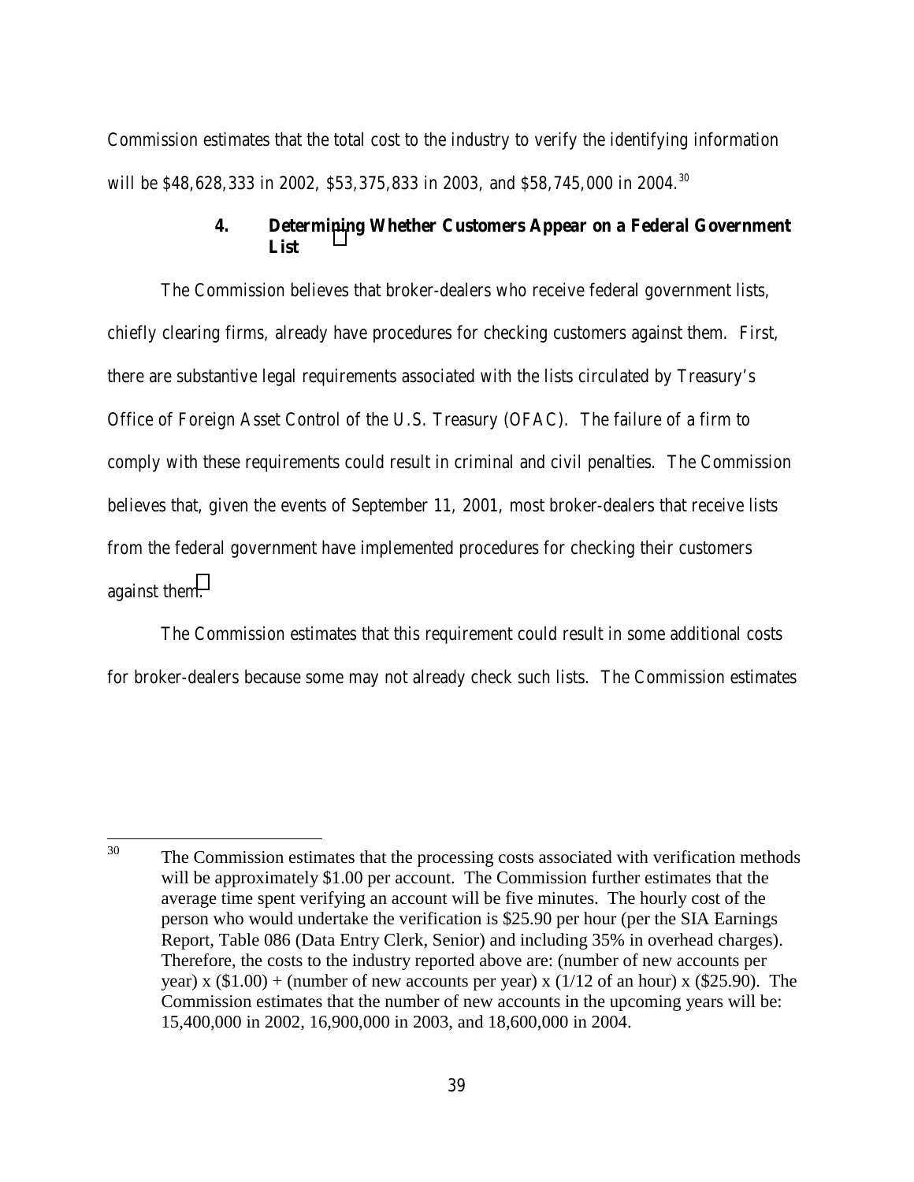Commission estimates that the total cost to the industry to verify the identifying information will be $48,628,333 in 2002, $53,375,833 in 2003, and $58,745,000 in 2004.[30]

#### 4. Determining Whether Customers Appear on a Federal Government List

The Commission believes that broker-dealers who receive federal government lists, chiefly clearing firms, already have procedures for checking customers against them. First, there are substantive legal requirements associated with the lists circulated by Treasury's Office of Foreign Asset Control of the U.S. Treasury (OFAC). The failure of a firm to comply with these requirements could result in criminal and civil penalties. The Commission believes that, given the events of September 11, 2001, most broker-dealers that receive lists from the federal government have implemented procedures for checking their customers against them.

The Commission estimates that this requirement could result in some additional costs for broker-dealers because some may not already check such lists. The Commission estimates

---

[30] The Commission estimates that the processing costs associated with verification methods will be approximately $1.00 per account. The Commission further estimates that the average time spent verifying an account will be five minutes. The hourly cost of the person who would undertake the verification is $25.90 per hour (per the SIA Earnings Report, Table 086 (Data Entry Clerk, Senior) and including 35% in overhead charges). Therefore, the costs to the industry reported above are: (number of new accounts per year) x ($1.00) + (number of new accounts per year) x (1/12 of an hour) x ($25.90). The Commission estimates that the number of new accounts in the upcoming years will be: 15,400,000 in 2002, 16,900,000 in 2003, and 18,600,000 in 2004.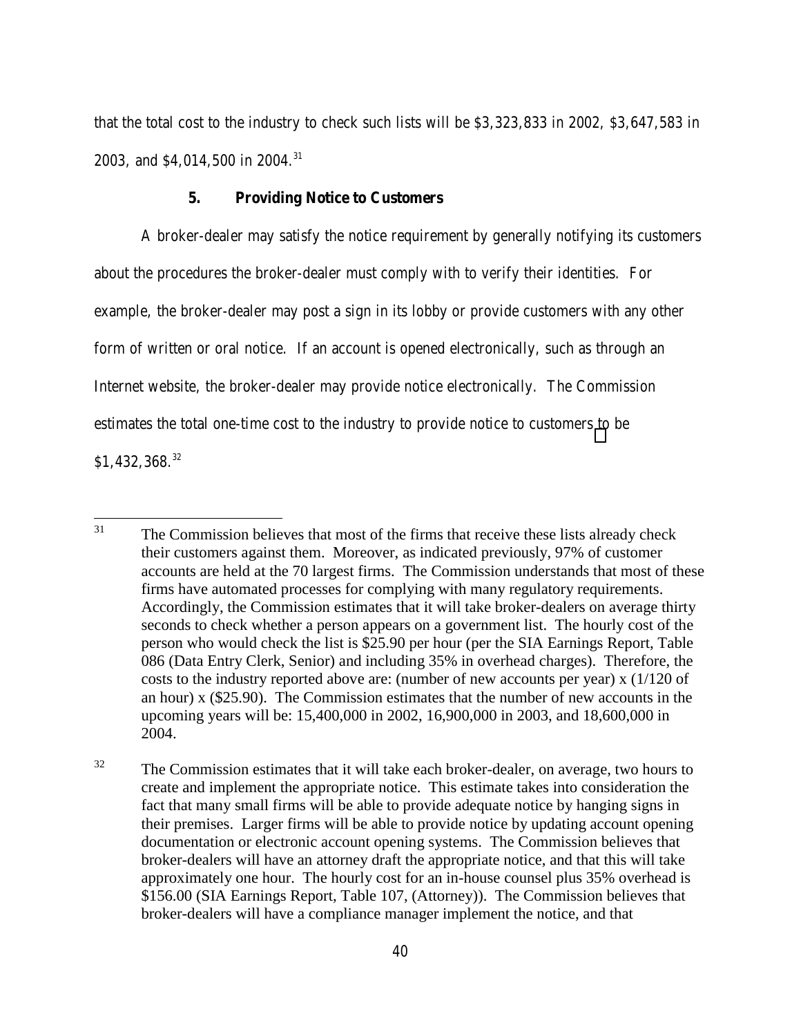that the total cost to the industry to check such lists will be $3,323,833 in 2002, $3,647,583 in 2003, and $4,014,500 in 2004.[31]

### 5. Providing Notice to Customers

A broker-dealer may satisfy the notice requirement by generally notifying its customers about the procedures the broker-dealer must comply with to verify their identities. For example, the broker-dealer may post a sign in its lobby or provide customers with any other form of written or oral notice. If an account is opened electronically, such as through an Internet website, the broker-dealer may provide notice electronically. The Commission estimates the total one-time cost to the industry to provide notice to customers to be $1,432,368.[32]

---

[31] The Commission believes that most of the firms that receive these lists already check their customers against them. Moreover, as indicated previously, 97% of customer accounts are held at the 70 largest firms. The Commission understands that most of these firms have automated processes for complying with many regulatory requirements. Accordingly, the Commission estimates that it will take broker-dealers on average thirty seconds to check whether a person appears on a government list. The hourly cost of the person who would check the list is $25.90 per hour (per the SIA Earnings Report, Table 086 (Data Entry Clerk, Senior) and including 35% in overhead charges). Therefore, the costs to the industry reported above are: (number of new accounts per year) x (1/120 of an hour) x ($25.90). The Commission estimates that the number of new accounts in the upcoming years will be: 15,400,000 in 2002, 16,900,000 in 2003, and 18,600,000 in 2004.

[32] The Commission estimates that it will take each broker-dealer, on average, two hours to create and implement the appropriate notice. This estimate takes into consideration the fact that many small firms will be able to provide adequate notice by hanging signs in their premises. Larger firms will be able to provide notice by updating account opening documentation or electronic account opening systems. The Commission believes that broker-dealers will have an attorney draft the appropriate notice, and that this will take approximately one hour. The hourly cost for an in-house counsel plus 35% overhead is $156.00 (SIA Earnings Report, Table 107, (Attorney)). The Commission believes that broker-dealers will have a compliance manager implement the notice, and that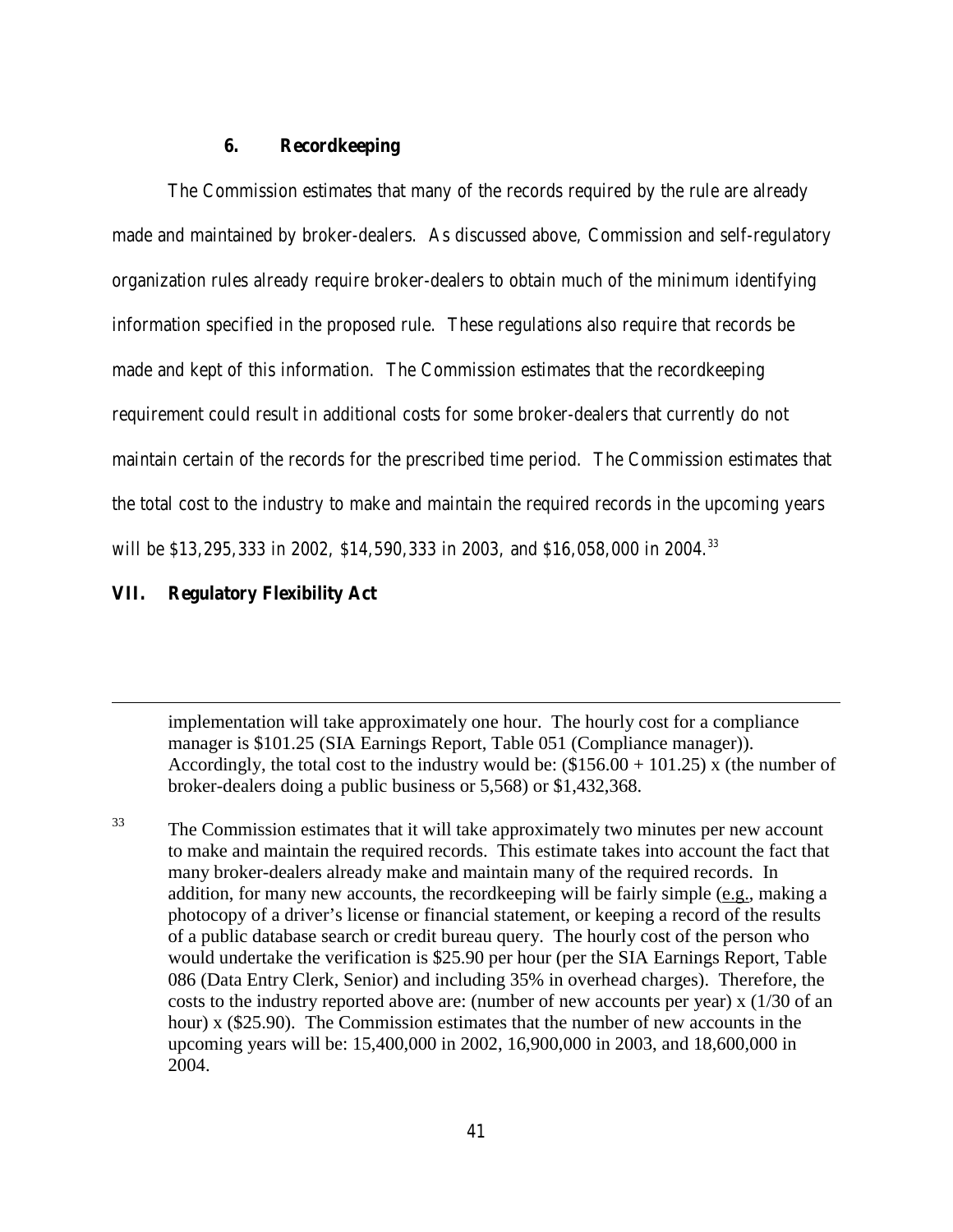### 6. Recordkeeping

The Commission estimates that many of the records required by the rule are already made and maintained by broker-dealers. As discussed above, Commission and self-regulatory organization rules already require broker-dealers to obtain much of the minimum identifying information specified in the proposed rule. These regulations also require that records be made and kept of this information. The Commission estimates that the recordkeeping requirement could result in additional costs for some broker-dealers that currently do not maintain certain of the records for the prescribed time period. The Commission estimates that the total cost to the industry to make and maintain the required records in the upcoming years will be $13,295,333 in 2002, $14,590,333 in 2003, and $16,058,000 in 2004.[33]

## VII. Regulatory Flexibility Act

---

implementation will take approximately one hour. The hourly cost for a compliance manager is $101.25 (SIA Earnings Report, Table 051 (Compliance manager)). Accordingly, the total cost to the industry would be: ($156.00 + 101.25) x (the number of broker-dealers doing a public business or 5,568) or $1,432,368.

[33] The Commission estimates that it will take approximately two minutes per new account to make and maintain the required records. This estimate takes into account the fact that many broker-dealers already make and maintain many of the required records. In addition, for many new accounts, the recordkeeping will be fairly simple (e.g., making a photocopy of a driver's license or financial statement, or keeping a record of the results of a public database search or credit bureau query. The hourly cost of the person who would undertake the verification is $25.90 per hour (per the SIA Earnings Report, Table 086 (Data Entry Clerk, Senior) and including 35% in overhead charges). Therefore, the costs to the industry reported above are: (number of new accounts per year) x (1/30 of an hour) x ($25.90). The Commission estimates that the number of new accounts in the upcoming years will be: 15,400,000 in 2002, 16,900,000 in 2003, and 18,600,000 in 2004.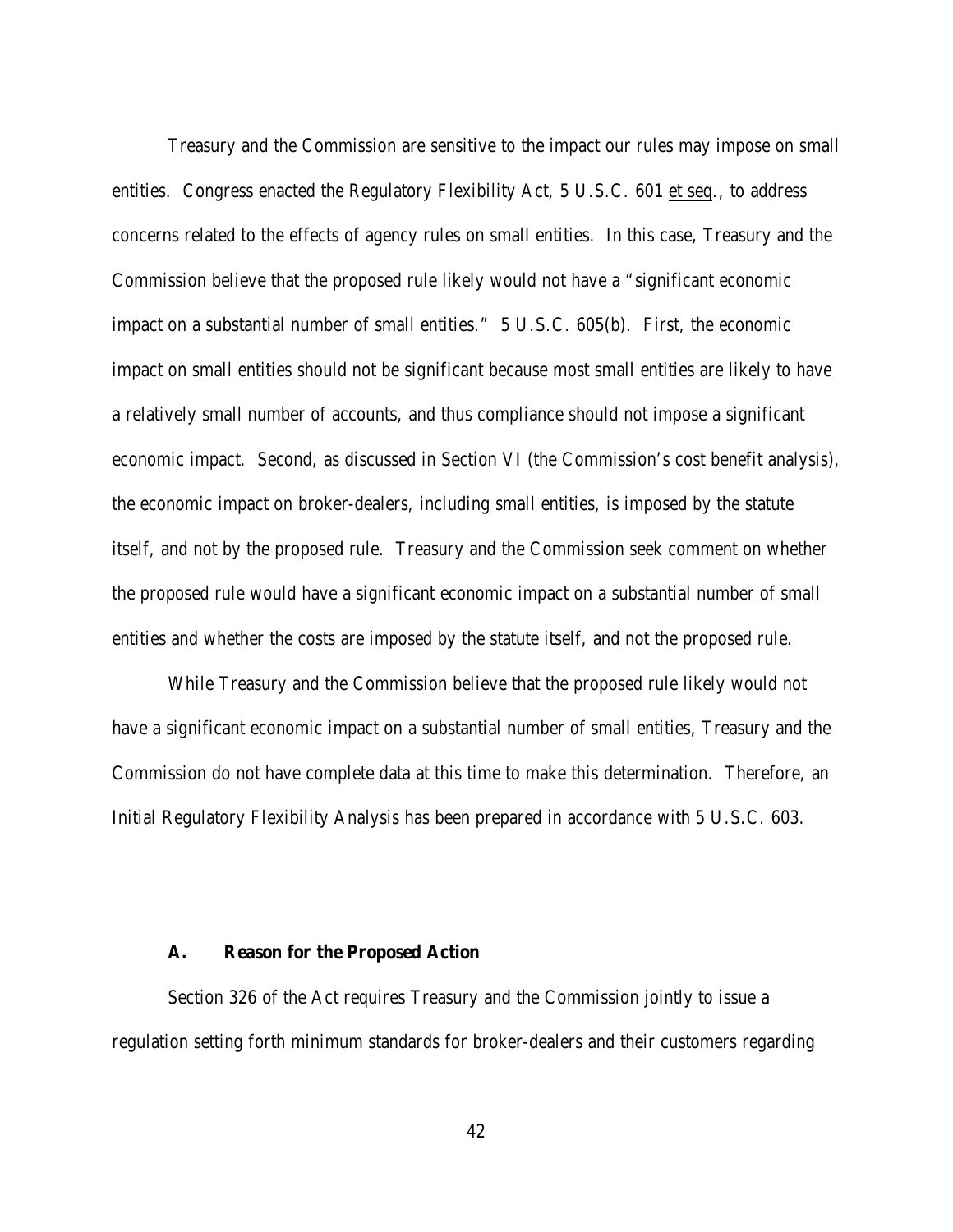Treasury and the Commission are sensitive to the impact our rules may impose on small entities. Congress enacted the Regulatory Flexibility Act, 5 U.S.C. 601 et seq., to address concerns related to the effects of agency rules on small entities. In this case, Treasury and the Commission believe that the proposed rule likely would not have a "significant economic impact on a substantial number of small entities." 5 U.S.C. 605(b). First, the economic impact on small entities should not be significant because most small entities are likely to have a relatively small number of accounts, and thus compliance should not impose a significant economic impact. Second, as discussed in Section VI (the Commission's cost benefit analysis), the economic impact on broker-dealers, including small entities, is imposed by the statute itself, and not by the proposed rule. Treasury and the Commission seek comment on whether the proposed rule would have a significant economic impact on a substantial number of small entities and whether the costs are imposed by the statute itself, and not the proposed rule.

While Treasury and the Commission believe that the proposed rule likely would not have a significant economic impact on a substantial number of small entities, Treasury and the Commission do not have complete data at this time to make this determination. Therefore, an Initial Regulatory Flexibility Analysis has been prepared in accordance with 5 U.S.C. 603.

### A. Reason for the Proposed Action

Section 326 of the Act requires Treasury and the Commission jointly to issue a regulation setting forth minimum standards for broker-dealers and their customers regarding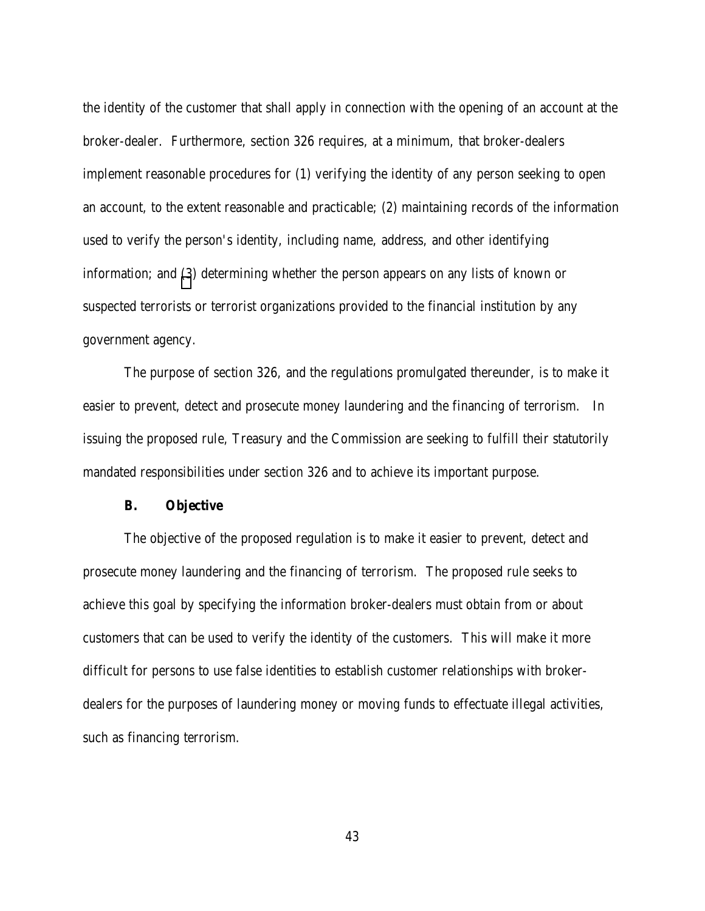the identity of the customer that shall apply in connection with the opening of an account at the broker-dealer. Furthermore, section 326 requires, at a minimum, that broker-dealers implement reasonable procedures for (1) verifying the identity of any person seeking to open an account, to the extent reasonable and practicable; (2) maintaining records of the information used to verify the person's identity, including name, address, and other identifying information; and (3) determining whether the person appears on any lists of known or suspected terrorists or terrorist organizations provided to the financial institution by any government agency.

The purpose of section 326, and the regulations promulgated thereunder, is to make it easier to prevent, detect and prosecute money laundering and the financing of terrorism. In issuing the proposed rule, Treasury and the Commission are seeking to fulfill their statutorily mandated responsibilities under section 326 and to achieve its important purpose.

**B. Objective**

The objective of the proposed regulation is to make it easier to prevent, detect and prosecute money laundering and the financing of terrorism. The proposed rule seeks to achieve this goal by specifying the information broker-dealers must obtain from or about customers that can be used to verify the identity of the customers. This will make it more difficult for persons to use false identities to establish customer relationships with broker-dealers for the purposes of laundering money or moving funds to effectuate illegal activities, such as financing terrorism.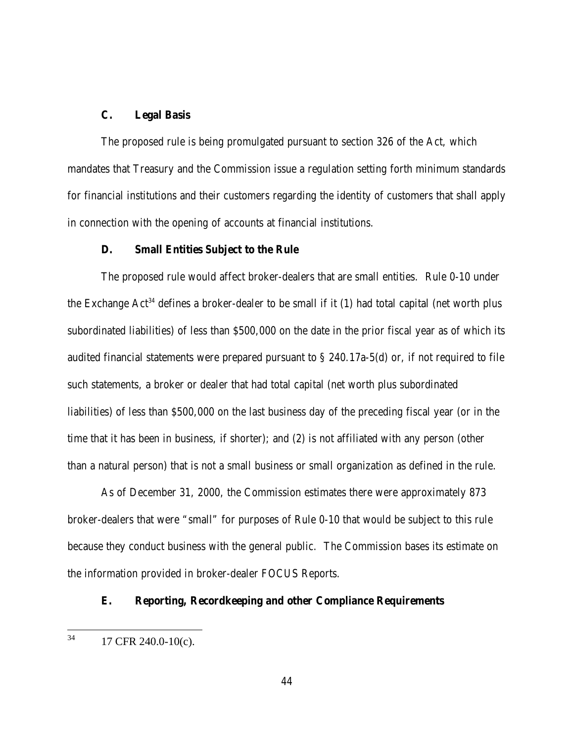### C. Legal Basis

The proposed rule is being promulgated pursuant to section 326 of the Act, which mandates that Treasury and the Commission issue a regulation setting forth minimum standards for financial institutions and their customers regarding the identity of customers that shall apply in connection with the opening of accounts at financial institutions.

### D. Small Entities Subject to the Rule

The proposed rule would affect broker-dealers that are small entities. Rule 0-10 under the Exchange Act[34] defines a broker-dealer to be small if it (1) had total capital (net worth plus subordinated liabilities) of less than $500,000 on the date in the prior fiscal year as of which its audited financial statements were prepared pursuant to § 240.17a-5(d) or, if not required to file such statements, a broker or dealer that had total capital (net worth plus subordinated liabilities) of less than $500,000 on the last business day of the preceding fiscal year (or in the time that it has been in business, if shorter); and (2) is not affiliated with any person (other than a natural person) that is not a small business or small organization as defined in the rule.

As of December 31, 2000, the Commission estimates there were approximately 873 broker-dealers that were "small" for purposes of Rule 0-10 that would be subject to this rule because they conduct business with the general public. The Commission bases its estimate on the information provided in broker-dealer FOCUS Reports.

### E. Reporting, Recordkeeping and other Compliance Requirements

---

[34] 17 CFR 240.0-10(c).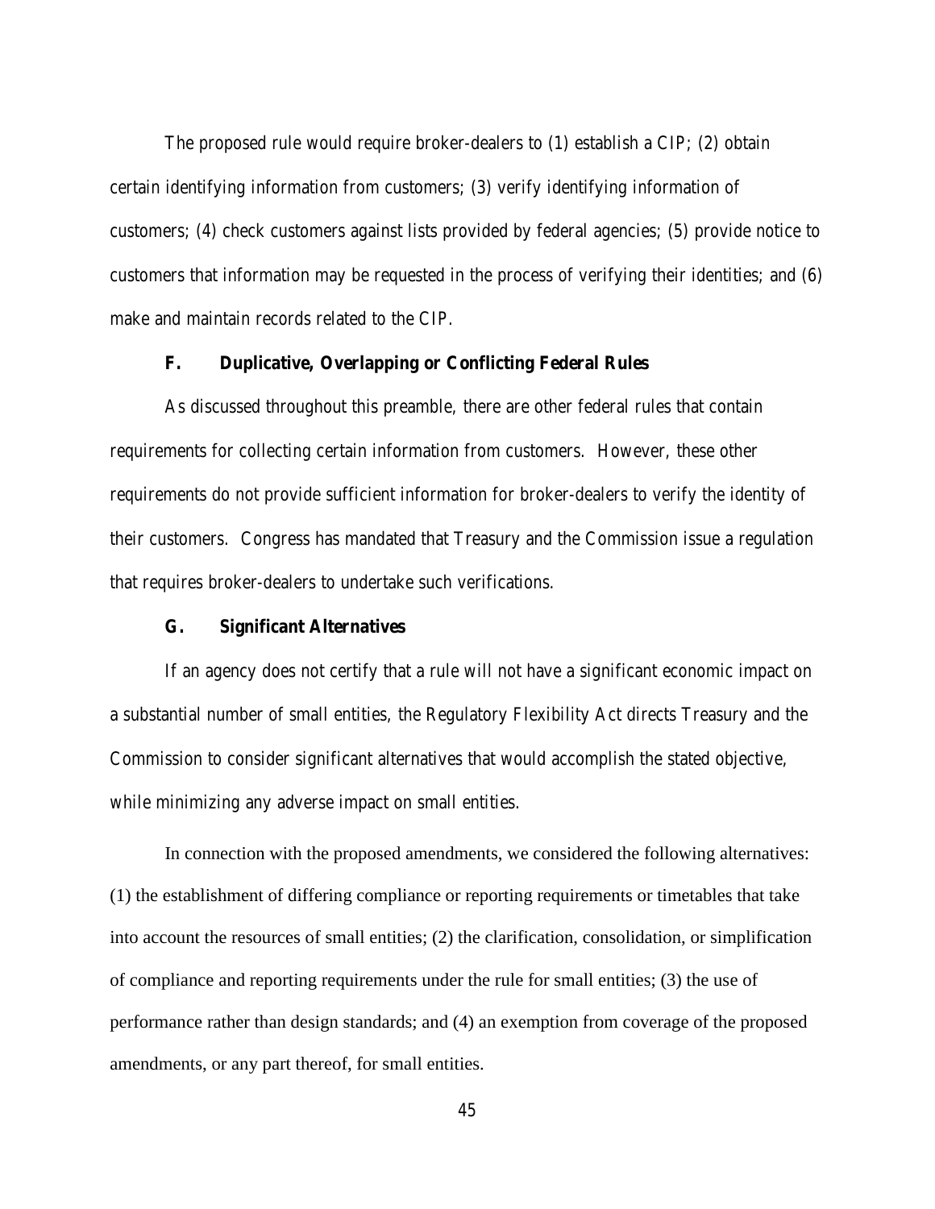The proposed rule would require broker-dealers to (1) establish a CIP; (2) obtain certain identifying information from customers; (3) verify identifying information of customers; (4) check customers against lists provided by federal agencies; (5) provide notice to customers that information may be requested in the process of verifying their identities; and (6) make and maintain records related to the CIP.

### F. Duplicative, Overlapping or Conflicting Federal Rules

As discussed throughout this preamble, there are other federal rules that contain requirements for collecting certain information from customers. However, these other requirements do not provide sufficient information for broker-dealers to verify the identity of their customers. Congress has mandated that Treasury and the Commission issue a regulation that requires broker-dealers to undertake such verifications.

### G. Significant Alternatives

If an agency does not certify that a rule will not have a significant economic impact on a substantial number of small entities, the Regulatory Flexibility Act directs Treasury and the Commission to consider significant alternatives that would accomplish the stated objective, while minimizing any adverse impact on small entities.

In connection with the proposed amendments, we considered the following alternatives: (1) the establishment of differing compliance or reporting requirements or timetables that take into account the resources of small entities; (2) the clarification, consolidation, or simplification of compliance and reporting requirements under the rule for small entities; (3) the use of performance rather than design standards; and (4) an exemption from coverage of the proposed amendments, or any part thereof, for small entities.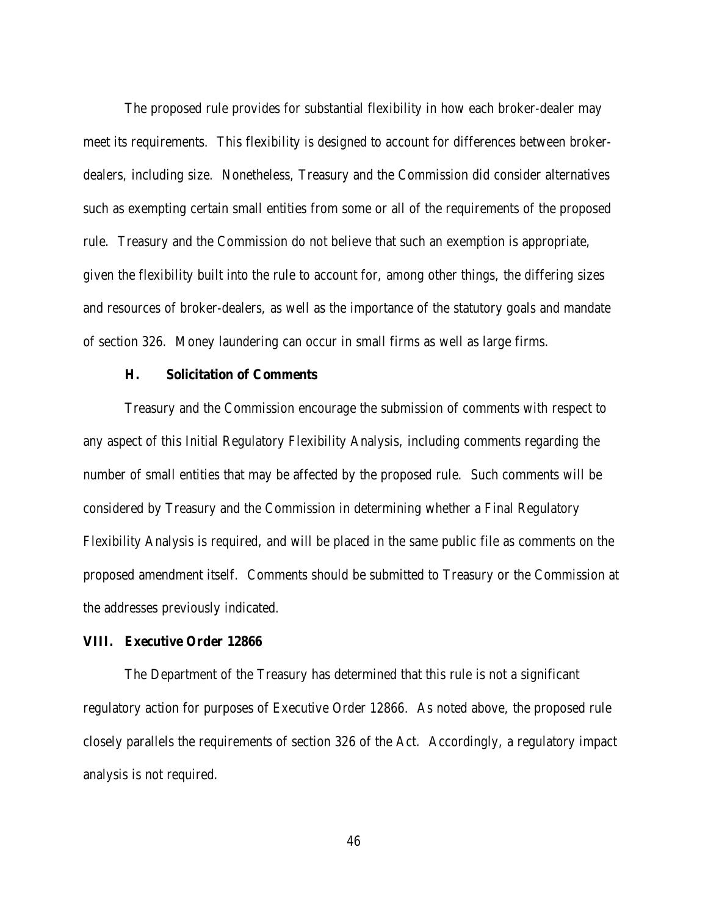The proposed rule provides for substantial flexibility in how each broker-dealer may meet its requirements. This flexibility is designed to account for differences between broker-dealers, including size. Nonetheless, Treasury and the Commission did consider alternatives such as exempting certain small entities from some or all of the requirements of the proposed rule. Treasury and the Commission do not believe that such an exemption is appropriate, given the flexibility built into the rule to account for, among other things, the differing sizes and resources of broker-dealers, as well as the importance of the statutory goals and mandate of section 326. Money laundering can occur in small firms as well as large firms.

### H. Solicitation of Comments

Treasury and the Commission encourage the submission of comments with respect to any aspect of this Initial Regulatory Flexibility Analysis, including comments regarding the number of small entities that may be affected by the proposed rule. Such comments will be considered by Treasury and the Commission in determining whether a Final Regulatory Flexibility Analysis is required, and will be placed in the same public file as comments on the proposed amendment itself. Comments should be submitted to Treasury or the Commission at the addresses previously indicated.

## VIII. Executive Order 12866

The Department of the Treasury has determined that this rule is not a significant regulatory action for purposes of Executive Order 12866. As noted above, the proposed rule closely parallels the requirements of section 326 of the Act. Accordingly, a regulatory impact analysis is not required.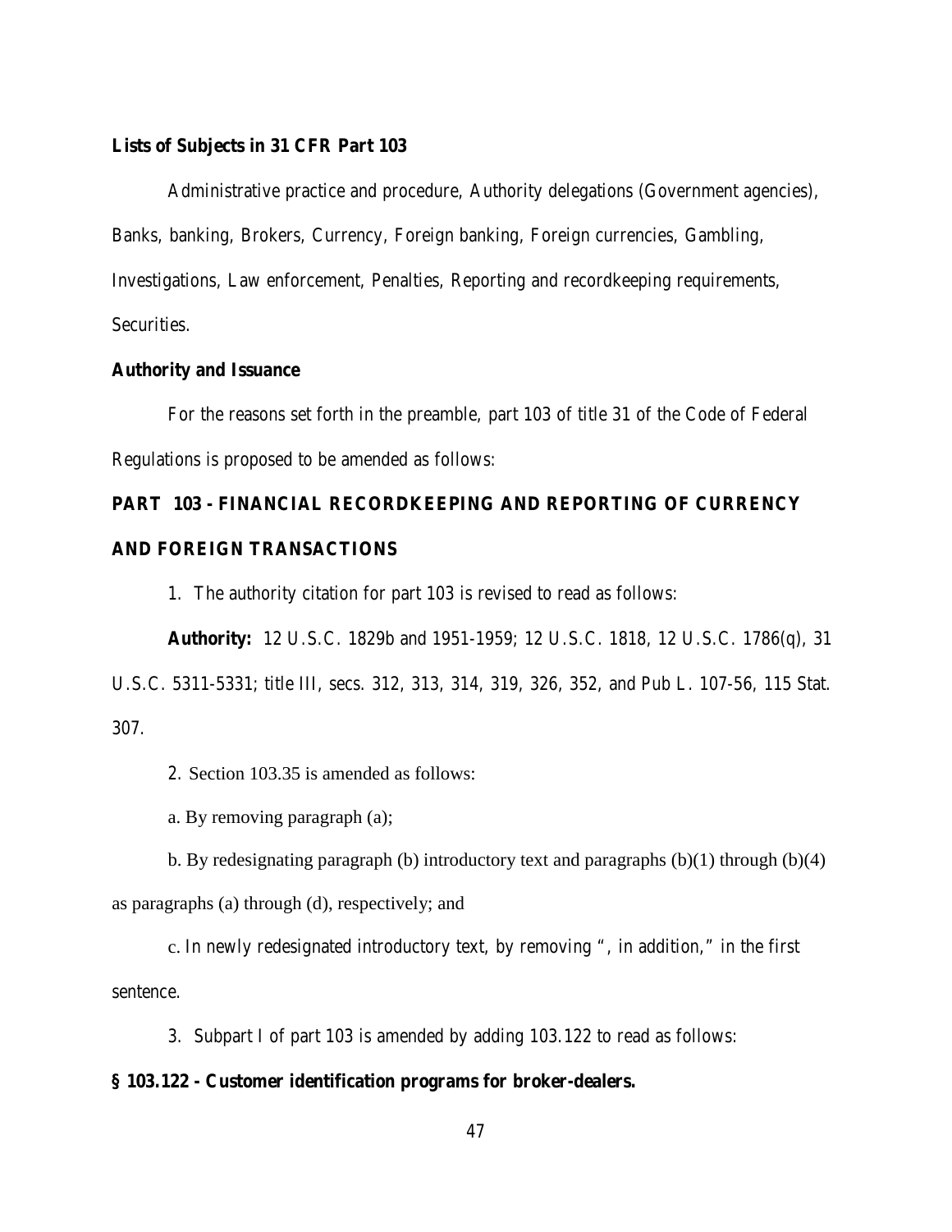**Lists of Subjects in 31 CFR Part 103**

Administrative practice and procedure, Authority delegations (Government agencies), Banks, banking, Brokers, Currency, Foreign banking, Foreign currencies, Gambling, Investigations, Law enforcement, Penalties, Reporting and recordkeeping requirements, Securities.

**Authority and Issuance**

For the reasons set forth in the preamble, part 103 of title 31 of the Code of Federal Regulations is proposed to be amended as follows:

**PART 103 - FINANCIAL RECORDKEEPING AND REPORTING OF CURRENCY AND FOREIGN TRANSACTIONS**

1. The authority citation for part 103 is revised to read as follows:

**Authority:** 12 U.S.C. 1829b and 1951-1959; 12 U.S.C. 1818, 12 U.S.C. 1786(q), 31 U.S.C. 5311-5331; title III, secs. 312, 313, 314, 319, 326, 352, and Pub L. 107-56, 115 Stat. 307.

2. Section 103.35 is amended as follows:

a. By removing paragraph (a);

b. By redesignating paragraph (b) introductory text and paragraphs (b)(1) through (b)(4) as paragraphs (a) through (d), respectively; and

c. In newly redesignated introductory text, by removing ", in addition," in the first sentence.

3. Subpart I of part 103 is amended by adding 103.122 to read as follows:

**§ 103.122 - Customer identification programs for broker-dealers.**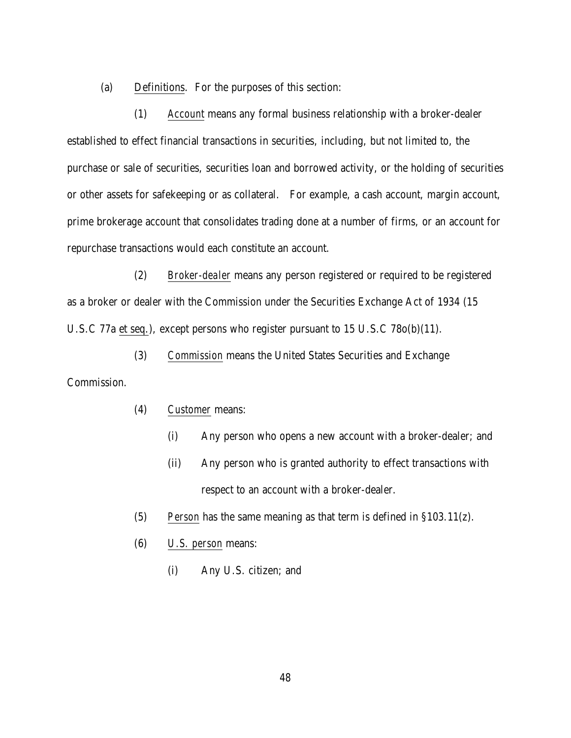(a) Definitions. For the purposes of this section:

(1) *Account* means any formal business relationship with a broker-dealer established to effect financial transactions in securities, including, but not limited to, the purchase or sale of securities, securities loan and borrowed activity, or the holding of securities or other assets for safekeeping or as collateral. For example, a cash account, margin account, prime brokerage account that consolidates trading done at a number of firms, or an account for repurchase transactions would each constitute an account.

(2) *Broker-dealer* means any person registered or required to be registered as a broker or dealer with the Commission under the Securities Exchange Act of 1934 (15 U.S.C 77a et seq.), except persons who register pursuant to 15 U.S.C 78o(b)(11).

(3) *Commission* means the United States Securities and Exchange Commission.

(4) *Customer* means:

(i) Any person who opens a new account with a broker-dealer; and

(ii) Any person who is granted authority to effect transactions with respect to an account with a broker-dealer.

(5) *Person* has the same meaning as that term is defined in §103.11(z).

(6) *U.S. person* means:

(i) Any U.S. citizen; and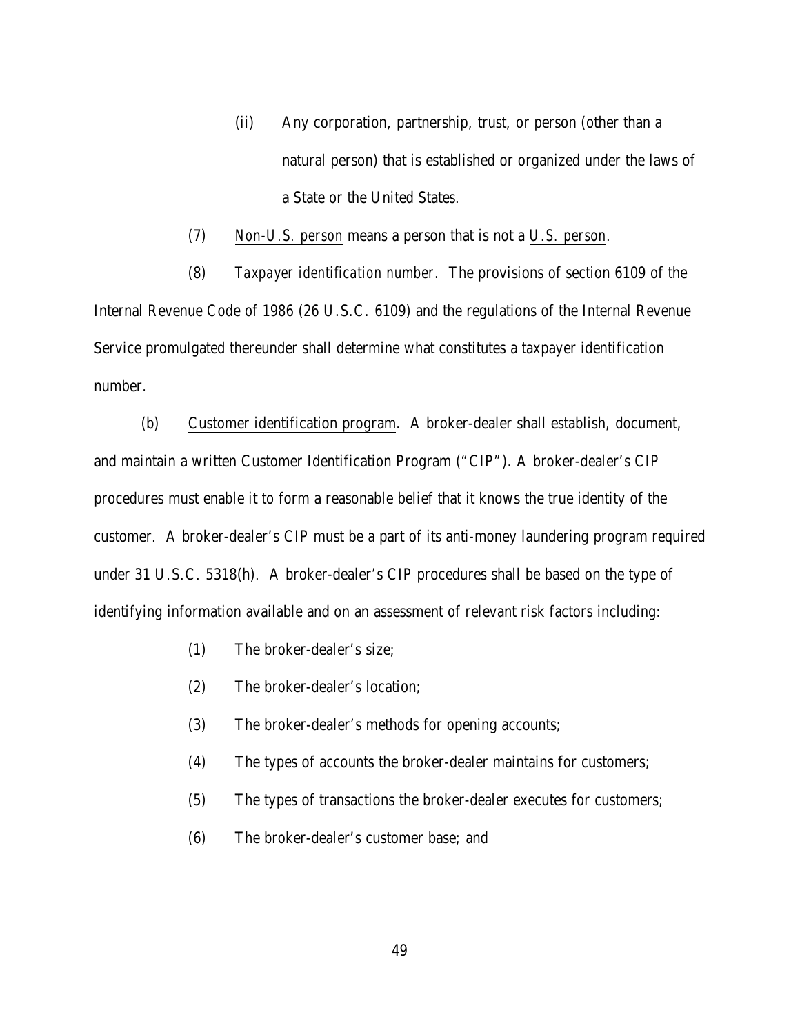(ii) Any corporation, partnership, trust, or person (other than a natural person) that is established or organized under the laws of a State or the United States.

(7) Non-U.S. person means a person that is not a U.S. person.

(8) *Taxpayer identification number*. The provisions of section 6109 of the Internal Revenue Code of 1986 (26 U.S.C. 6109) and the regulations of the Internal Revenue Service promulgated thereunder shall determine what constitutes a taxpayer identification number.

(b) Customer identification program. A broker-dealer shall establish, document, and maintain a written Customer Identification Program ("CIP"). A broker-dealer's CIP procedures must enable it to form a reasonable belief that it knows the true identity of the customer. A broker-dealer's CIP must be a part of its anti-money laundering program required under 31 U.S.C. 5318(h). A broker-dealer's CIP procedures shall be based on the type of identifying information available and on an assessment of relevant risk factors including:

(1) The broker-dealer's size;

(2) The broker-dealer's location;

(3) The broker-dealer's methods for opening accounts;

(4) The types of accounts the broker-dealer maintains for customers;

(5) The types of transactions the broker-dealer executes for customers;

(6) The broker-dealer's customer base; and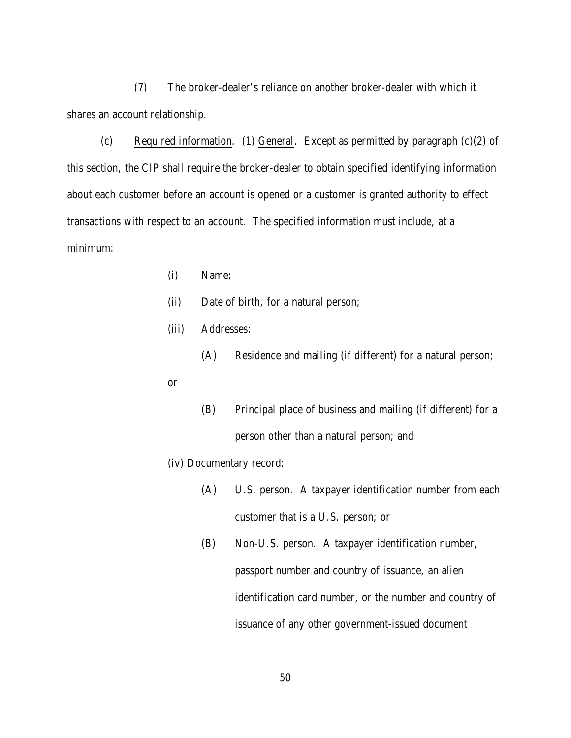(7) The broker-dealer's reliance on another broker-dealer with which it shares an account relationship.

(c) Required information. (1) General. Except as permitted by paragraph (c)(2) of this section, the CIP shall require the broker-dealer to obtain specified identifying information about each customer before an account is opened or a customer is granted authority to effect transactions with respect to an account. The specified information must include, at a minimum:

(i) Name;

(ii) Date of birth, for a natural person;

(iii) Addresses:

(A) Residence and mailing (if different) for a natural person; or

(B) Principal place of business and mailing (if different) for a person other than a natural person; and

(iv) Documentary record:

(A) U.S. person. A taxpayer identification number from each customer that is a U.S. person; or

(B) Non-U.S. person. A taxpayer identification number, passport number and country of issuance, an alien identification card number, or the number and country of issuance of any other government-issued document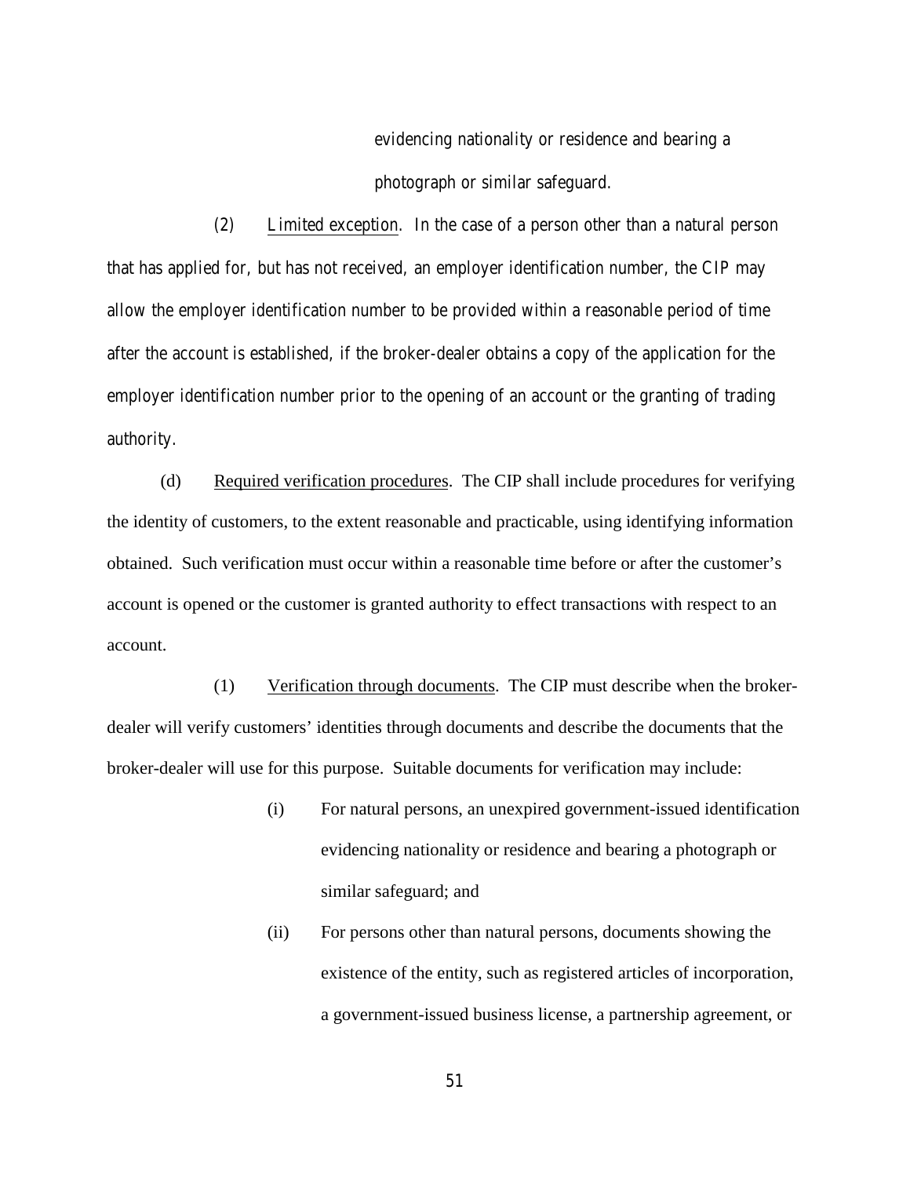evidencing nationality or residence and bearing a photograph or similar safeguard.

(2) Limited exception. In the case of a person other than a natural person that has applied for, but has not received, an employer identification number, the CIP may allow the employer identification number to be provided within a reasonable period of time after the account is established, if the broker-dealer obtains a copy of the application for the employer identification number prior to the opening of an account or the granting of trading authority.

(d) Required verification procedures. The CIP shall include procedures for verifying the identity of customers, to the extent reasonable and practicable, using identifying information obtained. Such verification must occur within a reasonable time before or after the customer's account is opened or the customer is granted authority to effect transactions with respect to an account.

(1) Verification through documents. The CIP must describe when the broker-dealer will verify customers' identities through documents and describe the documents that the broker-dealer will use for this purpose. Suitable documents for verification may include:

(i) For natural persons, an unexpired government-issued identification evidencing nationality or residence and bearing a photograph or similar safeguard; and

(ii) For persons other than natural persons, documents showing the existence of the entity, such as registered articles of incorporation, a government-issued business license, a partnership agreement, or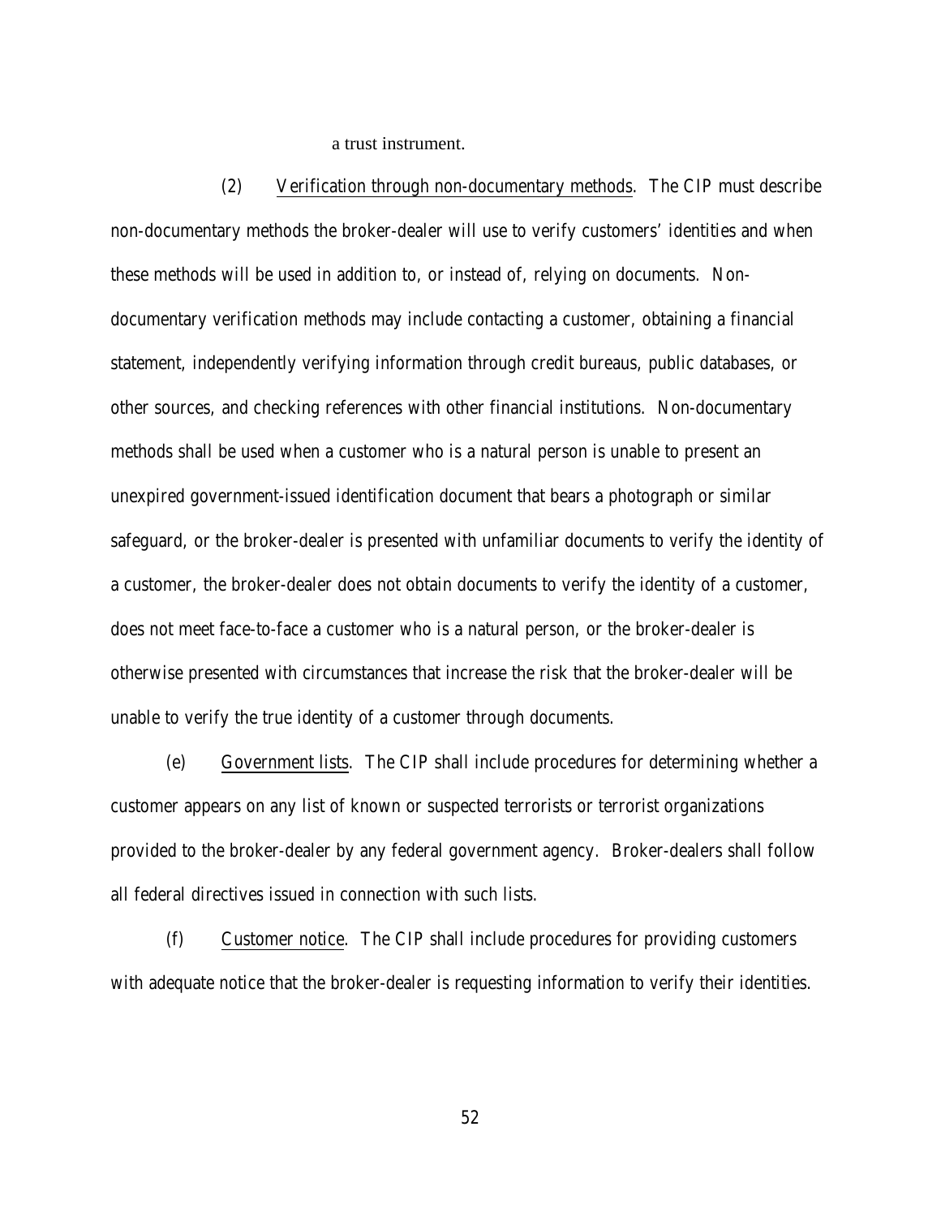a trust instrument.

(2) Verification through non-documentary methods. The CIP must describe non-documentary methods the broker-dealer will use to verify customers' identities and when these methods will be used in addition to, or instead of, relying on documents. Non-documentary verification methods may include contacting a customer, obtaining a financial statement, independently verifying information through credit bureaus, public databases, or other sources, and checking references with other financial institutions. Non-documentary methods shall be used when a customer who is a natural person is unable to present an unexpired government-issued identification document that bears a photograph or similar safeguard, or the broker-dealer is presented with unfamiliar documents to verify the identity of a customer, the broker-dealer does not obtain documents to verify the identity of a customer, does not meet face-to-face a customer who is a natural person, or the broker-dealer is otherwise presented with circumstances that increase the risk that the broker-dealer will be unable to verify the true identity of a customer through documents.

(e) Government lists. The CIP shall include procedures for determining whether a customer appears on any list of known or suspected terrorists or terrorist organizations provided to the broker-dealer by any federal government agency. Broker-dealers shall follow all federal directives issued in connection with such lists.

(f) Customer notice. The CIP shall include procedures for providing customers with adequate notice that the broker-dealer is requesting information to verify their identities.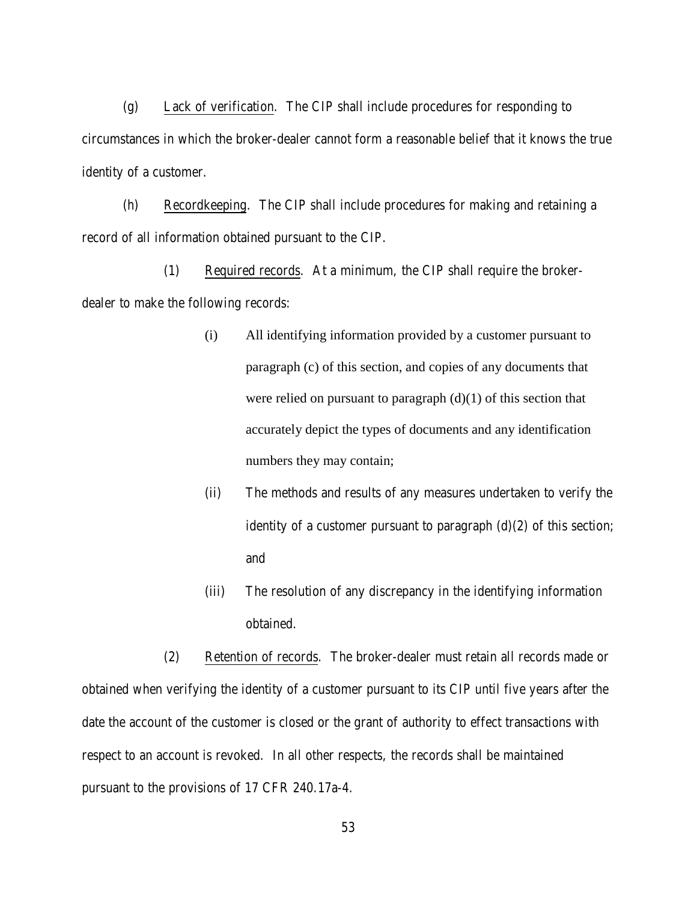(g) Lack of verification. The CIP shall include procedures for responding to circumstances in which the broker-dealer cannot form a reasonable belief that it knows the true identity of a customer.

(h) Recordkeeping. The CIP shall include procedures for making and retaining a record of all information obtained pursuant to the CIP.

(1) Required records. At a minimum, the CIP shall require the broker-dealer to make the following records:

(i) All identifying information provided by a customer pursuant to paragraph (c) of this section, and copies of any documents that were relied on pursuant to paragraph (d)(1) of this section that accurately depict the types of documents and any identification numbers they may contain;

(ii) The methods and results of any measures undertaken to verify the identity of a customer pursuant to paragraph (d)(2) of this section; and

(iii) The resolution of any discrepancy in the identifying information obtained.

(2) Retention of records. The broker-dealer must retain all records made or obtained when verifying the identity of a customer pursuant to its CIP until five years after the date the account of the customer is closed or the grant of authority to effect transactions with respect to an account is revoked. In all other respects, the records shall be maintained pursuant to the provisions of 17 CFR 240.17a-4.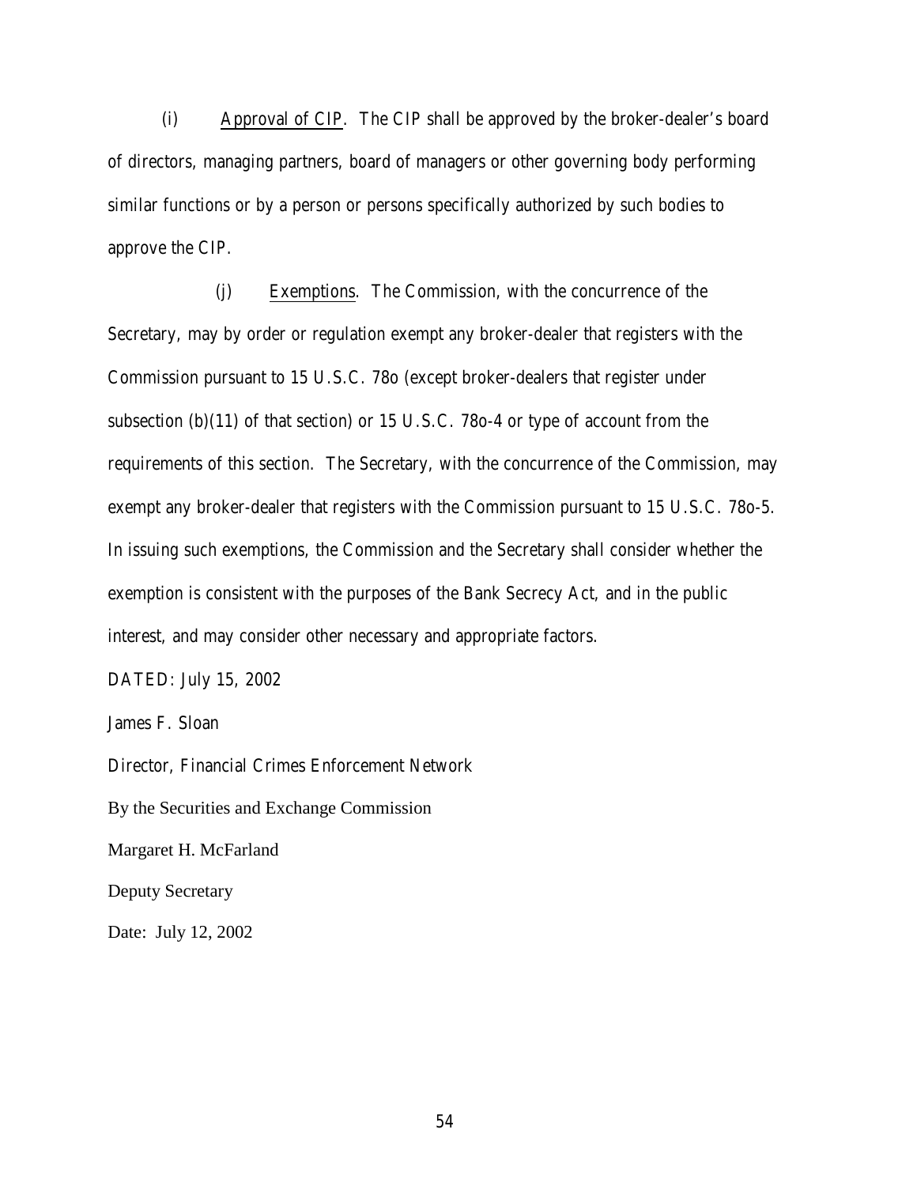(i) Approval of CIP. The CIP shall be approved by the broker-dealer's board of directors, managing partners, board of managers or other governing body performing similar functions or by a person or persons specifically authorized by such bodies to approve the CIP.

(j) Exemptions. The Commission, with the concurrence of the Secretary, may by order or regulation exempt any broker-dealer that registers with the Commission pursuant to 15 U.S.C. 78o (except broker-dealers that register under subsection (b)(11) of that section) or 15 U.S.C. 78o-4 or type of account from the requirements of this section. The Secretary, with the concurrence of the Commission, may exempt any broker-dealer that registers with the Commission pursuant to 15 U.S.C. 78o-5. In issuing such exemptions, the Commission and the Secretary shall consider whether the exemption is consistent with the purposes of the Bank Secrecy Act, and in the public interest, and may consider other necessary and appropriate factors.

DATED: July 15, 2002

James F. Sloan

Director, Financial Crimes Enforcement Network

By the Securities and Exchange Commission

Margaret H. McFarland

Deputy Secretary

Date: July 12, 2002